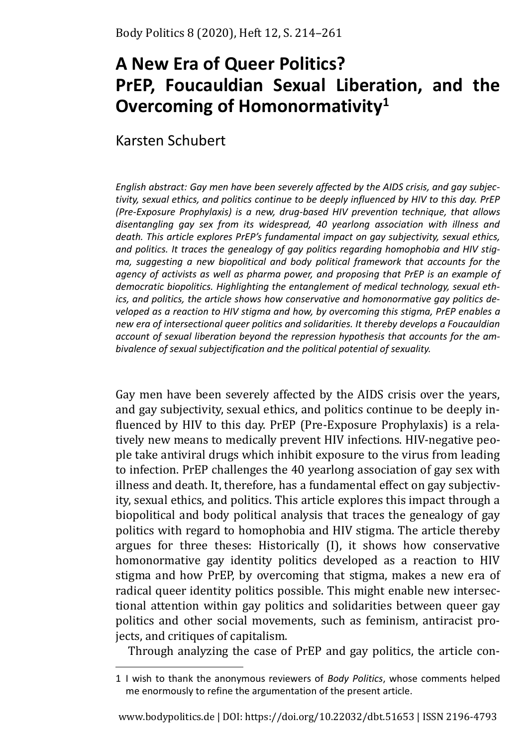# A New Era of Queer Politics? PrEP, Foucauldian Sexual Liberation, and the Overcoming of Homonormativity[1]

Karsten Schubert

*English abstract: Gay men have been severely affected by the AIDS crisis, and gay subjectivity, sexual ethics, and politics continue to be deeply influenced by HIV to this day. PrEP (Pre-Exposure Prophylaxis) is a new, drug-based HIV prevention technique, that allows disentangling gay sex from its widespread, 40 yearlong association with illness and death. This article explores PrEP's fundamental impact on gay subjectivity, sexual ethics, and politics. It traces the genealogy of gay politics regarding homophobia and HIV stigma, suggesting a new biopolitical and body political framework that accounts for the agency of activists as well as pharma power, and proposing that PrEP is an example of democratic biopolitics. Highlighting the entanglement of medical technology, sexual ethics, and politics, the article shows how conservative and homonormative gay politics developed as a reaction to HIV stigma and how, by overcoming this stigma, PrEP enables a new era of intersectional queer politics and solidarities. It thereby develops a Foucauldian account of sexual liberation beyond the repression hypothesis that accounts for the ambivalence of sexual subjectification and the political potential of sexuality.*

Gay men have been severely affected by the AIDS crisis over the years, and gay subjectivity, sexual ethics, and politics continue to be deeply influenced by HIV to this day. PrEP (Pre-Exposure Prophylaxis) is a relatively new means to medically prevent HIV infections. HIV-negative people take antiviral drugs which inhibit exposure to the virus from leading to infection. PrEP challenges the 40 yearlong association of gay sex with illness and death. It, therefore, has a fundamental effect on gay subjectivity, sexual ethics, and politics. This article explores this impact through a biopolitical and body political analysis that traces the genealogy of gay politics with regard to homophobia and HIV stigma. The article thereby argues for three theses: Historically (I), it shows how conservative homonormative gay identity politics developed as a reaction to HIV stigma and how PrEP, by overcoming that stigma, makes a new era of radical queer identity politics possible. This might enable new intersectional attention within gay politics and solidarities between queer gay politics and other social movements, such as feminism, antiracist projects, and critiques of capitalism.

Through analyzing the case of PrEP and gay politics, the article con-

---

1 I wish to thank the anonymous reviewers of *Body Politics*, whose comments helped me enormously to refine the argumentation of the present article.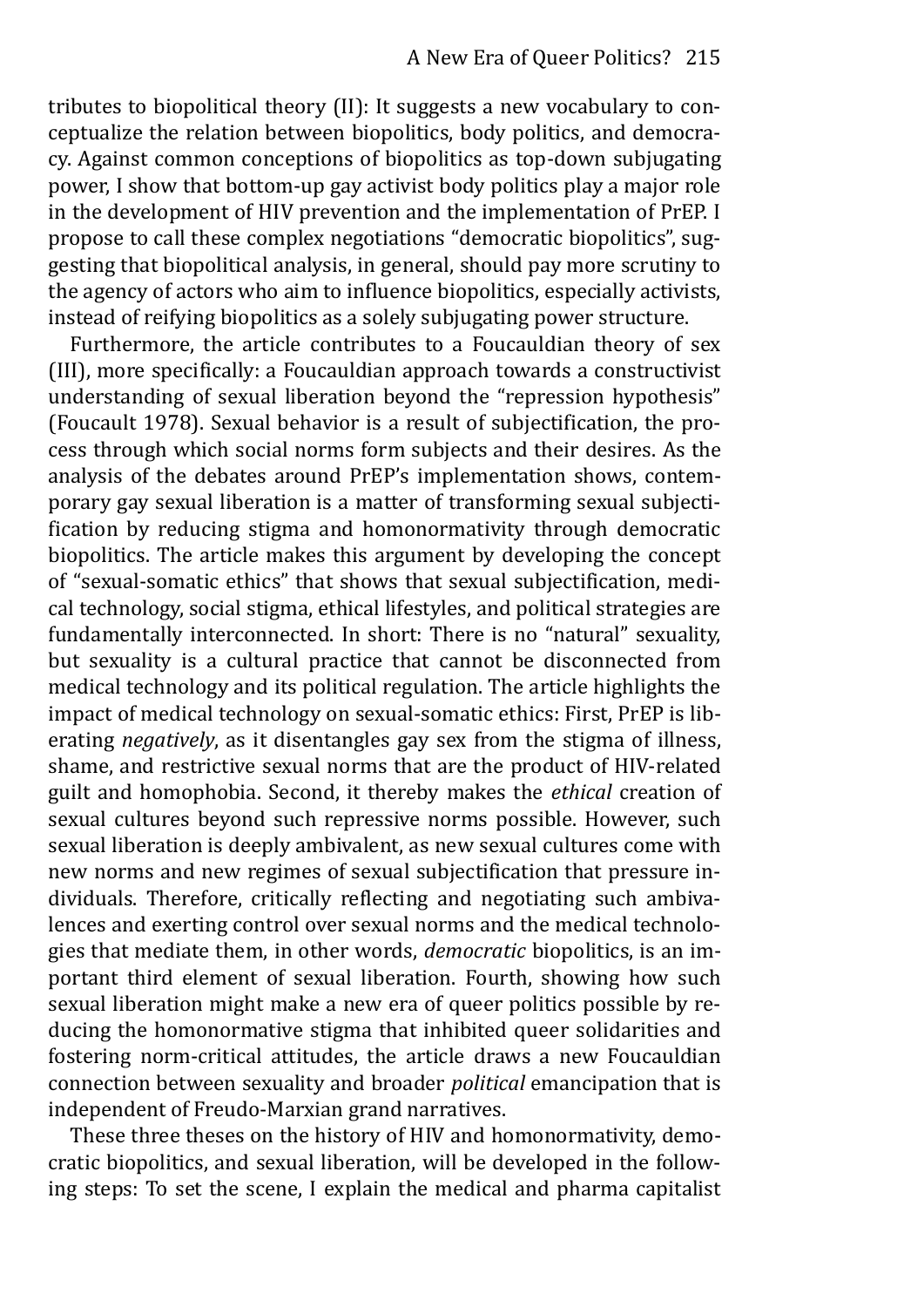tributes to biopolitical theory (II): It suggests a new vocabulary to conceptualize the relation between biopolitics, body politics, and democracy. Against common conceptions of biopolitics as top-down subjugating power, I show that bottom-up gay activist body politics play a major role in the development of HIV prevention and the implementation of PrEP. I propose to call these complex negotiations "democratic biopolitics", suggesting that biopolitical analysis, in general, should pay more scrutiny to the agency of actors who aim to influence biopolitics, especially activists, instead of reifying biopolitics as a solely subjugating power structure.

Furthermore, the article contributes to a Foucauldian theory of sex (III), more specifically: a Foucauldian approach towards a constructivist understanding of sexual liberation beyond the "repression hypothesis" (Foucault 1978). Sexual behavior is a result of subjectification, the process through which social norms form subjects and their desires. As the analysis of the debates around PrEP's implementation shows, contemporary gay sexual liberation is a matter of transforming sexual subjectification by reducing stigma and homonormativity through democratic biopolitics. The article makes this argument by developing the concept of "sexual-somatic ethics" that shows that sexual subjectification, medical technology, social stigma, ethical lifestyles, and political strategies are fundamentally interconnected. In short: There is no "natural" sexuality, but sexuality is a cultural practice that cannot be disconnected from medical technology and its political regulation. The article highlights the impact of medical technology on sexual-somatic ethics: First, PrEP is liberating *negatively*, as it disentangles gay sex from the stigma of illness, shame, and restrictive sexual norms that are the product of HIV-related guilt and homophobia. Second, it thereby makes the *ethical* creation of sexual cultures beyond such repressive norms possible. However, such sexual liberation is deeply ambivalent, as new sexual cultures come with new norms and new regimes of sexual subjectification that pressure individuals. Therefore, critically reflecting and negotiating such ambivalences and exerting control over sexual norms and the medical technologies that mediate them, in other words, *democratic* biopolitics, is an important third element of sexual liberation. Fourth, showing how such sexual liberation might make a new era of queer politics possible by reducing the homonormative stigma that inhibited queer solidarities and fostering norm-critical attitudes, the article draws a new Foucauldian connection between sexuality and broader *political* emancipation that is independent of Freudo-Marxian grand narratives.

These three theses on the history of HIV and homonormativity, democratic biopolitics, and sexual liberation, will be developed in the following steps: To set the scene, I explain the medical and pharma capitalist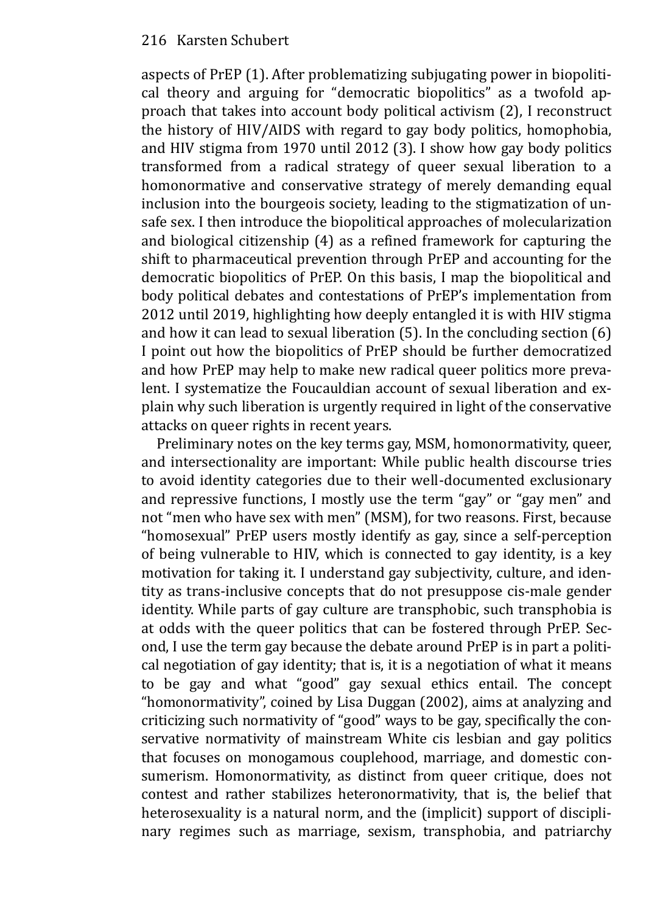aspects of PrEP (1). After problematizing subjugating power in biopolitical theory and arguing for "democratic biopolitics" as a twofold approach that takes into account body political activism (2), I reconstruct the history of HIV/AIDS with regard to gay body politics, homophobia, and HIV stigma from 1970 until 2012 (3). I show how gay body politics transformed from a radical strategy of queer sexual liberation to a homonormative and conservative strategy of merely demanding equal inclusion into the bourgeois society, leading to the stigmatization of unsafe sex. I then introduce the biopolitical approaches of molecularization and biological citizenship (4) as a refined framework for capturing the shift to pharmaceutical prevention through PrEP and accounting for the democratic biopolitics of PrEP. On this basis, I map the biopolitical and body political debates and contestations of PrEP's implementation from 2012 until 2019, highlighting how deeply entangled it is with HIV stigma and how it can lead to sexual liberation (5). In the concluding section (6) I point out how the biopolitics of PrEP should be further democratized and how PrEP may help to make new radical queer politics more prevalent. I systematize the Foucauldian account of sexual liberation and explain why such liberation is urgently required in light of the conservative attacks on queer rights in recent years.

Preliminary notes on the key terms gay, MSM, homonormativity, queer, and intersectionality are important: While public health discourse tries to avoid identity categories due to their well-documented exclusionary and repressive functions, I mostly use the term "gay" or "gay men" and not "men who have sex with men" (MSM), for two reasons. First, because "homosexual" PrEP users mostly identify as gay, since a self-perception of being vulnerable to HIV, which is connected to gay identity, is a key motivation for taking it. I understand gay subjectivity, culture, and identity as trans-inclusive concepts that do not presuppose cis-male gender identity. While parts of gay culture are transphobic, such transphobia is at odds with the queer politics that can be fostered through PrEP. Second, I use the term gay because the debate around PrEP is in part a political negotiation of gay identity; that is, it is a negotiation of what it means to be gay and what "good" gay sexual ethics entail. The concept "homonormativity", coined by Lisa Duggan (2002), aims at analyzing and criticizing such normativity of "good" ways to be gay, specifically the conservative normativity of mainstream White cis lesbian and gay politics that focuses on monogamous couplehood, marriage, and domestic consumerism. Homonormativity, as distinct from queer critique, does not contest and rather stabilizes heteronormativity, that is, the belief that heterosexuality is a natural norm, and the (implicit) support of disciplinary regimes such as marriage, sexism, transphobia, and patriarchy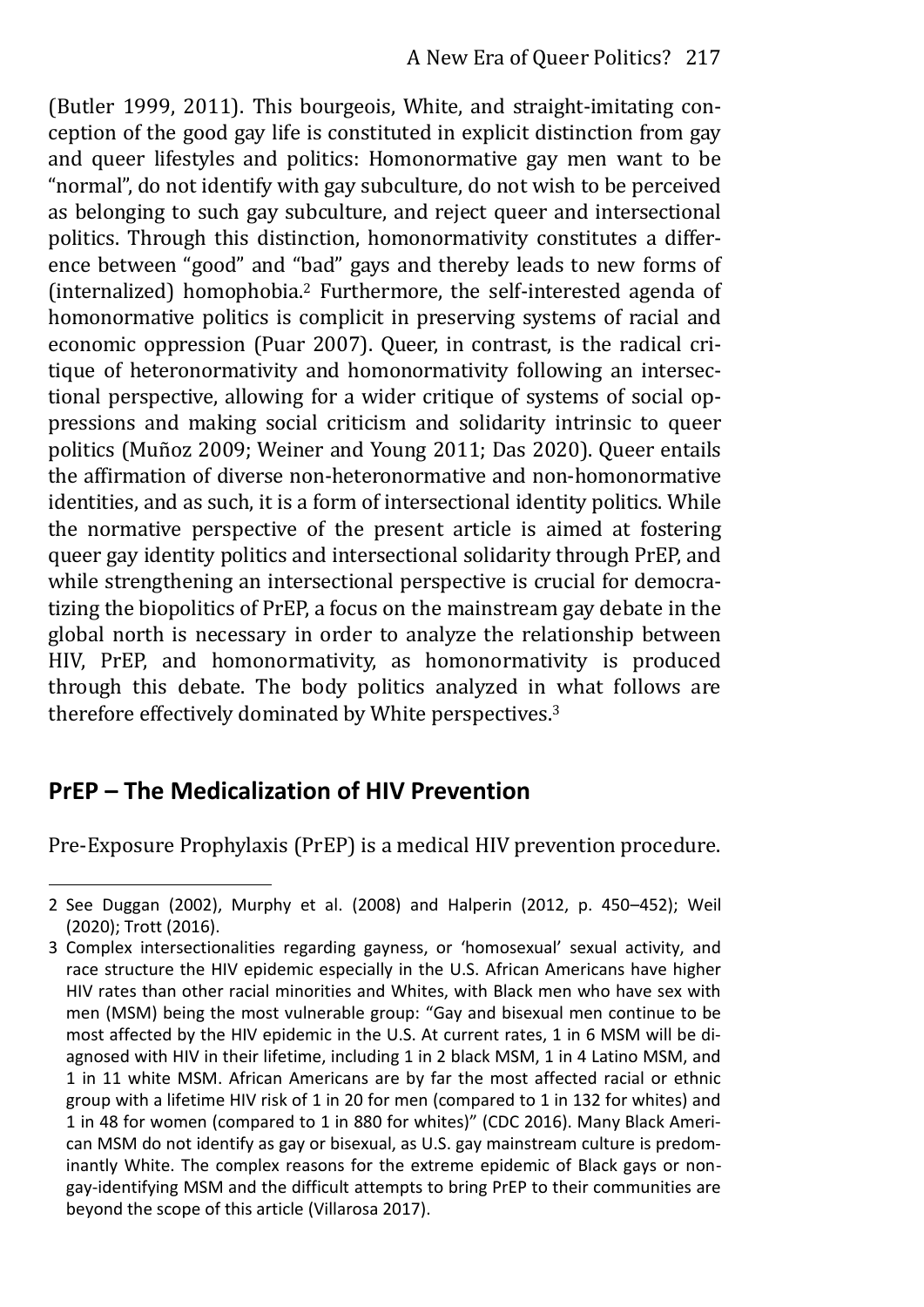(Butler 1999, 2011). This bourgeois, White, and straight-imitating conception of the good gay life is constituted in explicit distinction from gay and queer lifestyles and politics: Homonormative gay men want to be "normal", do not identify with gay subculture, do not wish to be perceived as belonging to such gay subculture, and reject queer and intersectional politics. Through this distinction, homonormativity constitutes a difference between "good" and "bad" gays and thereby leads to new forms of (internalized) homophobia.[2] Furthermore, the self-interested agenda of homonormative politics is complicit in preserving systems of racial and economic oppression (Puar 2007). Queer, in contrast, is the radical critique of heteronormativity and homonormativity following an intersectional perspective, allowing for a wider critique of systems of social oppressions and making social criticism and solidarity intrinsic to queer politics (Muñoz 2009; Weiner and Young 2011; Das 2020). Queer entails the affirmation of diverse non-heteronormative and non-homonormative identities, and as such, it is a form of intersectional identity politics. While the normative perspective of the present article is aimed at fostering queer gay identity politics and intersectional solidarity through PrEP, and while strengthening an intersectional perspective is crucial for democratizing the biopolitics of PrEP, a focus on the mainstream gay debate in the global north is necessary in order to analyze the relationship between HIV, PrEP, and homonormativity, as homonormativity is produced through this debate. The body politics analyzed in what follows are therefore effectively dominated by White perspectives.[3]

## PrEP – The Medicalization of HIV Prevention

Pre-Exposure Prophylaxis (PrEP) is a medical HIV prevention procedure.

---

2 See Duggan (2002), Murphy et al. (2008) and Halperin (2012, p. 450–452); Weil (2020); Trott (2016).

3 Complex intersectionalities regarding gayness, or 'homosexual' sexual activity, and race structure the HIV epidemic especially in the U.S. African Americans have higher HIV rates than other racial minorities and Whites, with Black men who have sex with men (MSM) being the most vulnerable group: "Gay and bisexual men continue to be most affected by the HIV epidemic in the U.S. At current rates, 1 in 6 MSM will be diagnosed with HIV in their lifetime, including 1 in 2 black MSM, 1 in 4 Latino MSM, and 1 in 11 white MSM. African Americans are by far the most affected racial or ethnic group with a lifetime HIV risk of 1 in 20 for men (compared to 1 in 132 for whites) and 1 in 48 for women (compared to 1 in 880 for whites)" (CDC 2016). Many Black American MSM do not identify as gay or bisexual, as U.S. gay mainstream culture is predominantly White. The complex reasons for the extreme epidemic of Black gays or non-gay-identifying MSM and the difficult attempts to bring PrEP to their communities are beyond the scope of this article (Villarosa 2017).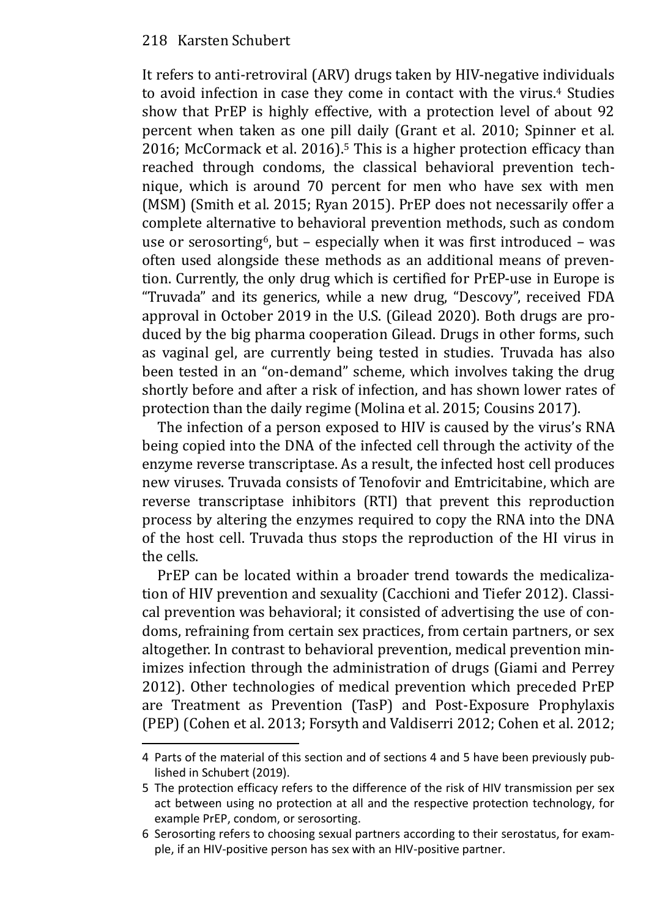It refers to anti-retroviral (ARV) drugs taken by HIV-negative individuals to avoid infection in case they come in contact with the virus.[4] Studies show that PrEP is highly effective, with a protection level of about 92 percent when taken as one pill daily (Grant et al. 2010; Spinner et al. 2016; McCormack et al. 2016).[5] This is a higher protection efficacy than reached through condoms, the classical behavioral prevention technique, which is around 70 percent for men who have sex with men (MSM) (Smith et al. 2015; Ryan 2015). PrEP does not necessarily offer a complete alternative to behavioral prevention methods, such as condom use or serosorting[6], but – especially when it was first introduced – was often used alongside these methods as an additional means of prevention. Currently, the only drug which is certified for PrEP-use in Europe is "Truvada" and its generics, while a new drug, "Descovy", received FDA approval in October 2019 in the U.S. (Gilead 2020). Both drugs are produced by the big pharma cooperation Gilead. Drugs in other forms, such as vaginal gel, are currently being tested in studies. Truvada has also been tested in an "on-demand" scheme, which involves taking the drug shortly before and after a risk of infection, and has shown lower rates of protection than the daily regime (Molina et al. 2015; Cousins 2017).

The infection of a person exposed to HIV is caused by the virus's RNA being copied into the DNA of the infected cell through the activity of the enzyme reverse transcriptase. As a result, the infected host cell produces new viruses. Truvada consists of Tenofovir and Emtricitabine, which are reverse transcriptase inhibitors (RTI) that prevent this reproduction process by altering the enzymes required to copy the RNA into the DNA of the host cell. Truvada thus stops the reproduction of the HI virus in the cells.

PrEP can be located within a broader trend towards the medicalization of HIV prevention and sexuality (Cacchioni and Tiefer 2012). Classical prevention was behavioral; it consisted of advertising the use of condoms, refraining from certain sex practices, from certain partners, or sex altogether. In contrast to behavioral prevention, medical prevention minimizes infection through the administration of drugs (Giami and Perrey 2012). Other technologies of medical prevention which preceded PrEP are Treatment as Prevention (TasP) and Post-Exposure Prophylaxis (PEP) (Cohen et al. 2013; Forsyth and Valdiserri 2012; Cohen et al. 2012;

---

4 Parts of the material of this section and of sections 4 and 5 have been previously published in Schubert (2019).

5 The protection efficacy refers to the difference of the risk of HIV transmission per sex act between using no protection at all and the respective protection technology, for example PrEP, condom, or serosorting.

6 Serosorting refers to choosing sexual partners according to their serostatus, for example, if an HIV-positive person has sex with an HIV-positive partner.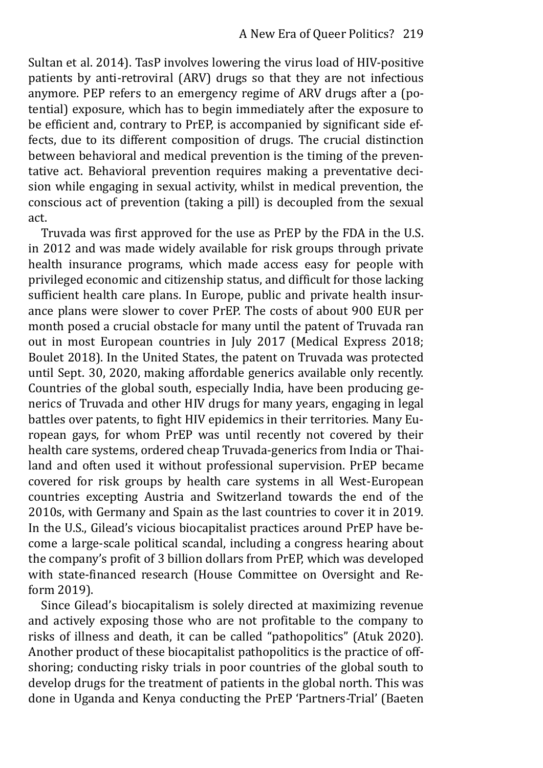Sultan et al. 2014). TasP involves lowering the virus load of HIV-positive patients by anti-retroviral (ARV) drugs so that they are not infectious anymore. PEP refers to an emergency regime of ARV drugs after a (potential) exposure, which has to begin immediately after the exposure to be efficient and, contrary to PrEP, is accompanied by significant side effects, due to its different composition of drugs. The crucial distinction between behavioral and medical prevention is the timing of the preventative act. Behavioral prevention requires making a preventative decision while engaging in sexual activity, whilst in medical prevention, the conscious act of prevention (taking a pill) is decoupled from the sexual act.

Truvada was first approved for the use as PrEP by the FDA in the U.S. in 2012 and was made widely available for risk groups through private health insurance programs, which made access easy for people with privileged economic and citizenship status, and difficult for those lacking sufficient health care plans. In Europe, public and private health insurance plans were slower to cover PrEP. The costs of about 900 EUR per month posed a crucial obstacle for many until the patent of Truvada ran out in most European countries in July 2017 (Medical Express 2018; Boulet 2018). In the United States, the patent on Truvada was protected until Sept. 30, 2020, making affordable generics available only recently. Countries of the global south, especially India, have been producing generics of Truvada and other HIV drugs for many years, engaging in legal battles over patents, to fight HIV epidemics in their territories. Many European gays, for whom PrEP was until recently not covered by their health care systems, ordered cheap Truvada-generics from India or Thailand and often used it without professional supervision. PrEP became covered for risk groups by health care systems in all West-European countries excepting Austria and Switzerland towards the end of the 2010s, with Germany and Spain as the last countries to cover it in 2019. In the U.S., Gilead's vicious biocapitalist practices around PrEP have become a large-scale political scandal, including a congress hearing about the company's profit of 3 billion dollars from PrEP, which was developed with state-financed research (House Committee on Oversight and Reform 2019).

Since Gilead's biocapitalism is solely directed at maximizing revenue and actively exposing those who are not profitable to the company to risks of illness and death, it can be called "pathopolitics" (Atuk 2020). Another product of these biocapitalist pathopolitics is the practice of offshoring; conducting risky trials in poor countries of the global south to develop drugs for the treatment of patients in the global north. This was done in Uganda and Kenya conducting the PrEP 'Partners-Trial' (Baeten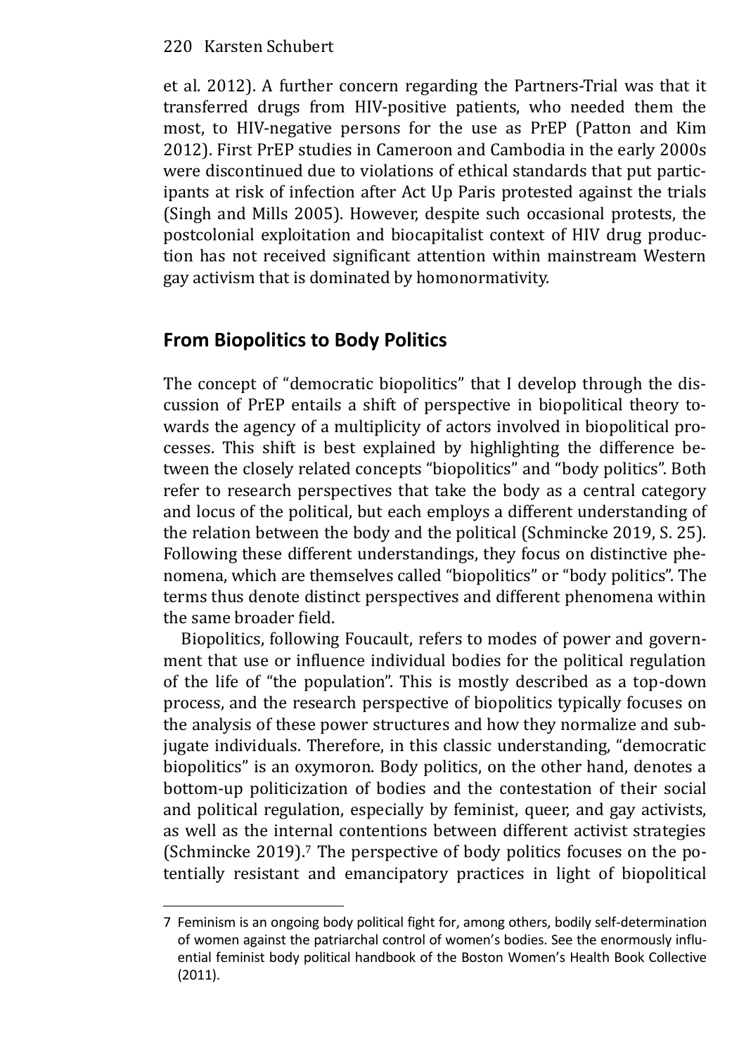et al. 2012). A further concern regarding the Partners-Trial was that it transferred drugs from HIV-positive patients, who needed them the most, to HIV-negative persons for the use as PrEP (Patton and Kim 2012). First PrEP studies in Cameroon and Cambodia in the early 2000s were discontinued due to violations of ethical standards that put participants at risk of infection after Act Up Paris protested against the trials (Singh and Mills 2005). However, despite such occasional protests, the postcolonial exploitation and biocapitalist context of HIV drug production has not received significant attention within mainstream Western gay activism that is dominated by homonormativity.

## From Biopolitics to Body Politics

The concept of "democratic biopolitics" that I develop through the discussion of PrEP entails a shift of perspective in biopolitical theory towards the agency of a multiplicity of actors involved in biopolitical processes. This shift is best explained by highlighting the difference between the closely related concepts "biopolitics" and "body politics". Both refer to research perspectives that take the body as a central category and locus of the political, but each employs a different understanding of the relation between the body and the political (Schmincke 2019, S. 25). Following these different understandings, they focus on distinctive phenomena, which are themselves called "biopolitics" or "body politics". The terms thus denote distinct perspectives and different phenomena within the same broader field.

Biopolitics, following Foucault, refers to modes of power and government that use or influence individual bodies for the political regulation of the life of "the population". This is mostly described as a top-down process, and the research perspective of biopolitics typically focuses on the analysis of these power structures and how they normalize and subjugate individuals. Therefore, in this classic understanding, "democratic biopolitics" is an oxymoron. Body politics, on the other hand, denotes a bottom-up politicization of bodies and the contestation of their social and political regulation, especially by feminist, queer, and gay activists, as well as the internal contentions between different activist strategies (Schmincke 2019).[7] The perspective of body politics focuses on the potentially resistant and emancipatory practices in light of biopolitical

---

7 Feminism is an ongoing body political fight for, among others, bodily self-determination of women against the patriarchal control of women's bodies. See the enormously influential feminist body political handbook of the Boston Women's Health Book Collective (2011).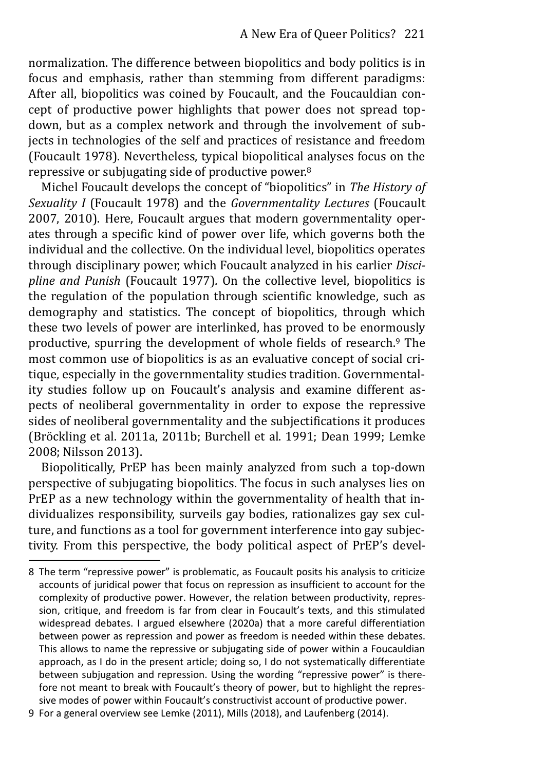normalization. The difference between biopolitics and body politics is in focus and emphasis, rather than stemming from different paradigms: After all, biopolitics was coined by Foucault, and the Foucauldian concept of productive power highlights that power does not spread top-down, but as a complex network and through the involvement of subjects in technologies of the self and practices of resistance and freedom (Foucault 1978). Nevertheless, typical biopolitical analyses focus on the repressive or subjugating side of productive power.[8]

Michel Foucault develops the concept of "biopolitics" in *The History of Sexuality I* (Foucault 1978) and the *Governmentality Lectures* (Foucault 2007, 2010). Here, Foucault argues that modern governmentality operates through a specific kind of power over life, which governs both the individual and the collective. On the individual level, biopolitics operates through disciplinary power, which Foucault analyzed in his earlier *Discipline and Punish* (Foucault 1977). On the collective level, biopolitics is the regulation of the population through scientific knowledge, such as demography and statistics. The concept of biopolitics, through which these two levels of power are interlinked, has proved to be enormously productive, spurring the development of whole fields of research.[9] The most common use of biopolitics is as an evaluative concept of social critique, especially in the governmentality studies tradition. Governmentality studies follow up on Foucault's analysis and examine different aspects of neoliberal governmentality in order to expose the repressive sides of neoliberal governmentality and the subjectifications it produces (Bröckling et al. 2011a, 2011b; Burchell et al. 1991; Dean 1999; Lemke 2008; Nilsson 2013).

Biopolitically, PrEP has been mainly analyzed from such a top-down perspective of subjugating biopolitics. The focus in such analyses lies on PrEP as a new technology within the governmentality of health that individualizes responsibility, surveils gay bodies, rationalizes gay sex culture, and functions as a tool for government interference into gay subjectivity. From this perspective, the body political aspect of PrEP's devel-

---

8 The term "repressive power" is problematic, as Foucault posits his analysis to criticize accounts of juridical power that focus on repression as insufficient to account for the complexity of productive power. However, the relation between productivity, repression, critique, and freedom is far from clear in Foucault's texts, and this stimulated widespread debates. I argued elsewhere (2020a) that a more careful differentiation between power as repression and power as freedom is needed within these debates. This allows to name the repressive or subjugating side of power within a Foucauldian approach, as I do in the present article; doing so, I do not systematically differentiate between subjugation and repression. Using the wording "repressive power" is therefore not meant to break with Foucault's theory of power, but to highlight the repressive modes of power within Foucault's constructivist account of productive power.

9 For a general overview see Lemke (2011), Mills (2018), and Laufenberg (2014).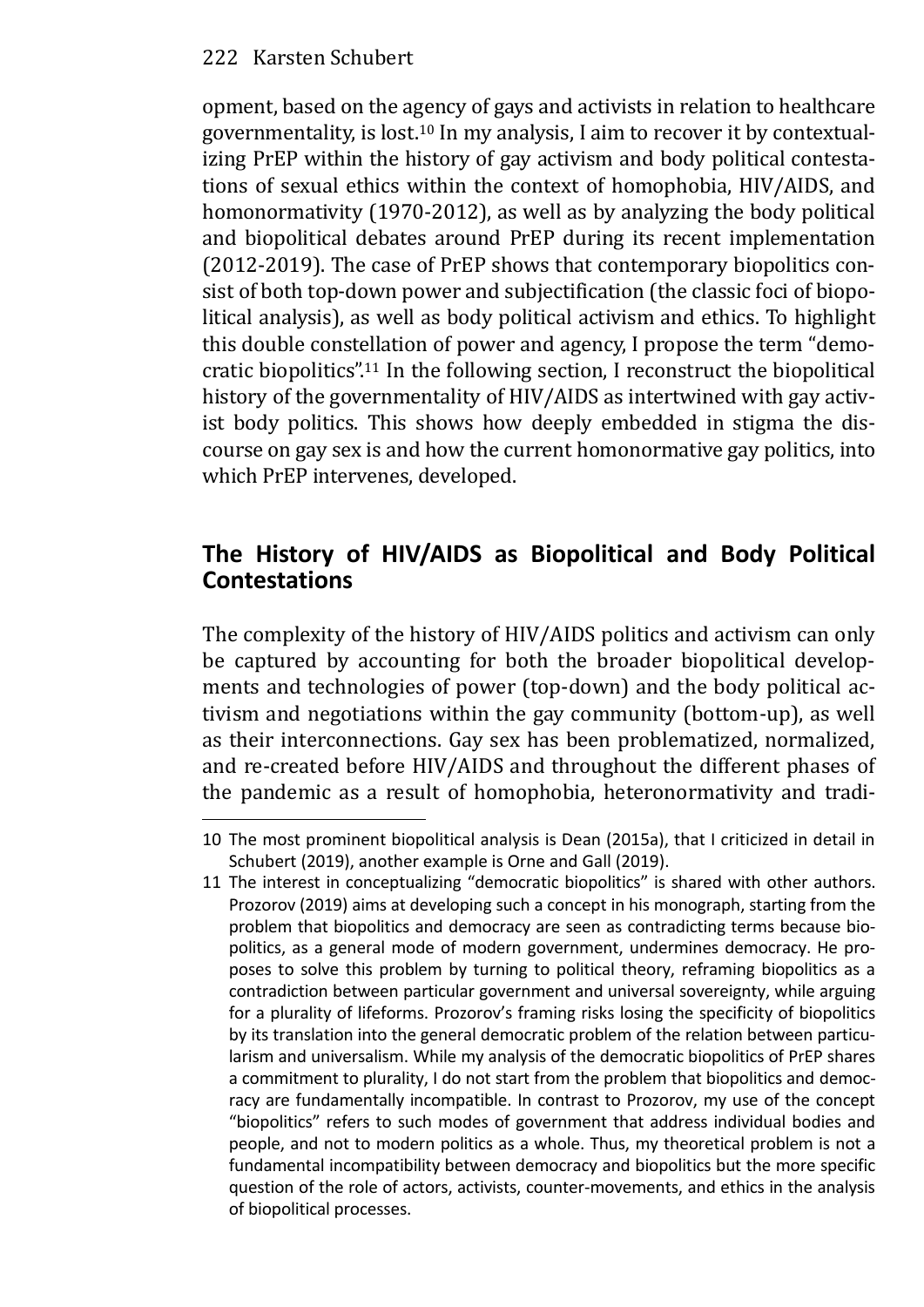opment, based on the agency of gays and activists in relation to healthcare governmentality, is lost.[10] In my analysis, I aim to recover it by contextualizing PrEP within the history of gay activism and body political contestations of sexual ethics within the context of homophobia, HIV/AIDS, and homonormativity (1970-2012), as well as by analyzing the body political and biopolitical debates around PrEP during its recent implementation (2012-2019). The case of PrEP shows that contemporary biopolitics consist of both top-down power and subjectification (the classic foci of biopolitical analysis), as well as body political activism and ethics. To highlight this double constellation of power and agency, I propose the term "democratic biopolitics".[11] In the following section, I reconstruct the biopolitical history of the governmentality of HIV/AIDS as intertwined with gay activist body politics. This shows how deeply embedded in stigma the discourse on gay sex is and how the current homonormative gay politics, into which PrEP intervenes, developed.

## The History of HIV/AIDS as Biopolitical and Body Political Contestations

The complexity of the history of HIV/AIDS politics and activism can only be captured by accounting for both the broader biopolitical developments and technologies of power (top-down) and the body political activism and negotiations within the gay community (bottom-up), as well as their interconnections. Gay sex has been problematized, normalized, and re-created before HIV/AIDS and throughout the different phases of the pandemic as a result of homophobia, heteronormativity and tradi-

---

10 The most prominent biopolitical analysis is Dean (2015a), that I criticized in detail in Schubert (2019), another example is Orne and Gall (2019).

11 The interest in conceptualizing "democratic biopolitics" is shared with other authors. Prozorov (2019) aims at developing such a concept in his monograph, starting from the problem that biopolitics and democracy are seen as contradicting terms because biopolitics, as a general mode of modern government, undermines democracy. He proposes to solve this problem by turning to political theory, reframing biopolitics as a contradiction between particular government and universal sovereignty, while arguing for a plurality of lifeforms. Prozorov's framing risks losing the specificity of biopolitics by its translation into the general democratic problem of the relation between particularism and universalism. While my analysis of the democratic biopolitics of PrEP shares a commitment to plurality, I do not start from the problem that biopolitics and democracy are fundamentally incompatible. In contrast to Prozorov, my use of the concept "biopolitics" refers to such modes of government that address individual bodies and people, and not to modern politics as a whole. Thus, my theoretical problem is not a fundamental incompatibility between democracy and biopolitics but the more specific question of the role of actors, activists, counter-movements, and ethics in the analysis of biopolitical processes.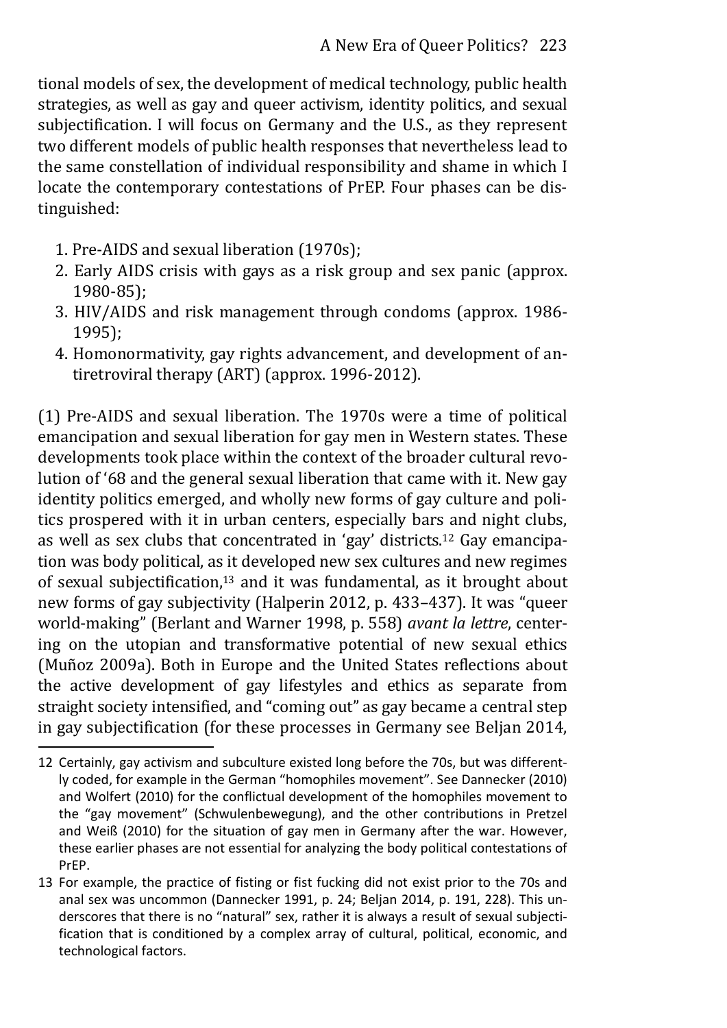tional models of sex, the development of medical technology, public health strategies, as well as gay and queer activism, identity politics, and sexual subjectification. I will focus on Germany and the U.S., as they represent two different models of public health responses that nevertheless lead to the same constellation of individual responsibility and shame in which I locate the contemporary contestations of PrEP. Four phases can be distinguished:

1. Pre-AIDS and sexual liberation (1970s);
2. Early AIDS crisis with gays as a risk group and sex panic (approx. 1980-85);
3. HIV/AIDS and risk management through condoms (approx. 1986-1995);
4. Homonormativity, gay rights advancement, and development of antiretroviral therapy (ART) (approx. 1996-2012).

(1) Pre-AIDS and sexual liberation. The 1970s were a time of political emancipation and sexual liberation for gay men in Western states. These developments took place within the context of the broader cultural revolution of '68 and the general sexual liberation that came with it. New gay identity politics emerged, and wholly new forms of gay culture and politics prospered with it in urban centers, especially bars and night clubs, as well as sex clubs that concentrated in 'gay' districts.[12] Gay emancipation was body political, as it developed new sex cultures and new regimes of sexual subjectification,[13] and it was fundamental, as it brought about new forms of gay subjectivity (Halperin 2012, p. 433–437). It was "queer world-making" (Berlant and Warner 1998, p. 558) *avant la lettre*, centering on the utopian and transformative potential of new sexual ethics (Muñoz 2009a). Both in Europe and the United States reflections about the active development of gay lifestyles and ethics as separate from straight society intensified, and "coming out" as gay became a central step in gay subjectification (for these processes in Germany see Beljan 2014,

---

12 Certainly, gay activism and subculture existed long before the 70s, but was differently coded, for example in the German "homophiles movement". See Dannecker (2010) and Wolfert (2010) for the conflictual development of the homophiles movement to the "gay movement" (Schwulenbewegung), and the other contributions in Pretzel and Weiß (2010) for the situation of gay men in Germany after the war. However, these earlier phases are not essential for analyzing the body political contestations of PrEP.

13 For example, the practice of fisting or fist fucking did not exist prior to the 70s and anal sex was uncommon (Dannecker 1991, p. 24; Beljan 2014, p. 191, 228). This underscores that there is no "natural" sex, rather it is always a result of sexual subjectification that is conditioned by a complex array of cultural, political, economic, and technological factors.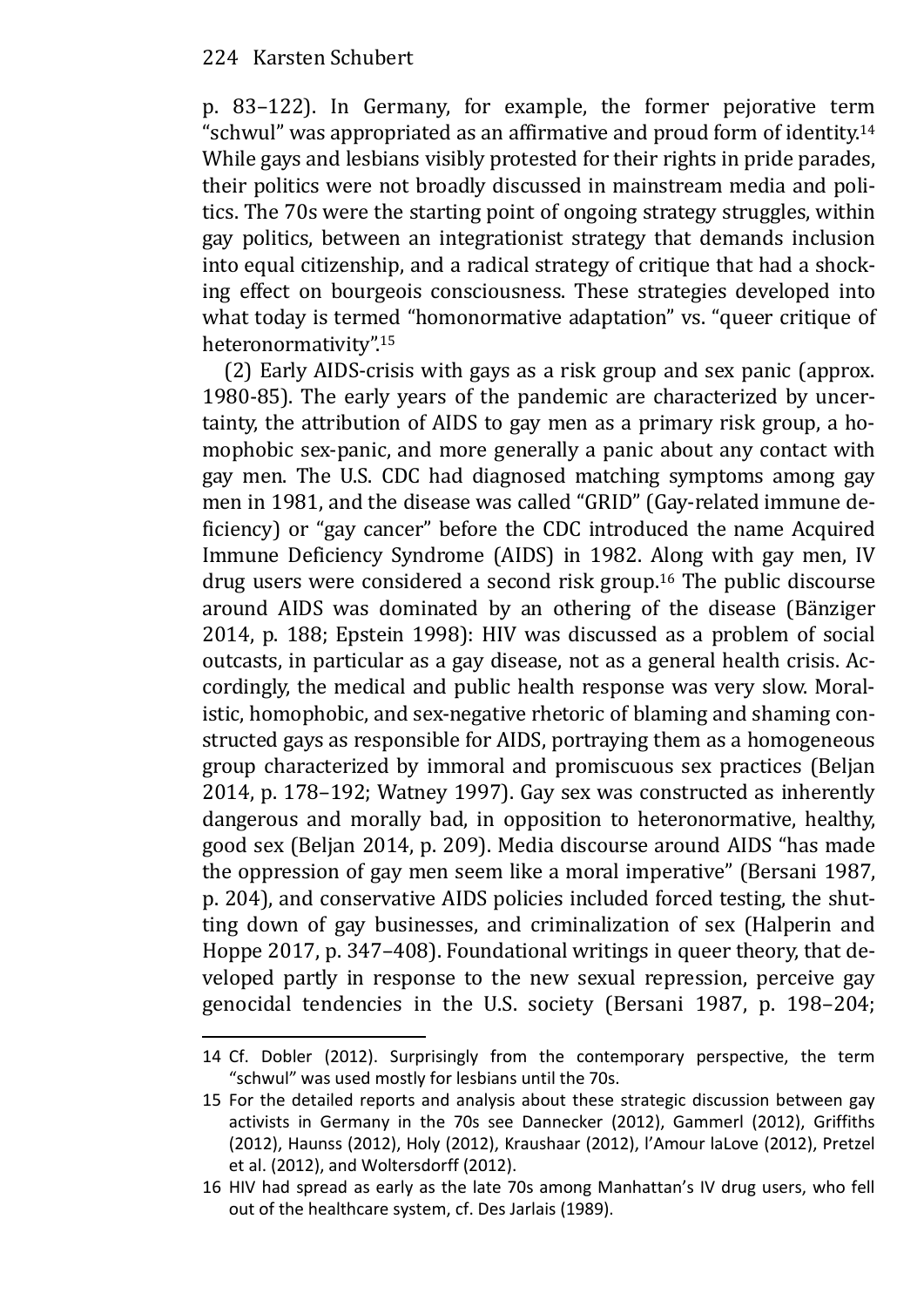p. 83–122). In Germany, for example, the former pejorative term "schwul" was appropriated as an affirmative and proud form of identity.[14] While gays and lesbians visibly protested for their rights in pride parades, their politics were not broadly discussed in mainstream media and politics. The 70s were the starting point of ongoing strategy struggles, within gay politics, between an integrationist strategy that demands inclusion into equal citizenship, and a radical strategy of critique that had a shocking effect on bourgeois consciousness. These strategies developed into what today is termed "homonormative adaptation" vs. "queer critique of heteronormativity".[15]

(2) Early AIDS-crisis with gays as a risk group and sex panic (approx. 1980-85). The early years of the pandemic are characterized by uncertainty, the attribution of AIDS to gay men as a primary risk group, a homophobic sex-panic, and more generally a panic about any contact with gay men. The U.S. CDC had diagnosed matching symptoms among gay men in 1981, and the disease was called "GRID" (Gay-related immune deficiency) or "gay cancer" before the CDC introduced the name Acquired Immune Deficiency Syndrome (AIDS) in 1982. Along with gay men, IV drug users were considered a second risk group.[16] The public discourse around AIDS was dominated by an othering of the disease (Bänziger 2014, p. 188; Epstein 1998): HIV was discussed as a problem of social outcasts, in particular as a gay disease, not as a general health crisis. Accordingly, the medical and public health response was very slow. Moralistic, homophobic, and sex-negative rhetoric of blaming and shaming constructed gays as responsible for AIDS, portraying them as a homogeneous group characterized by immoral and promiscuous sex practices (Beljan 2014, p. 178–192; Watney 1997). Gay sex was constructed as inherently dangerous and morally bad, in opposition to heteronormative, healthy, good sex (Beljan 2014, p. 209). Media discourse around AIDS "has made the oppression of gay men seem like a moral imperative" (Bersani 1987, p. 204), and conservative AIDS policies included forced testing, the shutting down of gay businesses, and criminalization of sex (Halperin and Hoppe 2017, p. 347–408). Foundational writings in queer theory, that developed partly in response to the new sexual repression, perceive gay genocidal tendencies in the U.S. society (Bersani 1987, p. 198–204;

---

14 Cf. Dobler (2012). Surprisingly from the contemporary perspective, the term "schwul" was used mostly for lesbians until the 70s.

15 For the detailed reports and analysis about these strategic discussion between gay activists in Germany in the 70s see Dannecker (2012), Gammerl (2012), Griffiths (2012), Haunss (2012), Holy (2012), Kraushaar (2012), l'Amour laLove (2012), Pretzel et al. (2012), and Woltersdorff (2012).

16 HIV had spread as early as the late 70s among Manhattan's IV drug users, who fell out of the healthcare system, cf. Des Jarlais (1989).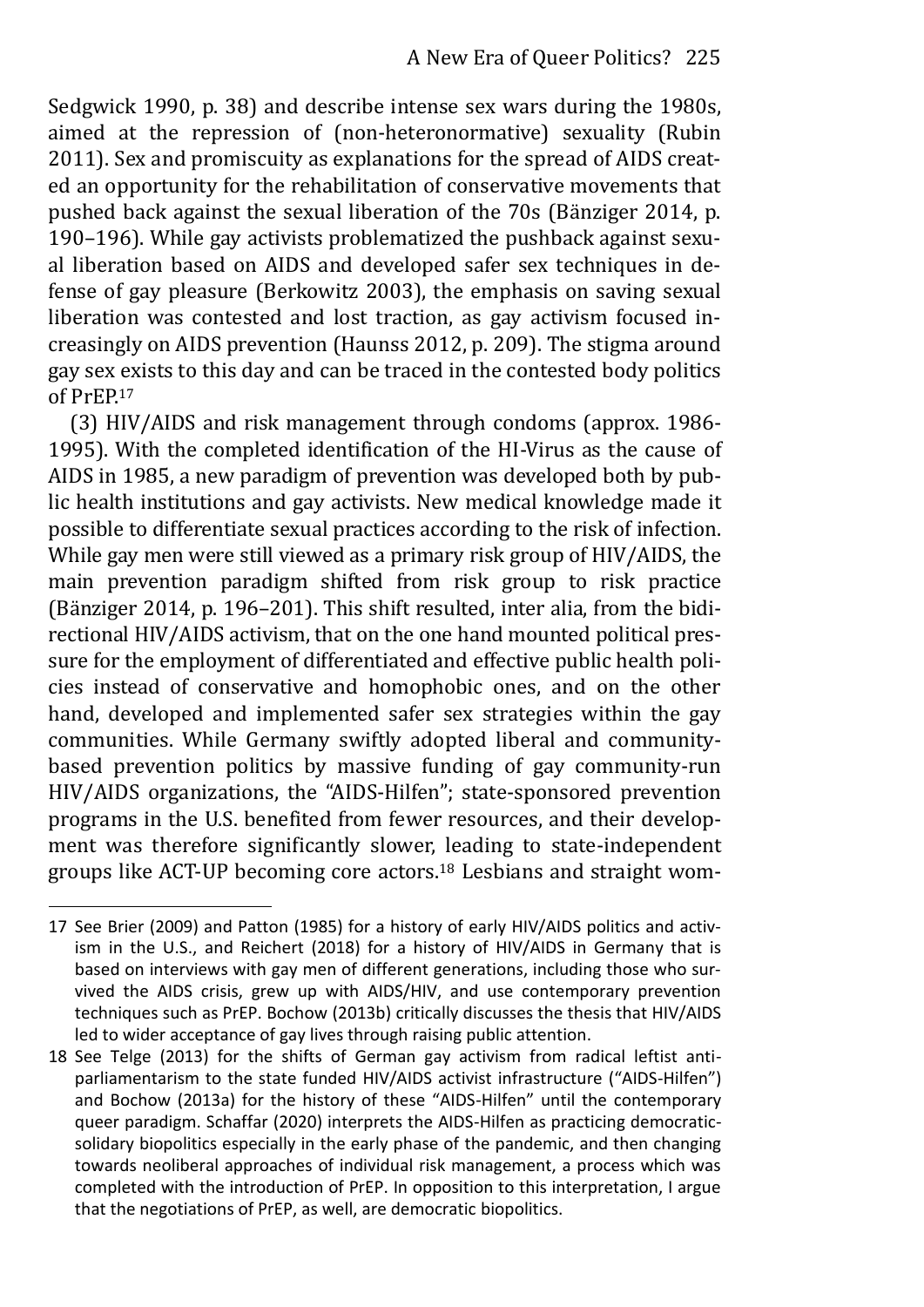Sedgwick 1990, p. 38) and describe intense sex wars during the 1980s, aimed at the repression of (non-heteronormative) sexuality (Rubin 2011). Sex and promiscuity as explanations for the spread of AIDS created an opportunity for the rehabilitation of conservative movements that pushed back against the sexual liberation of the 70s (Bänziger 2014, p. 190–196). While gay activists problematized the pushback against sexual liberation based on AIDS and developed safer sex techniques in defense of gay pleasure (Berkowitz 2003), the emphasis on saving sexual liberation was contested and lost traction, as gay activism focused increasingly on AIDS prevention (Haunss 2012, p. 209). The stigma around gay sex exists to this day and can be traced in the contested body politics of PrEP.[17]

(3) HIV/AIDS and risk management through condoms (approx. 1986-1995). With the completed identification of the HI-Virus as the cause of AIDS in 1985, a new paradigm of prevention was developed both by public health institutions and gay activists. New medical knowledge made it possible to differentiate sexual practices according to the risk of infection. While gay men were still viewed as a primary risk group of HIV/AIDS, the main prevention paradigm shifted from risk group to risk practice (Bänziger 2014, p. 196–201). This shift resulted, inter alia, from the bidirectional HIV/AIDS activism, that on the one hand mounted political pressure for the employment of differentiated and effective public health policies instead of conservative and homophobic ones, and on the other hand, developed and implemented safer sex strategies within the gay communities. While Germany swiftly adopted liberal and community-based prevention politics by massive funding of gay community-run HIV/AIDS organizations, the "AIDS-Hilfen"; state-sponsored prevention programs in the U.S. benefited from fewer resources, and their development was therefore significantly slower, leading to state-independent groups like ACT-UP becoming core actors.[18] Lesbians and straight wom-

---

17 See Brier (2009) and Patton (1985) for a history of early HIV/AIDS politics and activism in the U.S., and Reichert (2018) for a history of HIV/AIDS in Germany that is based on interviews with gay men of different generations, including those who survived the AIDS crisis, grew up with AIDS/HIV, and use contemporary prevention techniques such as PrEP. Bochow (2013b) critically discusses the thesis that HIV/AIDS led to wider acceptance of gay lives through raising public attention.

18 See Telge (2013) for the shifts of German gay activism from radical leftist anti-parliamentarism to the state funded HIV/AIDS activist infrastructure ("AIDS-Hilfen") and Bochow (2013a) for the history of these "AIDS-Hilfen" until the contemporary queer paradigm. Schaffar (2020) interprets the AIDS-Hilfen as practicing democratic-solidary biopolitics especially in the early phase of the pandemic, and then changing towards neoliberal approaches of individual risk management, a process which was completed with the introduction of PrEP. In opposition to this interpretation, I argue that the negotiations of PrEP, as well, are democratic biopolitics.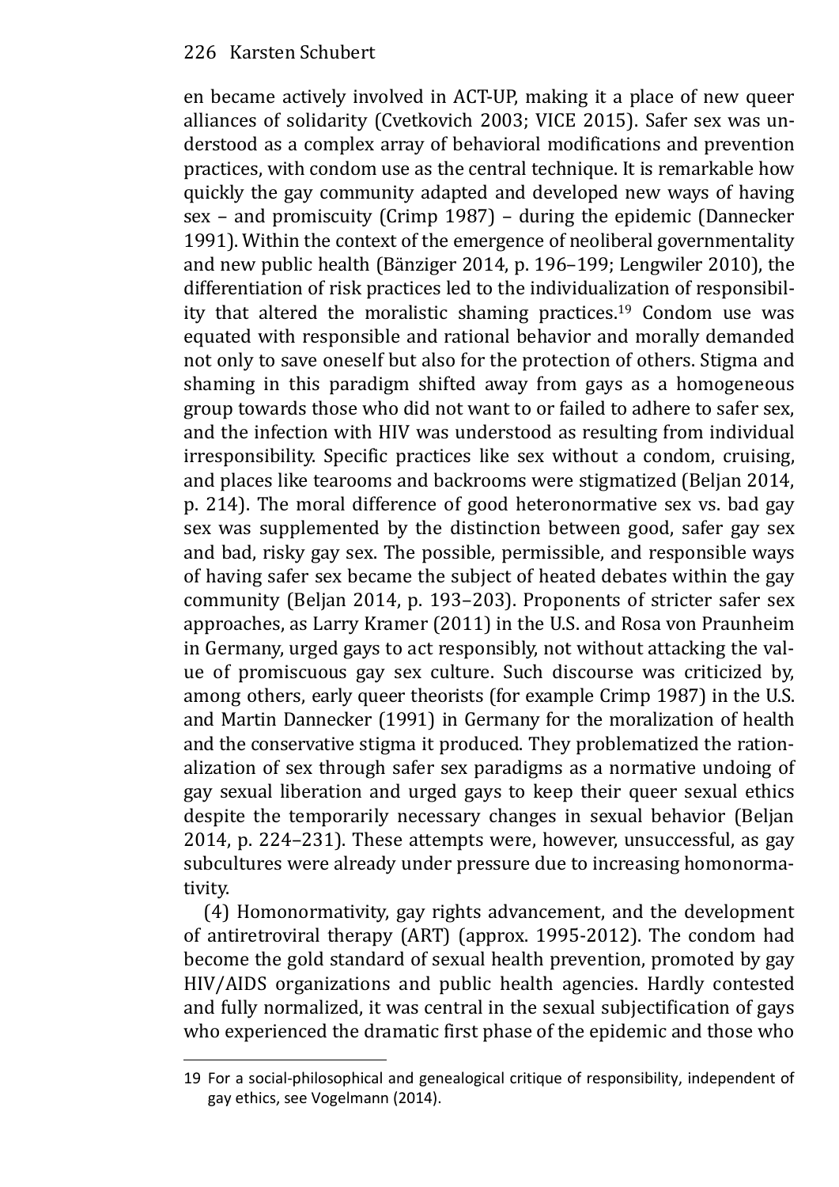en became actively involved in ACT-UP, making it a place of new queer alliances of solidarity (Cvetkovich 2003; VICE 2015). Safer sex was understood as a complex array of behavioral modifications and prevention practices, with condom use as the central technique. It is remarkable how quickly the gay community adapted and developed new ways of having sex – and promiscuity (Crimp 1987) – during the epidemic (Dannecker 1991). Within the context of the emergence of neoliberal governmentality and new public health (Bänziger 2014, p. 196–199; Lengwiler 2010), the differentiation of risk practices led to the individualization of responsibility that altered the moralistic shaming practices.[19] Condom use was equated with responsible and rational behavior and morally demanded not only to save oneself but also for the protection of others. Stigma and shaming in this paradigm shifted away from gays as a homogeneous group towards those who did not want to or failed to adhere to safer sex, and the infection with HIV was understood as resulting from individual irresponsibility. Specific practices like sex without a condom, cruising, and places like tearooms and backrooms were stigmatized (Beljan 2014, p. 214). The moral difference of good heteronormative sex vs. bad gay sex was supplemented by the distinction between good, safer gay sex and bad, risky gay sex. The possible, permissible, and responsible ways of having safer sex became the subject of heated debates within the gay community (Beljan 2014, p. 193–203). Proponents of stricter safer sex approaches, as Larry Kramer (2011) in the U.S. and Rosa von Praunheim in Germany, urged gays to act responsibly, not without attacking the value of promiscuous gay sex culture. Such discourse was criticized by, among others, early queer theorists (for example Crimp 1987) in the U.S. and Martin Dannecker (1991) in Germany for the moralization of health and the conservative stigma it produced. They problematized the rationalization of sex through safer sex paradigms as a normative undoing of gay sexual liberation and urged gays to keep their queer sexual ethics despite the temporarily necessary changes in sexual behavior (Beljan 2014, p. 224–231). These attempts were, however, unsuccessful, as gay subcultures were already under pressure due to increasing homonormativity.

(4) Homonormativity, gay rights advancement, and the development of antiretroviral therapy (ART) (approx. 1995-2012). The condom had become the gold standard of sexual health prevention, promoted by gay HIV/AIDS organizations and public health agencies. Hardly contested and fully normalized, it was central in the sexual subjectification of gays who experienced the dramatic first phase of the epidemic and those who

---

19 For a social-philosophical and genealogical critique of responsibility, independent of gay ethics, see Vogelmann (2014).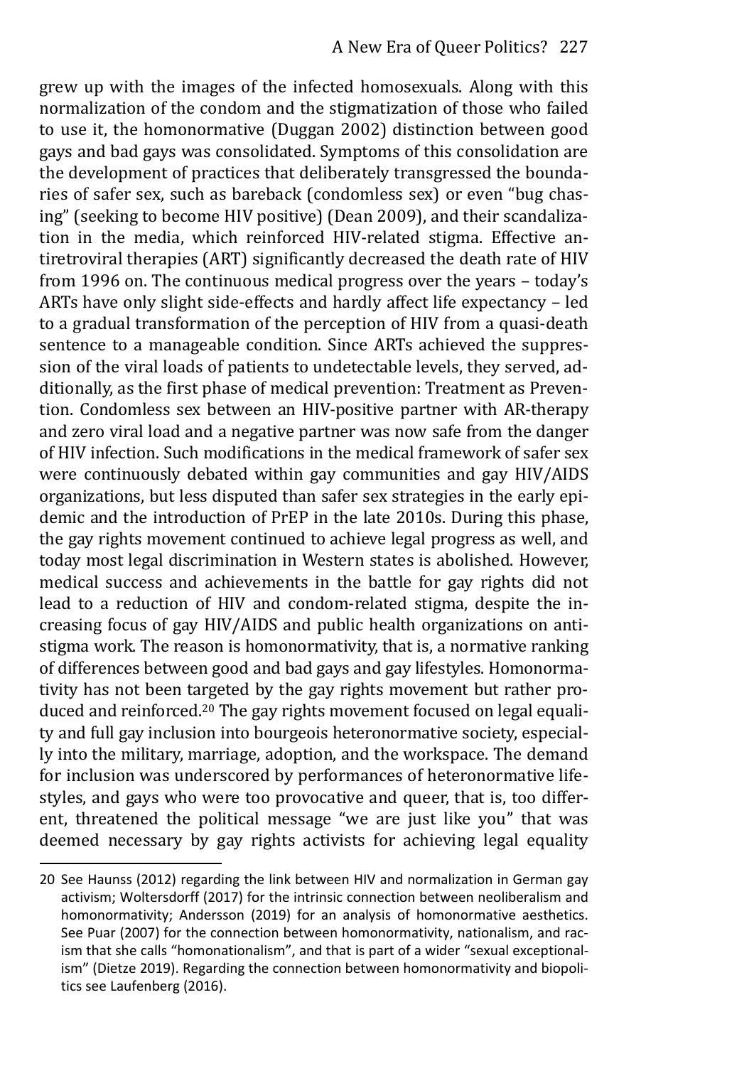grew up with the images of the infected homosexuals. Along with this normalization of the condom and the stigmatization of those who failed to use it, the homonormative (Duggan 2002) distinction between good gays and bad gays was consolidated. Symptoms of this consolidation are the development of practices that deliberately transgressed the boundaries of safer sex, such as bareback (condomless sex) or even "bug chasing" (seeking to become HIV positive) (Dean 2009), and their scandalization in the media, which reinforced HIV-related stigma. Effective antiretroviral therapies (ART) significantly decreased the death rate of HIV from 1996 on. The continuous medical progress over the years – today's ARTs have only slight side-effects and hardly affect life expectancy – led to a gradual transformation of the perception of HIV from a quasi-death sentence to a manageable condition. Since ARTs achieved the suppression of the viral loads of patients to undetectable levels, they served, additionally, as the first phase of medical prevention: Treatment as Prevention. Condomless sex between an HIV-positive partner with AR-therapy and zero viral load and a negative partner was now safe from the danger of HIV infection. Such modifications in the medical framework of safer sex were continuously debated within gay communities and gay HIV/AIDS organizations, but less disputed than safer sex strategies in the early epidemic and the introduction of PrEP in the late 2010s. During this phase, the gay rights movement continued to achieve legal progress as well, and today most legal discrimination in Western states is abolished. However, medical success and achievements in the battle for gay rights did not lead to a reduction of HIV and condom-related stigma, despite the increasing focus of gay HIV/AIDS and public health organizations on anti-stigma work. The reason is homonormativity, that is, a normative ranking of differences between good and bad gays and gay lifestyles. Homonormativity has not been targeted by the gay rights movement but rather produced and reinforced.[20] The gay rights movement focused on legal equality and full gay inclusion into bourgeois heteronormative society, especially into the military, marriage, adoption, and the workspace. The demand for inclusion was underscored by performances of heteronormative lifestyles, and gays who were too provocative and queer, that is, too different, threatened the political message "we are just like you" that was deemed necessary by gay rights activists for achieving legal equality

---

20 See Haunss (2012) regarding the link between HIV and normalization in German gay activism; Woltersdorff (2017) for the intrinsic connection between neoliberalism and homonormativity; Andersson (2019) for an analysis of homonormative aesthetics. See Puar (2007) for the connection between homonormativity, nationalism, and racism that she calls "homonationalism", and that is part of a wider "sexual exceptionalism" (Dietze 2019). Regarding the connection between homonormativity and biopolitics see Laufenberg (2016).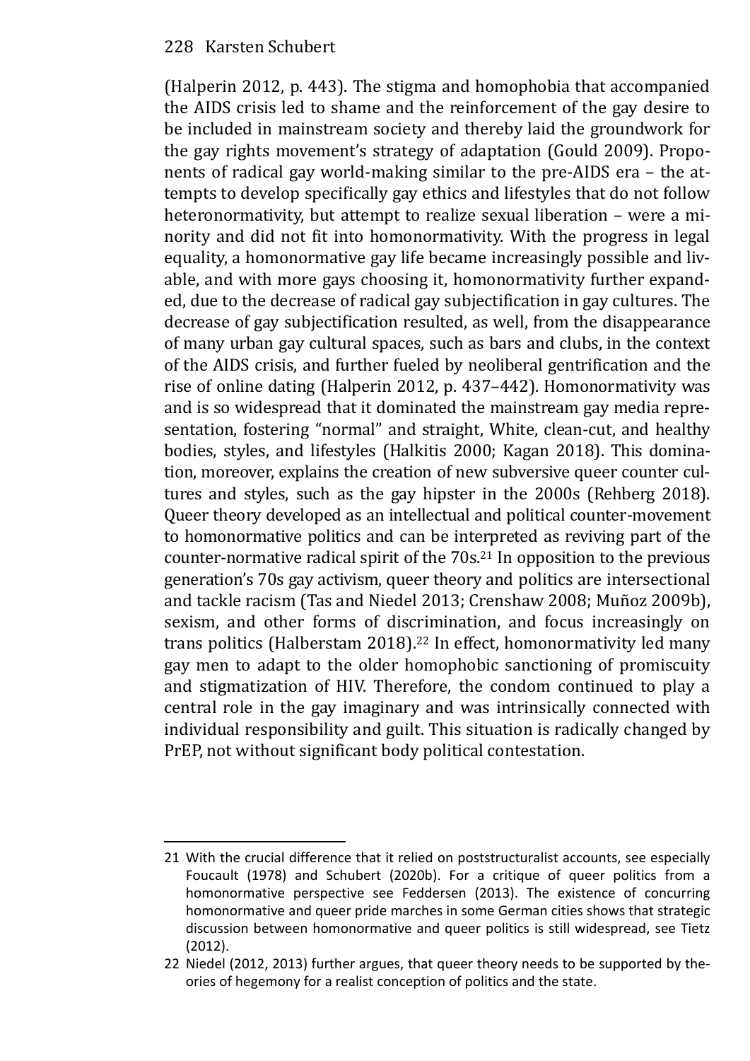(Halperin 2012, p. 443). The stigma and homophobia that accompanied the AIDS crisis led to shame and the reinforcement of the gay desire to be included in mainstream society and thereby laid the groundwork for the gay rights movement's strategy of adaptation (Gould 2009). Proponents of radical gay world-making similar to the pre-AIDS era – the attempts to develop specifically gay ethics and lifestyles that do not follow heteronormativity, but attempt to realize sexual liberation – were a minority and did not fit into homonormativity. With the progress in legal equality, a homonormative gay life became increasingly possible and livable, and with more gays choosing it, homonormativity further expanded, due to the decrease of radical gay subjectification in gay cultures. The decrease of gay subjectification resulted, as well, from the disappearance of many urban gay cultural spaces, such as bars and clubs, in the context of the AIDS crisis, and further fueled by neoliberal gentrification and the rise of online dating (Halperin 2012, p. 437–442). Homonormativity was and is so widespread that it dominated the mainstream gay media representation, fostering "normal" and straight, White, clean-cut, and healthy bodies, styles, and lifestyles (Halkitis 2000; Kagan 2018). This domination, moreover, explains the creation of new subversive queer counter cultures and styles, such as the gay hipster in the 2000s (Rehberg 2018). Queer theory developed as an intellectual and political counter-movement to homonormative politics and can be interpreted as reviving part of the counter-normative radical spirit of the 70s.[21] In opposition to the previous generation's 70s gay activism, queer theory and politics are intersectional and tackle racism (Tas and Niedel 2013; Crenshaw 2008; Muñoz 2009b), sexism, and other forms of discrimination, and focus increasingly on trans politics (Halberstam 2018).[22] In effect, homonormativity led many gay men to adapt to the older homophobic sanctioning of promiscuity and stigmatization of HIV. Therefore, the condom continued to play a central role in the gay imaginary and was intrinsically connected with individual responsibility and guilt. This situation is radically changed by PrEP, not without significant body political contestation.

---

21 With the crucial difference that it relied on poststructuralist accounts, see especially Foucault (1978) and Schubert (2020b). For a critique of queer politics from a homonormative perspective see Feddersen (2013). The existence of concurring homonormative and queer pride marches in some German cities shows that strategic discussion between homonormative and queer politics is still widespread, see Tietz (2012).

22 Niedel (2012, 2013) further argues, that queer theory needs to be supported by theories of hegemony for a realist conception of politics and the state.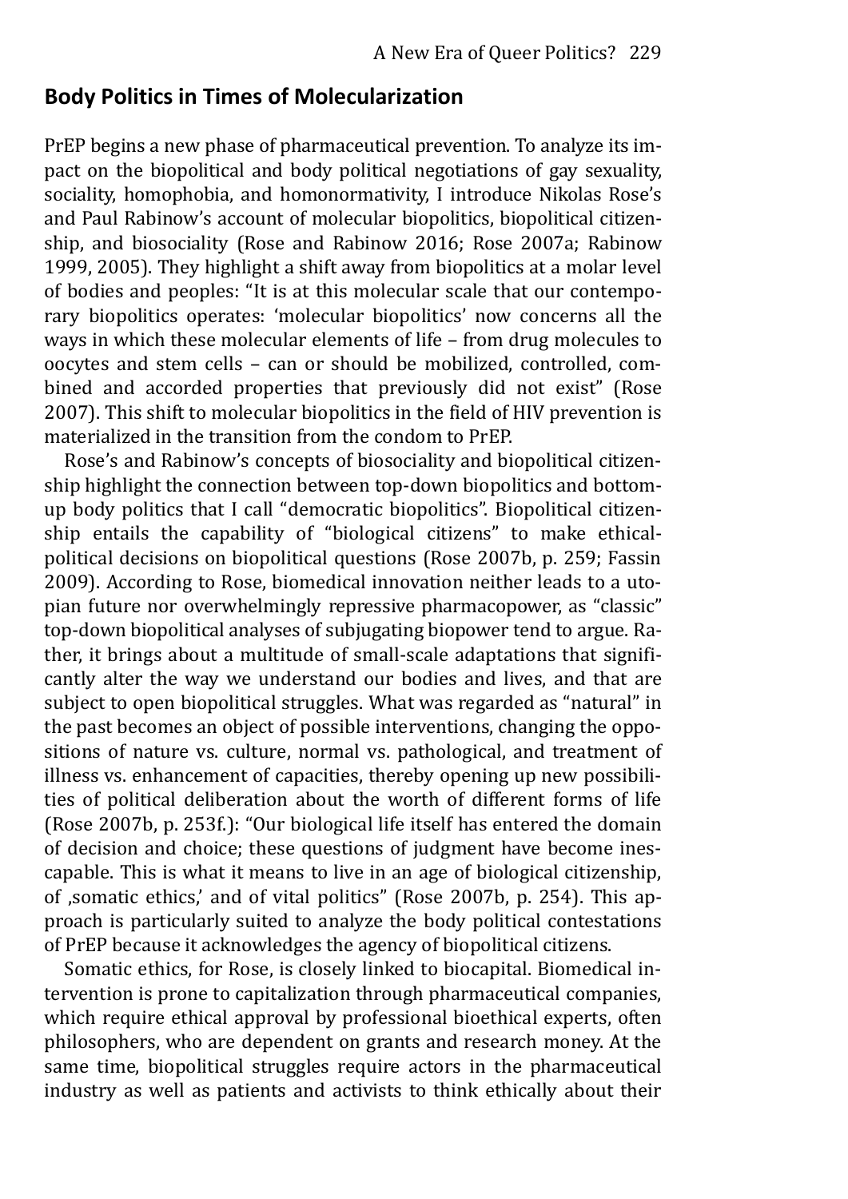## Body Politics in Times of Molecularization

PrEP begins a new phase of pharmaceutical prevention. To analyze its impact on the biopolitical and body political negotiations of gay sexuality, sociality, homophobia, and homonormativity, I introduce Nikolas Rose's and Paul Rabinow's account of molecular biopolitics, biopolitical citizenship, and biosociality (Rose and Rabinow 2016; Rose 2007a; Rabinow 1999, 2005). They highlight a shift away from biopolitics at a molar level of bodies and peoples: "It is at this molecular scale that our contemporary biopolitics operates: 'molecular biopolitics' now concerns all the ways in which these molecular elements of life – from drug molecules to oocytes and stem cells – can or should be mobilized, controlled, combined and accorded properties that previously did not exist" (Rose 2007). This shift to molecular biopolitics in the field of HIV prevention is materialized in the transition from the condom to PrEP.

Rose's and Rabinow's concepts of biosociality and biopolitical citizenship highlight the connection between top-down biopolitics and bottom-up body politics that I call "democratic biopolitics". Biopolitical citizenship entails the capability of "biological citizens" to make ethical-political decisions on biopolitical questions (Rose 2007b, p. 259; Fassin 2009). According to Rose, biomedical innovation neither leads to a utopian future nor overwhelmingly repressive pharmacopower, as "classic" top-down biopolitical analyses of subjugating biopower tend to argue. Rather, it brings about a multitude of small-scale adaptations that significantly alter the way we understand our bodies and lives, and that are subject to open biopolitical struggles. What was regarded as "natural" in the past becomes an object of possible interventions, changing the oppositions of nature vs. culture, normal vs. pathological, and treatment of illness vs. enhancement of capacities, thereby opening up new possibilities of political deliberation about the worth of different forms of life (Rose 2007b, p. 253f.): "Our biological life itself has entered the domain of decision and choice; these questions of judgment have become inescapable. This is what it means to live in an age of biological citizenship, of ‚somatic ethics,' and of vital politics" (Rose 2007b, p. 254). This approach is particularly suited to analyze the body political contestations of PrEP because it acknowledges the agency of biopolitical citizens.

Somatic ethics, for Rose, is closely linked to biocapital. Biomedical intervention is prone to capitalization through pharmaceutical companies, which require ethical approval by professional bioethical experts, often philosophers, who are dependent on grants and research money. At the same time, biopolitical struggles require actors in the pharmaceutical industry as well as patients and activists to think ethically about their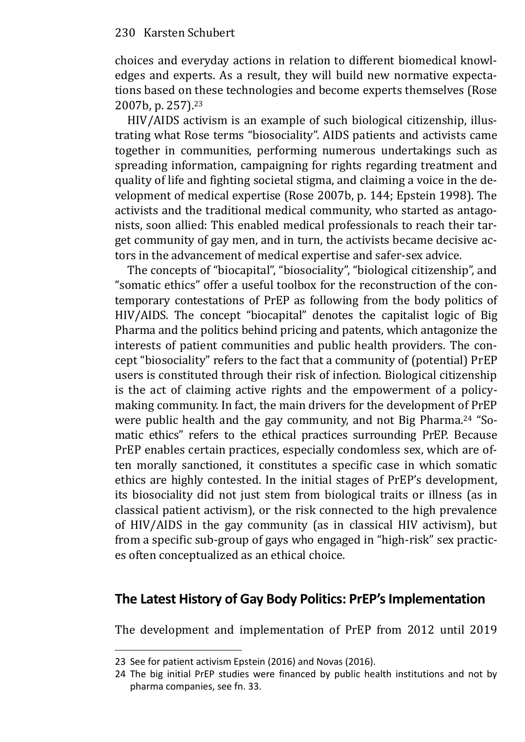choices and everyday actions in relation to different biomedical knowledges and experts. As a result, they will build new normative expectations based on these technologies and become experts themselves (Rose 2007b, p. 257).[23]

HIV/AIDS activism is an example of such biological citizenship, illustrating what Rose terms "biosociality". AIDS patients and activists came together in communities, performing numerous undertakings such as spreading information, campaigning for rights regarding treatment and quality of life and fighting societal stigma, and claiming a voice in the development of medical expertise (Rose 2007b, p. 144; Epstein 1998). The activists and the traditional medical community, who started as antagonists, soon allied: This enabled medical professionals to reach their target community of gay men, and in turn, the activists became decisive actors in the advancement of medical expertise and safer-sex advice.

The concepts of "biocapital", "biosociality", "biological citizenship", and "somatic ethics" offer a useful toolbox for the reconstruction of the contemporary contestations of PrEP as following from the body politics of HIV/AIDS. The concept "biocapital" denotes the capitalist logic of Big Pharma and the politics behind pricing and patents, which antagonize the interests of patient communities and public health providers. The concept "biosociality" refers to the fact that a community of (potential) PrEP users is constituted through their risk of infection. Biological citizenship is the act of claiming active rights and the empowerment of a policymaking community. In fact, the main drivers for the development of PrEP were public health and the gay community, and not Big Pharma.[24] "Somatic ethics" refers to the ethical practices surrounding PrEP. Because PrEP enables certain practices, especially condomless sex, which are often morally sanctioned, it constitutes a specific case in which somatic ethics are highly contested. In the initial stages of PrEP's development, its biosociality did not just stem from biological traits or illness (as in classical patient activism), or the risk connected to the high prevalence of HIV/AIDS in the gay community (as in classical HIV activism), but from a specific sub-group of gays who engaged in "high-risk" sex practices often conceptualized as an ethical choice.

## The Latest History of Gay Body Politics: PrEP's Implementation

The development and implementation of PrEP from 2012 until 2019

---

23 See for patient activism Epstein (2016) and Novas (2016).

24 The big initial PrEP studies were financed by public health institutions and not by pharma companies, see fn. 33.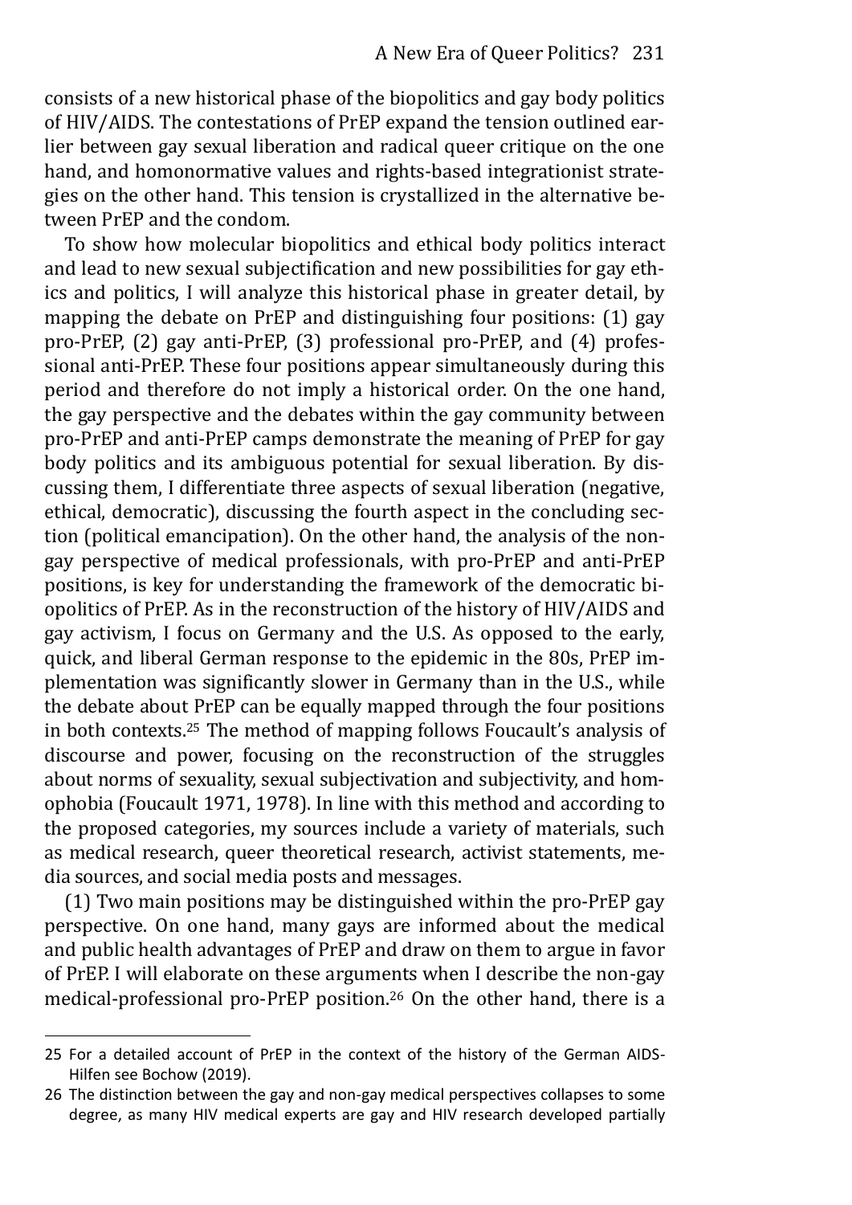consists of a new historical phase of the biopolitics and gay body politics of HIV/AIDS. The contestations of PrEP expand the tension outlined earlier between gay sexual liberation and radical queer critique on the one hand, and homonormative values and rights-based integrationist strategies on the other hand. This tension is crystallized in the alternative between PrEP and the condom.

To show how molecular biopolitics and ethical body politics interact and lead to new sexual subjectification and new possibilities for gay ethics and politics, I will analyze this historical phase in greater detail, by mapping the debate on PrEP and distinguishing four positions: (1) gay pro-PrEP, (2) gay anti-PrEP, (3) professional pro-PrEP, and (4) professional anti-PrEP. These four positions appear simultaneously during this period and therefore do not imply a historical order. On the one hand, the gay perspective and the debates within the gay community between pro-PrEP and anti-PrEP camps demonstrate the meaning of PrEP for gay body politics and its ambiguous potential for sexual liberation. By discussing them, I differentiate three aspects of sexual liberation (negative, ethical, democratic), discussing the fourth aspect in the concluding section (political emancipation). On the other hand, the analysis of the non-gay perspective of medical professionals, with pro-PrEP and anti-PrEP positions, is key for understanding the framework of the democratic biopolitics of PrEP. As in the reconstruction of the history of HIV/AIDS and gay activism, I focus on Germany and the U.S. As opposed to the early, quick, and liberal German response to the epidemic in the 80s, PrEP implementation was significantly slower in Germany than in the U.S., while the debate about PrEP can be equally mapped through the four positions in both contexts.[25] The method of mapping follows Foucault's analysis of discourse and power, focusing on the reconstruction of the struggles about norms of sexuality, sexual subjectivation and subjectivity, and homophobia (Foucault 1971, 1978). In line with this method and according to the proposed categories, my sources include a variety of materials, such as medical research, queer theoretical research, activist statements, media sources, and social media posts and messages.

(1) Two main positions may be distinguished within the pro-PrEP gay perspective. On one hand, many gays are informed about the medical and public health advantages of PrEP and draw on them to argue in favor of PrEP. I will elaborate on these arguments when I describe the non-gay medical-professional pro-PrEP position.[26] On the other hand, there is a

---

25 For a detailed account of PrEP in the context of the history of the German AIDS-Hilfen see Bochow (2019).

26 The distinction between the gay and non-gay medical perspectives collapses to some degree, as many HIV medical experts are gay and HIV research developed partially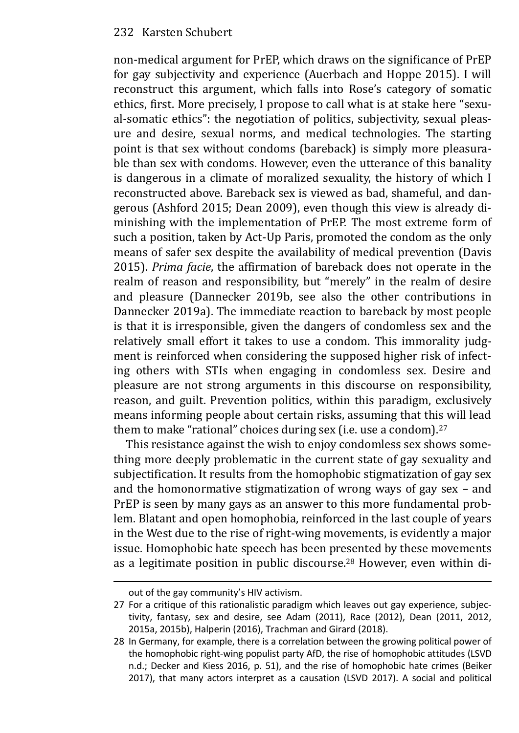non-medical argument for PrEP, which draws on the significance of PrEP for gay subjectivity and experience (Auerbach and Hoppe 2015). I will reconstruct this argument, which falls into Rose's category of somatic ethics, first. More precisely, I propose to call what is at stake here "sexual-somatic ethics": the negotiation of politics, subjectivity, sexual pleasure and desire, sexual norms, and medical technologies. The starting point is that sex without condoms (bareback) is simply more pleasurable than sex with condoms. However, even the utterance of this banality is dangerous in a climate of moralized sexuality, the history of which I reconstructed above. Bareback sex is viewed as bad, shameful, and dangerous (Ashford 2015; Dean 2009), even though this view is already diminishing with the implementation of PrEP. The most extreme form of such a position, taken by Act-Up Paris, promoted the condom as the only means of safer sex despite the availability of medical prevention (Davis 2015). *Prima facie*, the affirmation of bareback does not operate in the realm of reason and responsibility, but "merely" in the realm of desire and pleasure (Dannecker 2019b, see also the other contributions in Dannecker 2019a). The immediate reaction to bareback by most people is that it is irresponsible, given the dangers of condomless sex and the relatively small effort it takes to use a condom. This immorality judgment is reinforced when considering the supposed higher risk of infecting others with STIs when engaging in condomless sex. Desire and pleasure are not strong arguments in this discourse on responsibility, reason, and guilt. Prevention politics, within this paradigm, exclusively means informing people about certain risks, assuming that this will lead them to make "rational" choices during sex (i.e. use a condom).[27]

This resistance against the wish to enjoy condomless sex shows something more deeply problematic in the current state of gay sexuality and subjectification. It results from the homophobic stigmatization of gay sex and the homonormative stigmatization of wrong ways of gay sex – and PrEP is seen by many gays as an answer to this more fundamental problem. Blatant and open homophobia, reinforced in the last couple of years in the West due to the rise of right-wing movements, is evidently a major issue. Homophobic hate speech has been presented by these movements as a legitimate position in public discourse.[28] However, even within di-

out of the gay community's HIV activism.

27 For a critique of this rationalistic paradigm which leaves out gay experience, subjectivity, fantasy, sex and desire, see Adam (2011), Race (2012), Dean (2011, 2012, 2015a, 2015b), Halperin (2016), Trachman and Girard (2018).

28 In Germany, for example, there is a correlation between the growing political power of the homophobic right-wing populist party AfD, the rise of homophobic attitudes (LSVD n.d.; Decker and Kiess 2016, p. 51), and the rise of homophobic hate crimes (Beiker 2017), that many actors interpret as a causation (LSVD 2017). A social and political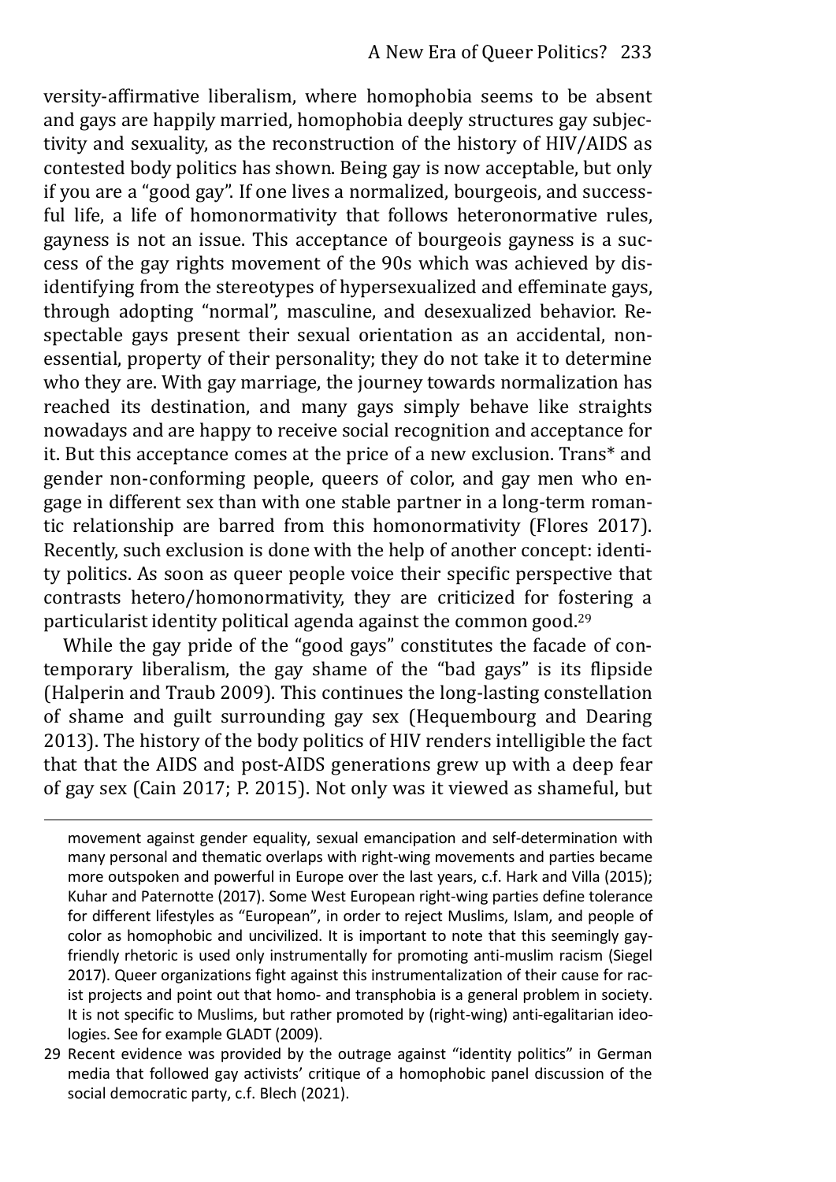versity-affirmative liberalism, where homophobia seems to be absent and gays are happily married, homophobia deeply structures gay subjectivity and sexuality, as the reconstruction of the history of HIV/AIDS as contested body politics has shown. Being gay is now acceptable, but only if you are a "good gay". If one lives a normalized, bourgeois, and successful life, a life of homonormativity that follows heteronormative rules, gayness is not an issue. This acceptance of bourgeois gayness is a success of the gay rights movement of the 90s which was achieved by disidentifying from the stereotypes of hypersexualized and effeminate gays, through adopting "normal", masculine, and desexualized behavior. Respectable gays present their sexual orientation as an accidental, non-essential, property of their personality; they do not take it to determine who they are. With gay marriage, the journey towards normalization has reached its destination, and many gays simply behave like straights nowadays and are happy to receive social recognition and acceptance for it. But this acceptance comes at the price of a new exclusion. Trans* and gender non-conforming people, queers of color, and gay men who engage in different sex than with one stable partner in a long-term romantic relationship are barred from this homonormativity (Flores 2017). Recently, such exclusion is done with the help of another concept: identity politics. As soon as queer people voice their specific perspective that contrasts hetero/homonormativity, they are criticized for fostering a particularist identity political agenda against the common good.[29]

While the gay pride of the "good gays" constitutes the facade of contemporary liberalism, the gay shame of the "bad gays" is its flipside (Halperin and Traub 2009). This continues the long-lasting constellation of shame and guilt surrounding gay sex (Hequembourg and Dearing 2013). The history of the body politics of HIV renders intelligible the fact that that the AIDS and post-AIDS generations grew up with a deep fear of gay sex (Cain 2017; P. 2015). Not only was it viewed as shameful, but

movement against gender equality, sexual emancipation and self-determination with many personal and thematic overlaps with right-wing movements and parties became more outspoken and powerful in Europe over the last years, c.f. Hark and Villa (2015); Kuhar and Paternotte (2017). Some West European right-wing parties define tolerance for different lifestyles as "European", in order to reject Muslims, Islam, and people of color as homophobic and uncivilized. It is important to note that this seemingly gay-friendly rhetoric is used only instrumentally for promoting anti-muslim racism (Siegel 2017). Queer organizations fight against this instrumentalization of their cause for racist projects and point out that homo- and transphobia is a general problem in society. It is not specific to Muslims, but rather promoted by (right-wing) anti-egalitarian ideologies. See for example GLADT (2009).

29 Recent evidence was provided by the outrage against "identity politics" in German media that followed gay activists' critique of a homophobic panel discussion of the social democratic party, c.f. Blech (2021).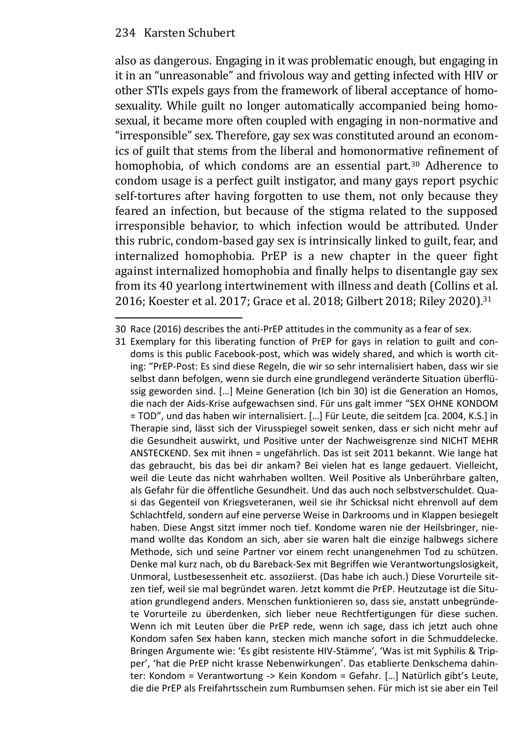also as dangerous. Engaging in it was problematic enough, but engaging in it in an "unreasonable" and frivolous way and getting infected with HIV or other STIs expels gays from the framework of liberal acceptance of homosexuality. While guilt no longer automatically accompanied being homosexual, it became more often coupled with engaging in non-normative and "irresponsible" sex. Therefore, gay sex was constituted around an economics of guilt that stems from the liberal and homonormative refinement of homophobia, of which condoms are an essential part.[30] Adherence to condom usage is a perfect guilt instigator, and many gays report psychic self-tortures after having forgotten to use them, not only because they feared an infection, but because of the stigma related to the supposed irresponsible behavior, to which infection would be attributed. Under this rubric, condom-based gay sex is intrinsically linked to guilt, fear, and internalized homophobia. PrEP is a new chapter in the queer fight against internalized homophobia and finally helps to disentangle gay sex from its 40 yearlong intertwinement with illness and death (Collins et al. 2016; Koester et al. 2017; Grace et al. 2018; Gilbert 2018; Riley 2020).[31]

---

30 Race (2016) describes the anti-PrEP attitudes in the community as a fear of sex.

31 Exemplary for this liberating function of PrEP for gays in relation to guilt and condoms is this public Facebook-post, which was widely shared, and which is worth citing: "PrEP-Post: Es sind diese Regeln, die wir so sehr internalisiert haben, dass wir sie selbst dann befolgen, wenn sie durch eine grundlegend veränderte Situation überflüssig geworden sind. […] Meine Generation (Ich bin 30) ist die Generation an Homos, die nach der Aids-Krise aufgewachsen sind. Für uns galt immer "SEX OHNE KONDOM = TOD", und das haben wir internalisiert. […] Für Leute, die seitdem [ca. 2004, K.S.] in Therapie sind, lässt sich der Virusspiegel soweit senken, dass er sich nicht mehr auf die Gesundheit auswirkt, und Positive unter der Nachweisgrenze sind NICHT MEHR ANSTECKEND. Sex mit ihnen = ungefährlich. Das ist seit 2011 bekannt. Wie lange hat das gebraucht, bis das bei dir ankam? Bei vielen hat es lange gedauert. Vielleicht, weil die Leute das nicht wahrhaben wollten. Weil Positive als Unberührbare galten, als Gefahr für die öffentliche Gesundheit. Und das auch noch selbstverschuldet. Quasi das Gegenteil von Kriegsveteranen, weil sie ihr Schicksal nicht ehrenvoll auf dem Schlachtfeld, sondern auf eine perverse Weise in Darkrooms und in Klappen besiegelt haben. Diese Angst sitzt immer noch tief. Kondome waren nie der Heilsbringer, niemand wollte das Kondom an sich, aber sie waren halt die einzige halbwegs sichere Methode, sich und seine Partner vor einem recht unangenehmen Tod zu schützen. Denke mal kurz nach, ob du Bareback-Sex mit Begriffen wie Verantwortungslosigkeit, Unmoral, Lustbesessenheit etc. assoziierst. (Das habe ich auch.) Diese Vorurteile sitzen tief, weil sie mal begründet waren. Jetzt kommt die PrEP. Heutzutage ist die Situation grundlegend anders. Menschen funktionieren so, dass sie, anstatt unbegründete Vorurteile zu überdenken, sich lieber neue Rechtfertigungen für diese suchen. Wenn ich mit Leuten über die PrEP rede, wenn ich sage, dass ich jetzt auch ohne Kondom safen Sex haben kann, stecken mich manche sofort in die Schmuddelecke. Bringen Argumente wie: 'Es gibt resistente HIV-Stämme', 'Was ist mit Syphilis & Tripper', 'hat die PrEP nicht krasse Nebenwirkungen'. Das etablierte Denkschema dahinter: Kondom = Verantwortung -> Kein Kondom = Gefahr. […] Natürlich gibt's Leute, die die PrEP als Freifahrtsschein zum Rumbumsen sehen. Für mich ist sie aber ein Teil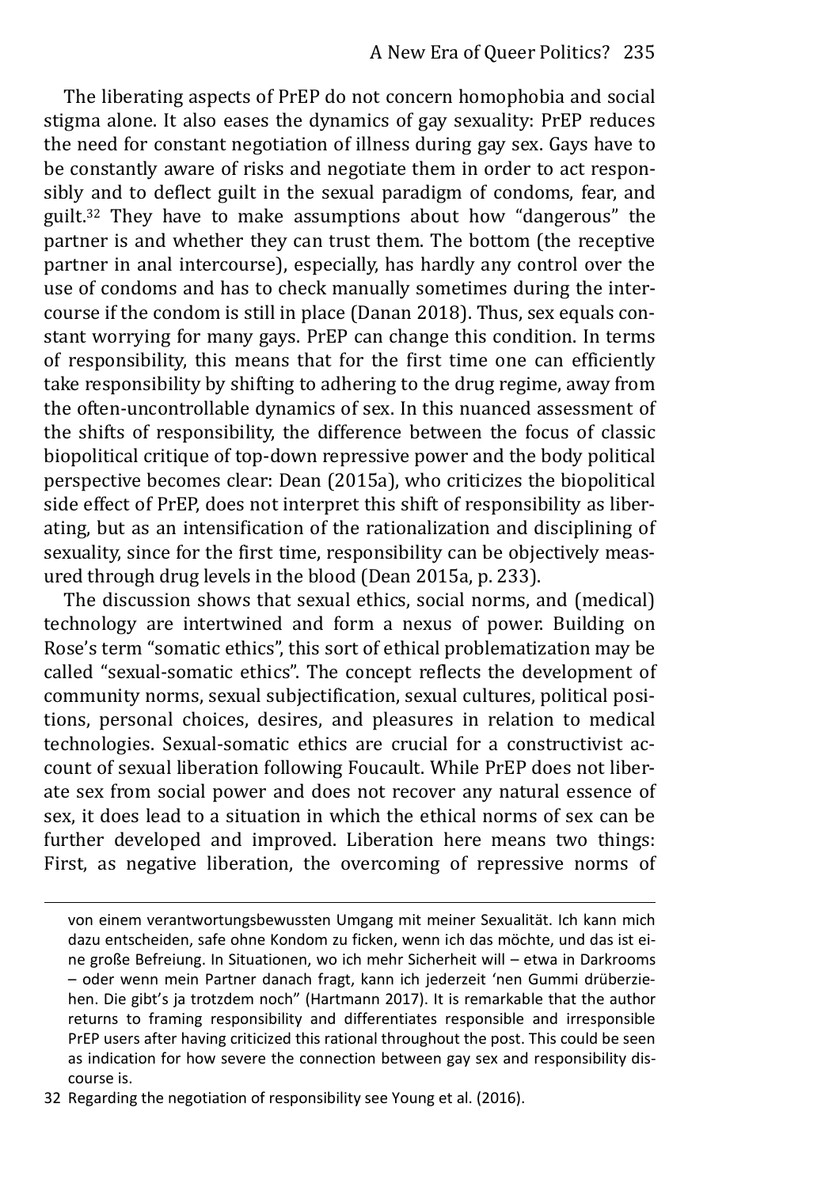The liberating aspects of PrEP do not concern homophobia and social stigma alone. It also eases the dynamics of gay sexuality: PrEP reduces the need for constant negotiation of illness during gay sex. Gays have to be constantly aware of risks and negotiate them in order to act responsibly and to deflect guilt in the sexual paradigm of condoms, fear, and guilt.[32] They have to make assumptions about how "dangerous" the partner is and whether they can trust them. The bottom (the receptive partner in anal intercourse), especially, has hardly any control over the use of condoms and has to check manually sometimes during the intercourse if the condom is still in place (Danan 2018). Thus, sex equals constant worrying for many gays. PrEP can change this condition. In terms of responsibility, this means that for the first time one can efficiently take responsibility by shifting to adhering to the drug regime, away from the often-uncontrollable dynamics of sex. In this nuanced assessment of the shifts of responsibility, the difference between the focus of classic biopolitical critique of top-down repressive power and the body political perspective becomes clear: Dean (2015a), who criticizes the biopolitical side effect of PrEP, does not interpret this shift of responsibility as liberating, but as an intensification of the rationalization and disciplining of sexuality, since for the first time, responsibility can be objectively measured through drug levels in the blood (Dean 2015a, p. 233).

The discussion shows that sexual ethics, social norms, and (medical) technology are intertwined and form a nexus of power. Building on Rose's term "somatic ethics", this sort of ethical problematization may be called "sexual-somatic ethics". The concept reflects the development of community norms, sexual subjectification, sexual cultures, political positions, personal choices, desires, and pleasures in relation to medical technologies. Sexual-somatic ethics are crucial for a constructivist account of sexual liberation following Foucault. While PrEP does not liberate sex from social power and does not recover any natural essence of sex, it does lead to a situation in which the ethical norms of sex can be further developed and improved. Liberation here means two things: First, as negative liberation, the overcoming of repressive norms of

---

von einem verantwortungsbewussten Umgang mit meiner Sexualität. Ich kann mich dazu entscheiden, safe ohne Kondom zu ficken, wenn ich das möchte, und das ist eine große Befreiung. In Situationen, wo ich mehr Sicherheit will – etwa in Darkrooms – oder wenn mein Partner danach fragt, kann ich jederzeit 'nen Gummi drüberziehen. Die gibt's ja trotzdem noch" (Hartmann 2017). It is remarkable that the author returns to framing responsibility and differentiates responsible and irresponsible PrEP users after having criticized this rational throughout the post. This could be seen as indication for how severe the connection between gay sex and responsibility discourse is.

32 Regarding the negotiation of responsibility see Young et al. (2016).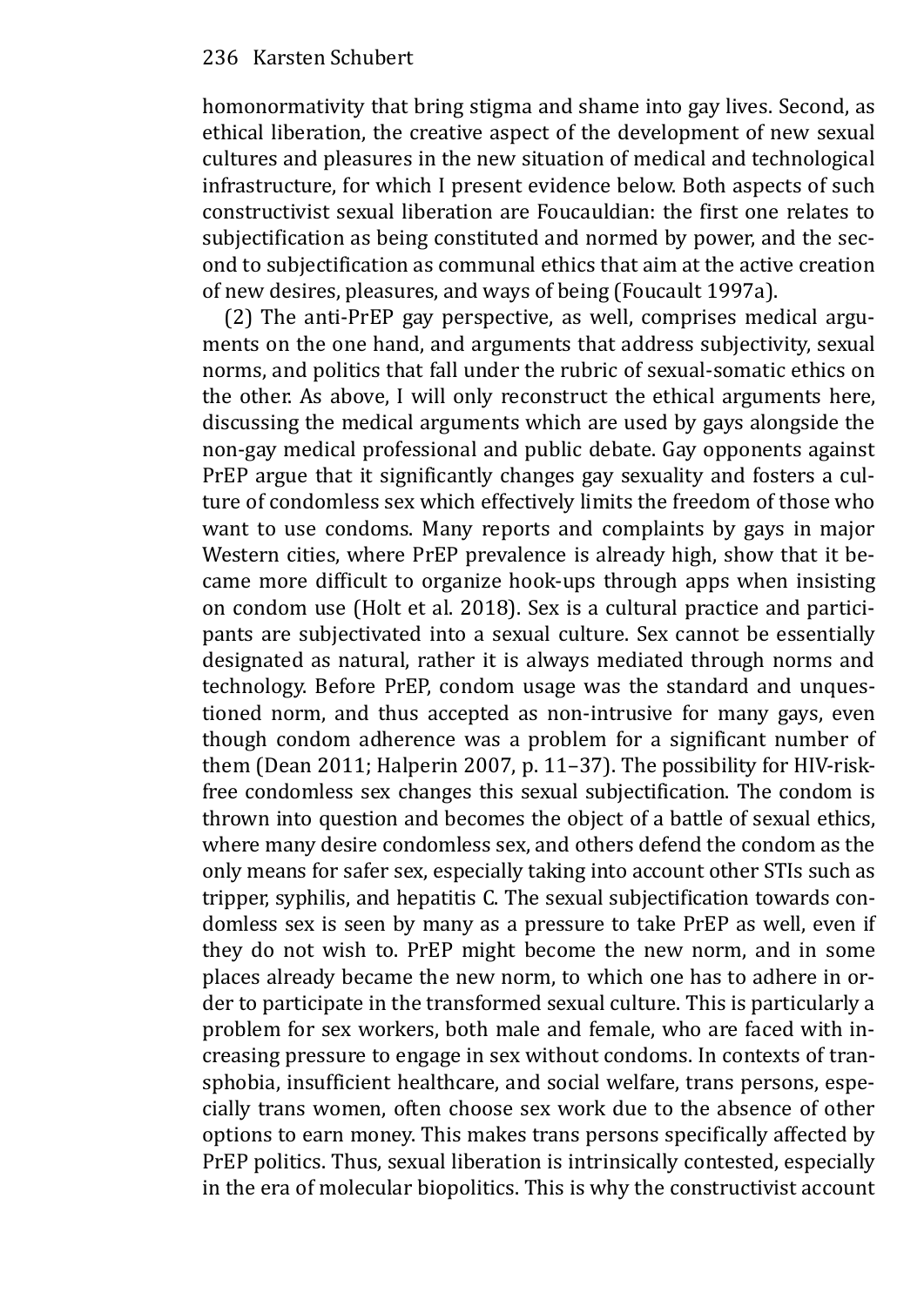homonormativity that bring stigma and shame into gay lives. Second, as ethical liberation, the creative aspect of the development of new sexual cultures and pleasures in the new situation of medical and technological infrastructure, for which I present evidence below. Both aspects of such constructivist sexual liberation are Foucauldian: the first one relates to subjectification as being constituted and normed by power, and the second to subjectification as communal ethics that aim at the active creation of new desires, pleasures, and ways of being (Foucault 1997a).

(2) The anti-PrEP gay perspective, as well, comprises medical arguments on the one hand, and arguments that address subjectivity, sexual norms, and politics that fall under the rubric of sexual-somatic ethics on the other. As above, I will only reconstruct the ethical arguments here, discussing the medical arguments which are used by gays alongside the non-gay medical professional and public debate. Gay opponents against PrEP argue that it significantly changes gay sexuality and fosters a culture of condomless sex which effectively limits the freedom of those who want to use condoms. Many reports and complaints by gays in major Western cities, where PrEP prevalence is already high, show that it became more difficult to organize hook-ups through apps when insisting on condom use (Holt et al. 2018). Sex is a cultural practice and participants are subjectivated into a sexual culture. Sex cannot be essentially designated as natural, rather it is always mediated through norms and technology. Before PrEP, condom usage was the standard and unquestioned norm, and thus accepted as non-intrusive for many gays, even though condom adherence was a problem for a significant number of them (Dean 2011; Halperin 2007, p. 11–37). The possibility for HIV-risk-free condomless sex changes this sexual subjectification. The condom is thrown into question and becomes the object of a battle of sexual ethics, where many desire condomless sex, and others defend the condom as the only means for safer sex, especially taking into account other STIs such as tripper, syphilis, and hepatitis C. The sexual subjectification towards condomless sex is seen by many as a pressure to take PrEP as well, even if they do not wish to. PrEP might become the new norm, and in some places already became the new norm, to which one has to adhere in order to participate in the transformed sexual culture. This is particularly a problem for sex workers, both male and female, who are faced with increasing pressure to engage in sex without condoms. In contexts of transphobia, insufficient healthcare, and social welfare, trans persons, especially trans women, often choose sex work due to the absence of other options to earn money. This makes trans persons specifically affected by PrEP politics. Thus, sexual liberation is intrinsically contested, especially in the era of molecular biopolitics. This is why the constructivist account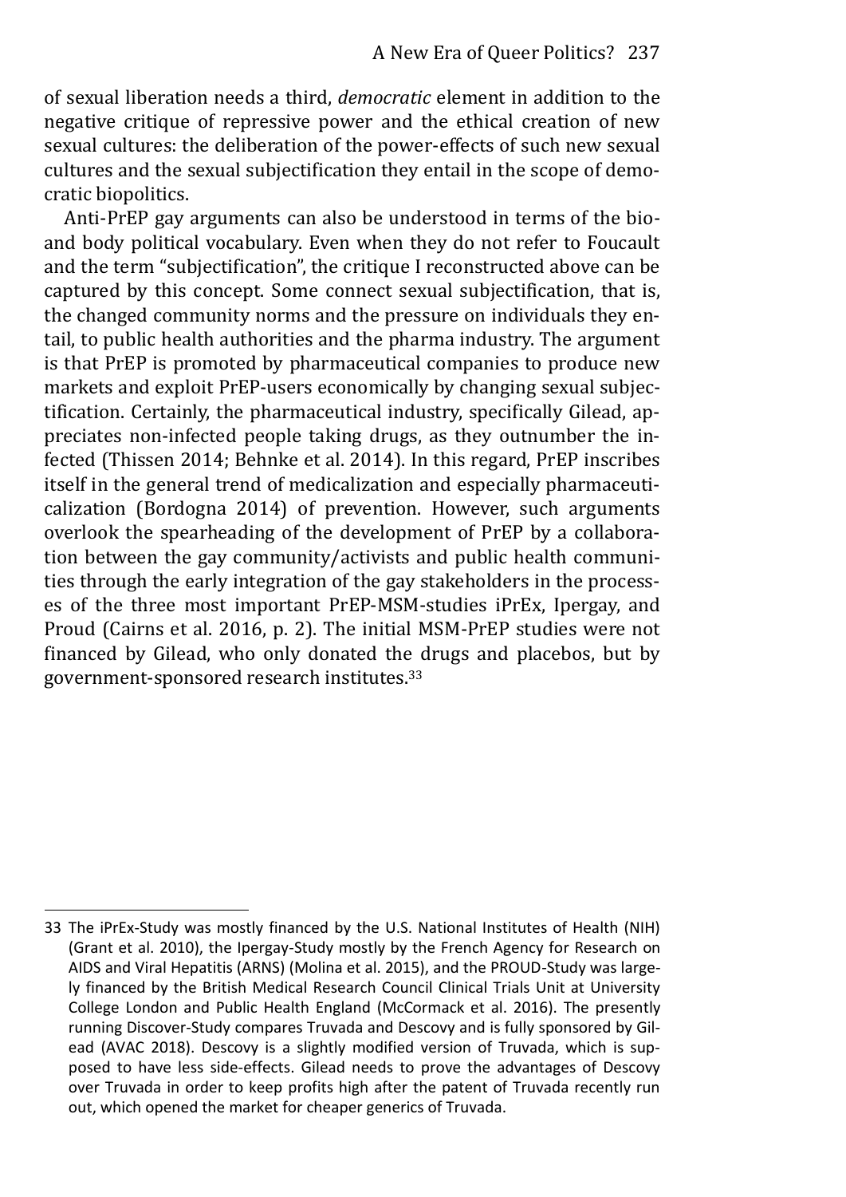of sexual liberation needs a third, *democratic* element in addition to the negative critique of repressive power and the ethical creation of new sexual cultures: the deliberation of the power-effects of such new sexual cultures and the sexual subjectification they entail in the scope of democratic biopolitics.

Anti-PrEP gay arguments can also be understood in terms of the bio- and body political vocabulary. Even when they do not refer to Foucault and the term "subjectification", the critique I reconstructed above can be captured by this concept. Some connect sexual subjectification, that is, the changed community norms and the pressure on individuals they entail, to public health authorities and the pharma industry. The argument is that PrEP is promoted by pharmaceutical companies to produce new markets and exploit PrEP-users economically by changing sexual subjectification. Certainly, the pharmaceutical industry, specifically Gilead, appreciates non-infected people taking drugs, as they outnumber the infected (Thissen 2014; Behnke et al. 2014). In this regard, PrEP inscribes itself in the general trend of medicalization and especially pharmaceuticalization (Bordogna 2014) of prevention. However, such arguments overlook the spearheading of the development of PrEP by a collaboration between the gay community/activists and public health communities through the early integration of the gay stakeholders in the processes of the three most important PrEP-MSM-studies iPrEx, Ipergay, and Proud (Cairns et al. 2016, p. 2). The initial MSM-PrEP studies were not financed by Gilead, who only donated the drugs and placebos, but by government-sponsored research institutes.[33]

---

33 The iPrEx-Study was mostly financed by the U.S. National Institutes of Health (NIH) (Grant et al. 2010), the Ipergay-Study mostly by the French Agency for Research on AIDS and Viral Hepatitis (ARNS) (Molina et al. 2015), and the PROUD-Study was largely financed by the British Medical Research Council Clinical Trials Unit at University College London and Public Health England (McCormack et al. 2016). The presently running Discover-Study compares Truvada and Descovy and is fully sponsored by Gilead (AVAC 2018). Descovy is a slightly modified version of Truvada, which is supposed to have less side-effects. Gilead needs to prove the advantages of Descovy over Truvada in order to keep profits high after the patent of Truvada recently run out, which opened the market for cheaper generics of Truvada.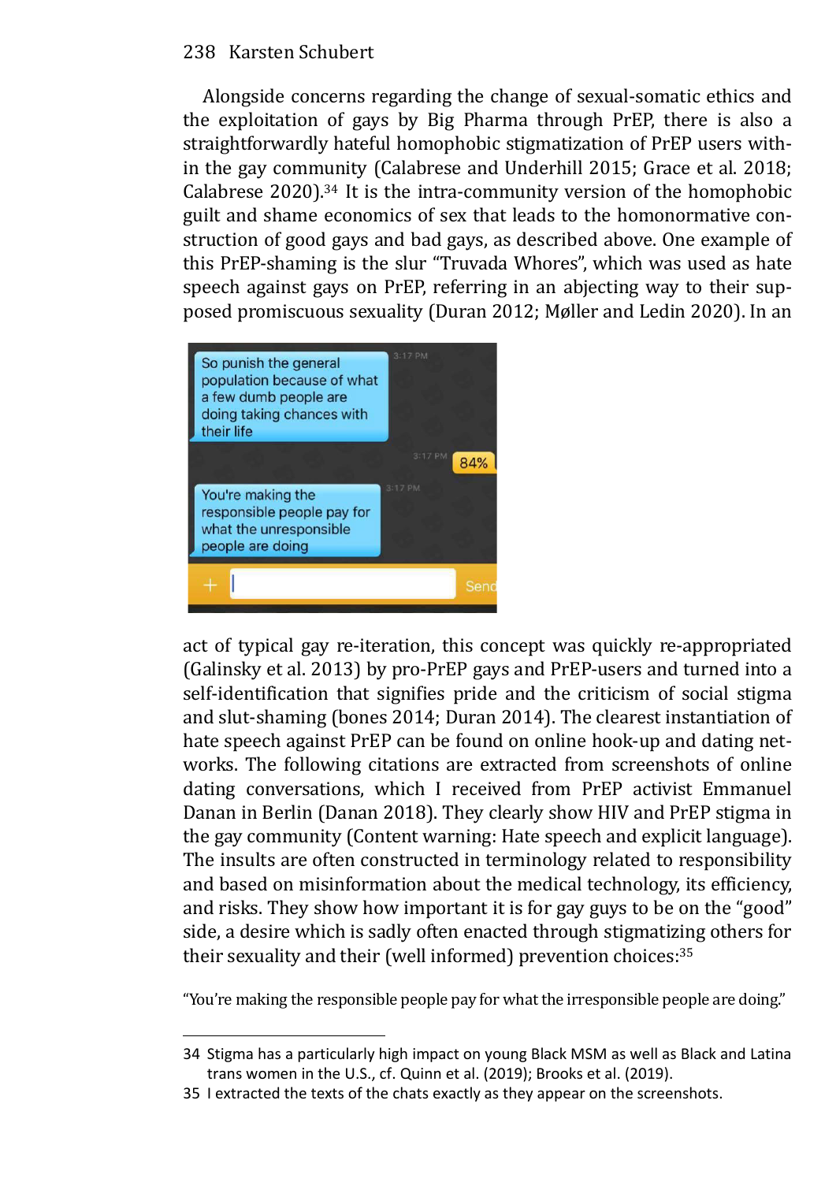Alongside concerns regarding the change of sexual-somatic ethics and the exploitation of gays by Big Pharma through PrEP, there is also a straightforwardly hateful homophobic stigmatization of PrEP users within the gay community (Calabrese and Underhill 2015; Grace et al. 2018; Calabrese 2020).[34] It is the intra-community version of the homophobic guilt and shame economics of sex that leads to the homonormative construction of good gays and bad gays, as described above. One example of this PrEP-shaming is the slur "Truvada Whores", which was used as hate speech against gays on PrEP, referring in an abjecting way to their supposed promiscuous sexuality (Duran 2012; Møller and Ledin 2020). In an act of typical gay re-iteration, this concept was quickly re-appropriated (Galinsky et al. 2013) by pro-PrEP gays and PrEP-users and turned into a self-identification that signifies pride and the criticism of social stigma and slut-shaming (bones 2014; Duran 2014). The clearest instantiation of hate speech against PrEP can be found on online hook-up and dating networks. The following citations are extracted from screenshots of online dating conversations, which I received from PrEP activist Emmanuel Danan in Berlin (Danan 2018). They clearly show HIV and PrEP stigma in the gay community (Content warning: Hate speech and explicit language). The insults are often constructed in terminology related to responsibility and based on misinformation about the medical technology, its efficiency, and risks. They show how important it is for gay guys to be on the "good" side, a desire which is sadly often enacted through stigmatizing others for their sexuality and their (well informed) prevention choices:[35]

"You're making the responsible people pay for what the irresponsible people are doing."

---

34 Stigma has a particularly high impact on young Black MSM as well as Black and Latina trans women in the U.S., cf. Quinn et al. (2019); Brooks et al. (2019).

35 I extracted the texts of the chats exactly as they appear on the screenshots.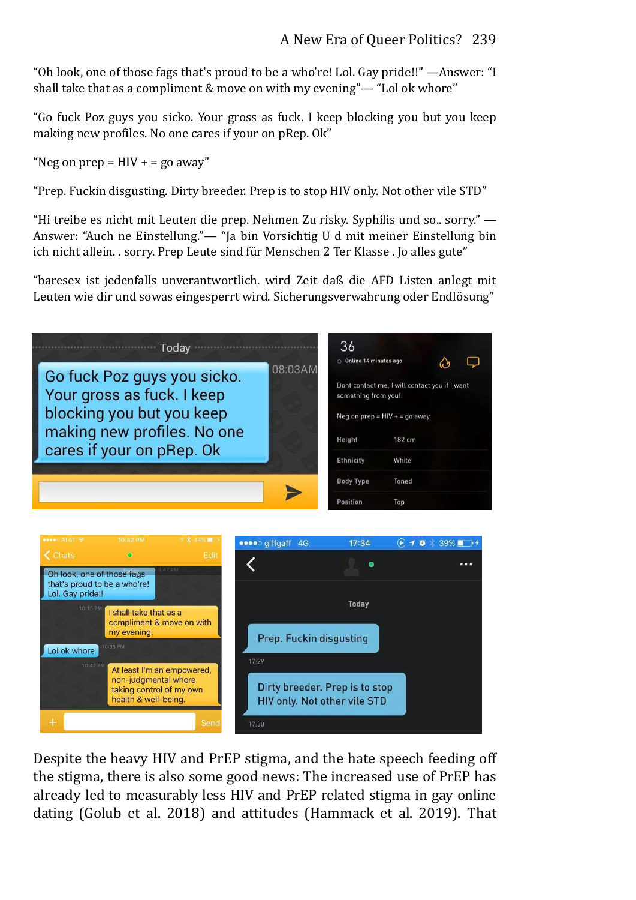"Oh look, one of those fags that's proud to be a who're! Lol. Gay pride!!" —Answer: "I shall take that as a compliment & move on with my evening"— "Lol ok whore"

"Go fuck Poz guys you sicko. Your gross as fuck. I keep blocking you but you keep making new profiles. No one cares if your on pRep. Ok"

"Neg on prep = HIV + = go away"

"Prep. Fuckin disgusting. Dirty breeder. Prep is to stop HIV only. Not other vile STD"

"Hi treibe es nicht mit Leuten die prep. Nehmen Zu risky. Syphilis und so.. sorry." —Answer: "Auch ne Einstellung."— "Ja bin Vorsichtig U d mit meiner Einstellung bin ich nicht allein. . sorry. Prep Leute sind für Menschen 2 Ter Klasse . Jo alles gute"

"baresex ist jedenfalls unverantwortlich. wird Zeit daß die AFD Listen anlegt mit Leuten wie dir und sowas eingesperrt wird. Sicherungsverwahrung oder Endlösung"

Despite the heavy HIV and PrEP stigma, and the hate speech feeding off the stigma, there is also some good news: The increased use of PrEP has already led to measurably less HIV and PrEP related stigma in gay online dating (Golub et al. 2018) and attitudes (Hammack et al. 2019). That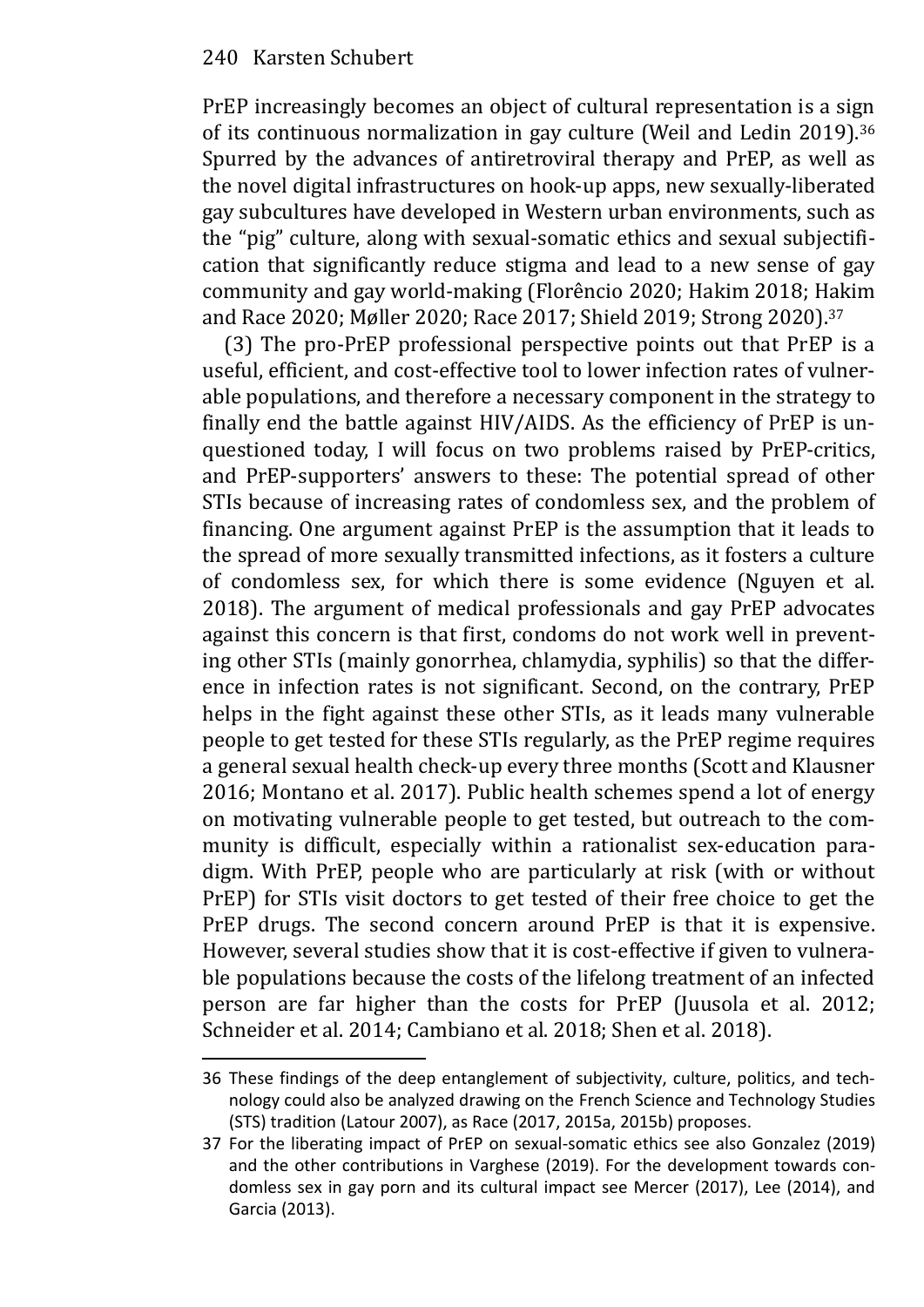PrEP increasingly becomes an object of cultural representation is a sign of its continuous normalization in gay culture (Weil and Ledin 2019).[36] Spurred by the advances of antiretroviral therapy and PrEP, as well as the novel digital infrastructures on hook-up apps, new sexually-liberated gay subcultures have developed in Western urban environments, such as the "pig" culture, along with sexual-somatic ethics and sexual subjectification that significantly reduce stigma and lead to a new sense of gay community and gay world-making (Florêncio 2020; Hakim 2018; Hakim and Race 2020; Møller 2020; Race 2017; Shield 2019; Strong 2020).[37]

(3) The pro-PrEP professional perspective points out that PrEP is a useful, efficient, and cost-effective tool to lower infection rates of vulnerable populations, and therefore a necessary component in the strategy to finally end the battle against HIV/AIDS. As the efficiency of PrEP is unquestioned today, I will focus on two problems raised by PrEP-critics, and PrEP-supporters' answers to these: The potential spread of other STIs because of increasing rates of condomless sex, and the problem of financing. One argument against PrEP is the assumption that it leads to the spread of more sexually transmitted infections, as it fosters a culture of condomless sex, for which there is some evidence (Nguyen et al. 2018). The argument of medical professionals and gay PrEP advocates against this concern is that first, condoms do not work well in preventing other STIs (mainly gonorrhea, chlamydia, syphilis) so that the difference in infection rates is not significant. Second, on the contrary, PrEP helps in the fight against these other STIs, as it leads many vulnerable people to get tested for these STIs regularly, as the PrEP regime requires a general sexual health check-up every three months (Scott and Klausner 2016; Montano et al. 2017). Public health schemes spend a lot of energy on motivating vulnerable people to get tested, but outreach to the community is difficult, especially within a rationalist sex-education paradigm. With PrEP, people who are particularly at risk (with or without PrEP) for STIs visit doctors to get tested of their free choice to get the PrEP drugs. The second concern around PrEP is that it is expensive. However, several studies show that it is cost-effective if given to vulnerable populations because the costs of the lifelong treatment of an infected person are far higher than the costs for PrEP (Juusola et al. 2012; Schneider et al. 2014; Cambiano et al. 2018; Shen et al. 2018).

---

36 These findings of the deep entanglement of subjectivity, culture, politics, and technology could also be analyzed drawing on the French Science and Technology Studies (STS) tradition (Latour 2007), as Race (2017, 2015a, 2015b) proposes.

37 For the liberating impact of PrEP on sexual-somatic ethics see also Gonzalez (2019) and the other contributions in Varghese (2019). For the development towards condomless sex in gay porn and its cultural impact see Mercer (2017), Lee (2014), and Garcia (2013).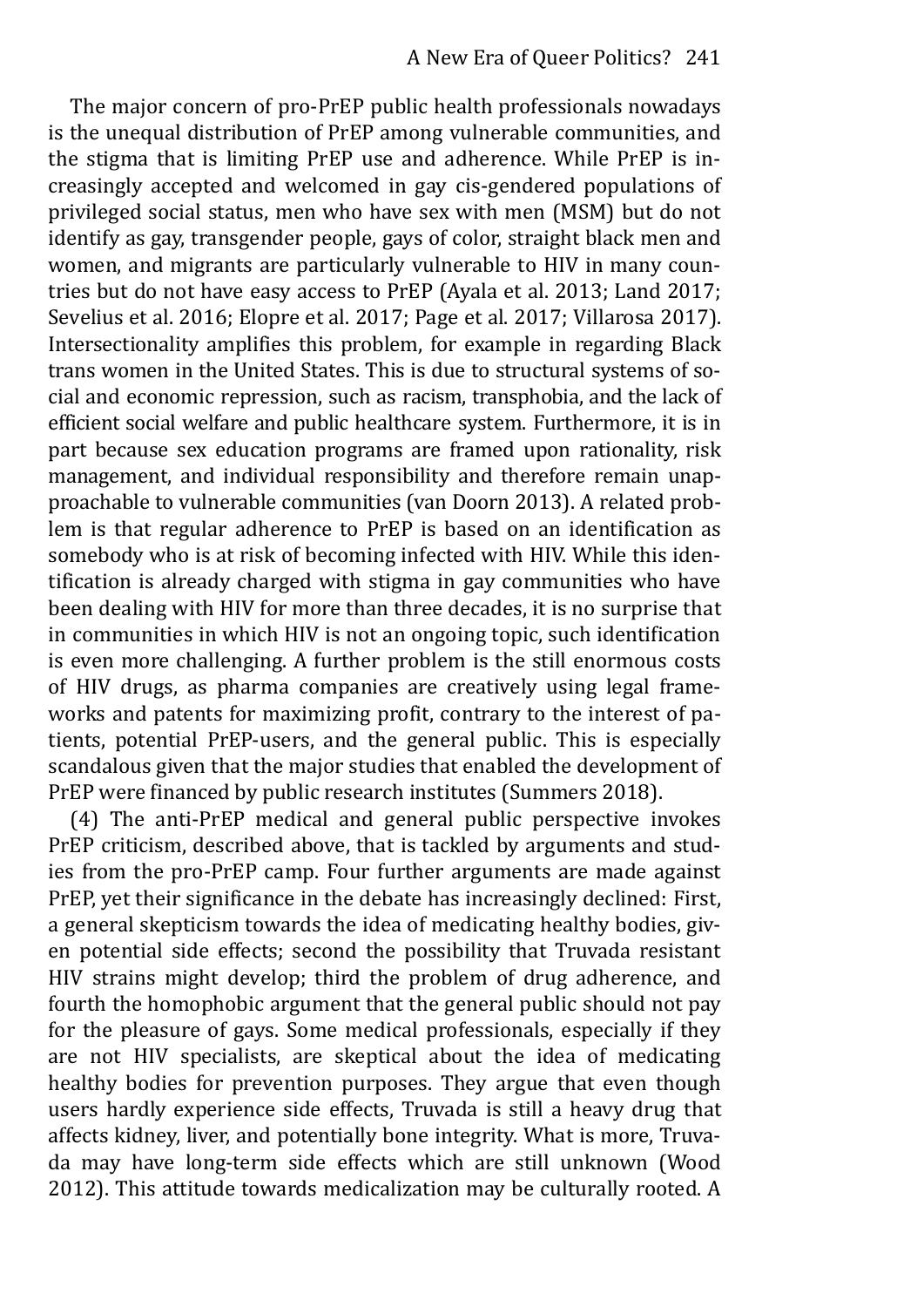The major concern of pro-PrEP public health professionals nowadays is the unequal distribution of PrEP among vulnerable communities, and the stigma that is limiting PrEP use and adherence. While PrEP is increasingly accepted and welcomed in gay cis-gendered populations of privileged social status, men who have sex with men (MSM) but do not identify as gay, transgender people, gays of color, straight black men and women, and migrants are particularly vulnerable to HIV in many countries but do not have easy access to PrEP (Ayala et al. 2013; Land 2017; Sevelius et al. 2016; Elopre et al. 2017; Page et al. 2017; Villarosa 2017). Intersectionality amplifies this problem, for example in regarding Black trans women in the United States. This is due to structural systems of social and economic repression, such as racism, transphobia, and the lack of efficient social welfare and public healthcare system. Furthermore, it is in part because sex education programs are framed upon rationality, risk management, and individual responsibility and therefore remain unapproachable to vulnerable communities (van Doorn 2013). A related problem is that regular adherence to PrEP is based on an identification as somebody who is at risk of becoming infected with HIV. While this identification is already charged with stigma in gay communities who have been dealing with HIV for more than three decades, it is no surprise that in communities in which HIV is not an ongoing topic, such identification is even more challenging. A further problem is the still enormous costs of HIV drugs, as pharma companies are creatively using legal frameworks and patents for maximizing profit, contrary to the interest of patients, potential PrEP-users, and the general public. This is especially scandalous given that the major studies that enabled the development of PrEP were financed by public research institutes (Summers 2018).

(4) The anti-PrEP medical and general public perspective invokes PrEP criticism, described above, that is tackled by arguments and studies from the pro-PrEP camp. Four further arguments are made against PrEP, yet their significance in the debate has increasingly declined: First, a general skepticism towards the idea of medicating healthy bodies, given potential side effects; second the possibility that Truvada resistant HIV strains might develop; third the problem of drug adherence, and fourth the homophobic argument that the general public should not pay for the pleasure of gays. Some medical professionals, especially if they are not HIV specialists, are skeptical about the idea of medicating healthy bodies for prevention purposes. They argue that even though users hardly experience side effects, Truvada is still a heavy drug that affects kidney, liver, and potentially bone integrity. What is more, Truvada may have long-term side effects which are still unknown (Wood 2012). This attitude towards medicalization may be culturally rooted. A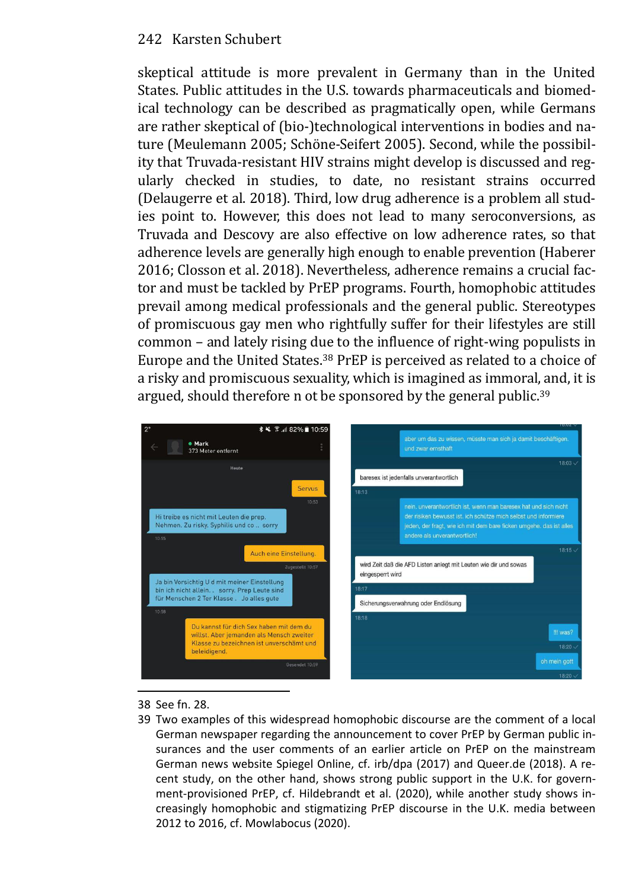skeptical attitude is more prevalent in Germany than in the United States. Public attitudes in the U.S. towards pharmaceuticals and biomedical technology can be described as pragmatically open, while Germans are rather skeptical of (bio-)technological interventions in bodies and nature (Meulemann 2005; Schöne-Seifert 2005). Second, while the possibility that Truvada-resistant HIV strains might develop is discussed and regularly checked in studies, to date, no resistant strains occurred (Delaugerre et al. 2018). Third, low drug adherence is a problem all studies point to. However, this does not lead to many seroconversions, as Truvada and Descovy are also effective on low adherence rates, so that adherence levels are generally high enough to enable prevention (Haberer 2016; Closson et al. 2018). Nevertheless, adherence remains a crucial factor and must be tackled by PrEP programs. Fourth, homophobic attitudes prevail among medical professionals and the general public. Stereotypes of promiscuous gay men who rightfully suffer for their lifestyles are still common – and lately rising due to the influence of right-wing populists in Europe and the United States.[38] PrEP is perceived as related to a choice of a risky and promiscuous sexuality, which is imagined as immoral, and, it is argued, should therefore n ot be sponsored by the general public.[39]

---

38 See fn. 28.

39 Two examples of this widespread homophobic discourse are the comment of a local German newspaper regarding the announcement to cover PrEP by German public insurances and the user comments of an earlier article on PrEP on the mainstream German news website Spiegel Online, cf. irb/dpa (2017) and Queer.de (2018). A recent study, on the other hand, shows strong public support in the U.K. for government-provisioned PrEP, cf. Hildebrandt et al. (2020), while another study shows increasingly homophobic and stigmatizing PrEP discourse in the U.K. media between 2012 to 2016, cf. Mowlabocus (2020).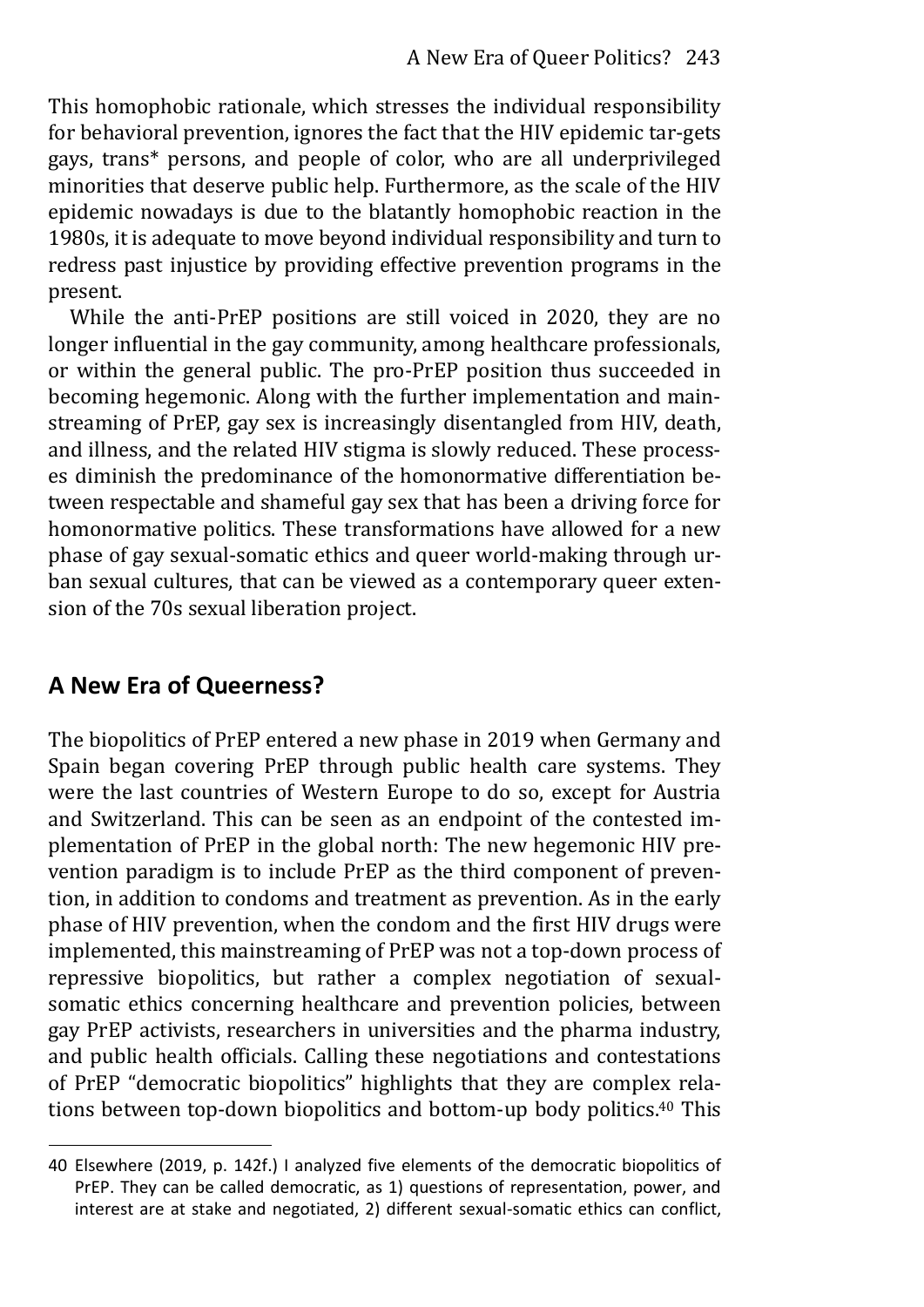This homophobic rationale, which stresses the individual responsibility for behavioral prevention, ignores the fact that the HIV epidemic tar-gets gays, trans* persons, and people of color, who are all underprivileged minorities that deserve public help. Furthermore, as the scale of the HIV epidemic nowadays is due to the blatantly homophobic reaction in the 1980s, it is adequate to move beyond individual responsibility and turn to redress past injustice by providing effective prevention programs in the present.

While the anti-PrEP positions are still voiced in 2020, they are no longer influential in the gay community, among healthcare professionals, or within the general public. The pro-PrEP position thus succeeded in becoming hegemonic. Along with the further implementation and mainstreaming of PrEP, gay sex is increasingly disentangled from HIV, death, and illness, and the related HIV stigma is slowly reduced. These processes diminish the predominance of the homonormative differentiation between respectable and shameful gay sex that has been a driving force for homonormative politics. These transformations have allowed for a new phase of gay sexual-somatic ethics and queer world-making through urban sexual cultures, that can be viewed as a contemporary queer extension of the 70s sexual liberation project.

## A New Era of Queerness?

The biopolitics of PrEP entered a new phase in 2019 when Germany and Spain began covering PrEP through public health care systems. They were the last countries of Western Europe to do so, except for Austria and Switzerland. This can be seen as an endpoint of the contested implementation of PrEP in the global north: The new hegemonic HIV prevention paradigm is to include PrEP as the third component of prevention, in addition to condoms and treatment as prevention. As in the early phase of HIV prevention, when the condom and the first HIV drugs were implemented, this mainstreaming of PrEP was not a top-down process of repressive biopolitics, but rather a complex negotiation of sexual-somatic ethics concerning healthcare and prevention policies, between gay PrEP activists, researchers in universities and the pharma industry, and public health officials. Calling these negotiations and contestations of PrEP "democratic biopolitics" highlights that they are complex relations between top-down biopolitics and bottom-up body politics.[40] This

---

40 Elsewhere (2019, p. 142f.) I analyzed five elements of the democratic biopolitics of PrEP. They can be called democratic, as 1) questions of representation, power, and interest are at stake and negotiated, 2) different sexual-somatic ethics can conflict,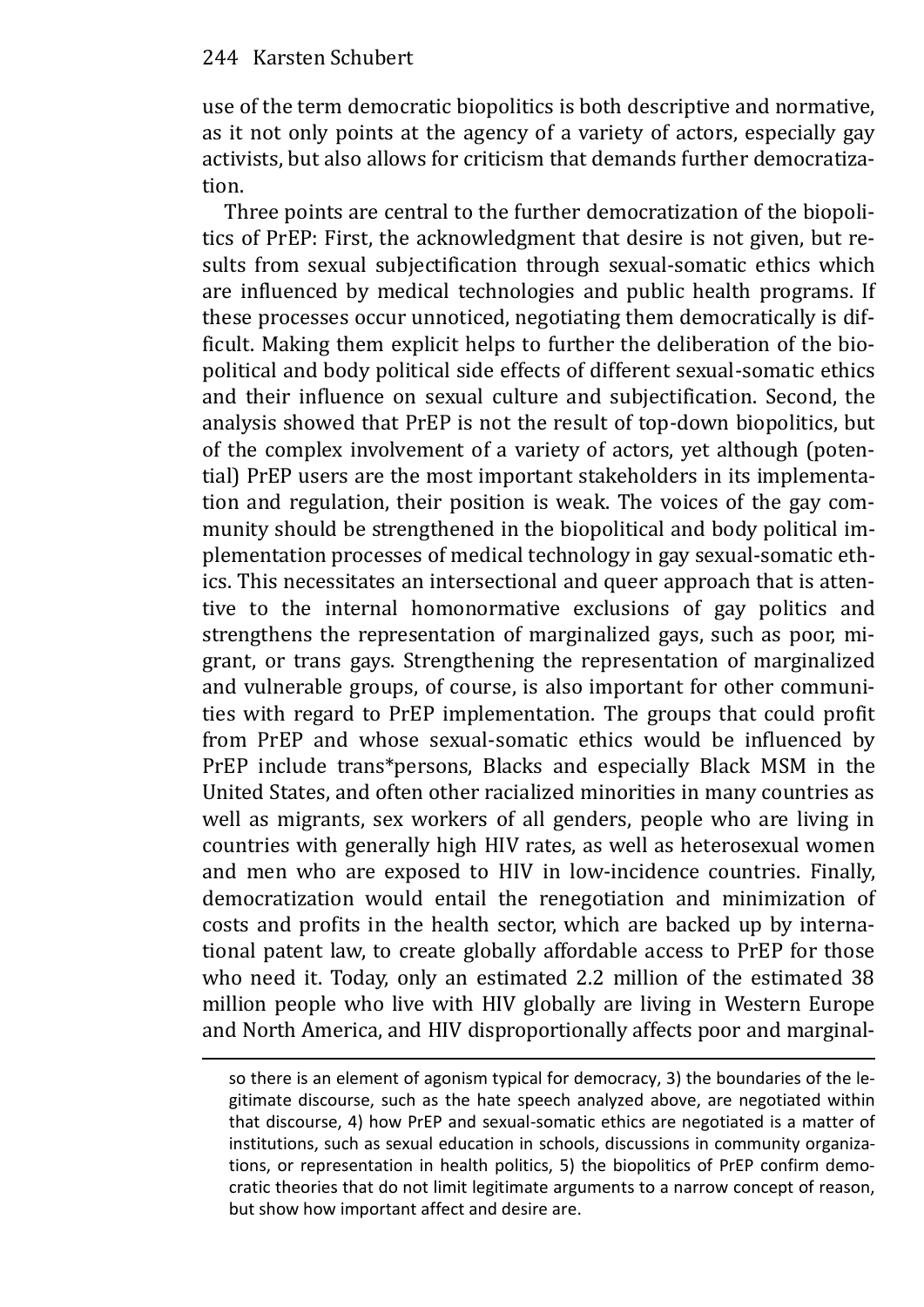use of the term democratic biopolitics is both descriptive and normative, as it not only points at the agency of a variety of actors, especially gay activists, but also allows for criticism that demands further democratization.

Three points are central to the further democratization of the biopolitics of PrEP: First, the acknowledgment that desire is not given, but results from sexual subjectification through sexual-somatic ethics which are influenced by medical technologies and public health programs. If these processes occur unnoticed, negotiating them democratically is difficult. Making them explicit helps to further the deliberation of the biopolitical and body political side effects of different sexual-somatic ethics and their influence on sexual culture and subjectification. Second, the analysis showed that PrEP is not the result of top-down biopolitics, but of the complex involvement of a variety of actors, yet although (potential) PrEP users are the most important stakeholders in its implementation and regulation, their position is weak. The voices of the gay community should be strengthened in the biopolitical and body political implementation processes of medical technology in gay sexual-somatic ethics. This necessitates an intersectional and queer approach that is attentive to the internal homonormative exclusions of gay politics and strengthens the representation of marginalized gays, such as poor, migrant, or trans gays. Strengthening the representation of marginalized and vulnerable groups, of course, is also important for other communities with regard to PrEP implementation. The groups that could profit from PrEP and whose sexual-somatic ethics would be influenced by PrEP include trans*persons, Blacks and especially Black MSM in the United States, and often other racialized minorities in many countries as well as migrants, sex workers of all genders, people who are living in countries with generally high HIV rates, as well as heterosexual women and men who are exposed to HIV in low-incidence countries. Finally, democratization would entail the renegotiation and minimization of costs and profits in the health sector, which are backed up by international patent law, to create globally affordable access to PrEP for those who need it. Today, only an estimated 2.2 million of the estimated 38 million people who live with HIV globally are living in Western Europe and North America, and HIV disproportionally affects poor and marginal-

---

so there is an element of agonism typical for democracy, 3) the boundaries of the legitimate discourse, such as the hate speech analyzed above, are negotiated within that discourse, 4) how PrEP and sexual-somatic ethics are negotiated is a matter of institutions, such as sexual education in schools, discussions in community organizations, or representation in health politics, 5) the biopolitics of PrEP confirm democratic theories that do not limit legitimate arguments to a narrow concept of reason, but show how important affect and desire are.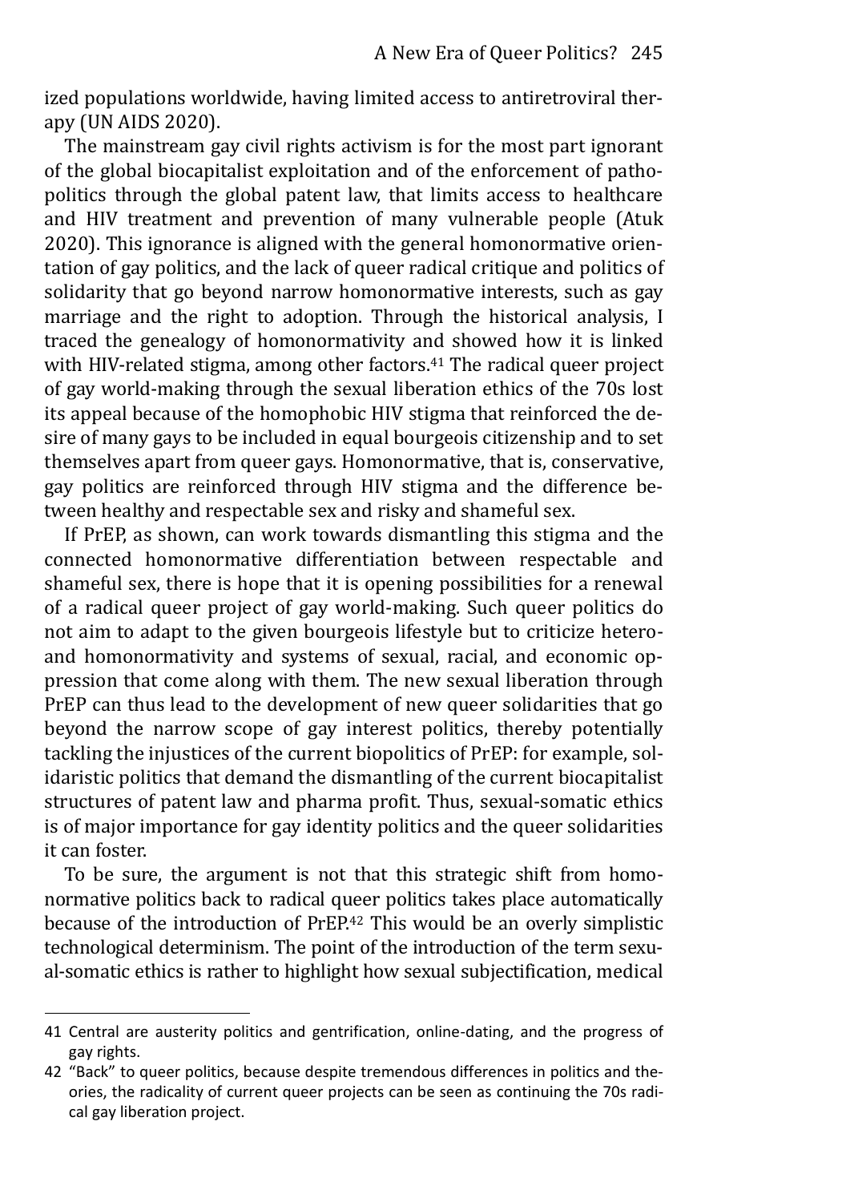ized populations worldwide, having limited access to antiretroviral therapy (UN AIDS 2020).

The mainstream gay civil rights activism is for the most part ignorant of the global biocapitalist exploitation and of the enforcement of pathopolitics through the global patent law, that limits access to healthcare and HIV treatment and prevention of many vulnerable people (Atuk 2020). This ignorance is aligned with the general homonormative orientation of gay politics, and the lack of queer radical critique and politics of solidarity that go beyond narrow homonormative interests, such as gay marriage and the right to adoption. Through the historical analysis, I traced the genealogy of homonormativity and showed how it is linked with HIV-related stigma, among other factors.[41] The radical queer project of gay world-making through the sexual liberation ethics of the 70s lost its appeal because of the homophobic HIV stigma that reinforced the desire of many gays to be included in equal bourgeois citizenship and to set themselves apart from queer gays. Homonormative, that is, conservative, gay politics are reinforced through HIV stigma and the difference between healthy and respectable sex and risky and shameful sex.

If PrEP, as shown, can work towards dismantling this stigma and the connected homonormative differentiation between respectable and shameful sex, there is hope that it is opening possibilities for a renewal of a radical queer project of gay world-making. Such queer politics do not aim to adapt to the given bourgeois lifestyle but to criticize hetero- and homonormativity and systems of sexual, racial, and economic oppression that come along with them. The new sexual liberation through PrEP can thus lead to the development of new queer solidarities that go beyond the narrow scope of gay interest politics, thereby potentially tackling the injustices of the current biopolitics of PrEP: for example, solidaristic politics that demand the dismantling of the current biocapitalist structures of patent law and pharma profit. Thus, sexual-somatic ethics is of major importance for gay identity politics and the queer solidarities it can foster.

To be sure, the argument is not that this strategic shift from homonormative politics back to radical queer politics takes place automatically because of the introduction of PrEP.[42] This would be an overly simplistic technological determinism. The point of the introduction of the term sexual-somatic ethics is rather to highlight how sexual subjectification, medical

---

41 Central are austerity politics and gentrification, online-dating, and the progress of gay rights.

42 "Back" to queer politics, because despite tremendous differences in politics and theories, the radicality of current queer projects can be seen as continuing the 70s radical gay liberation project.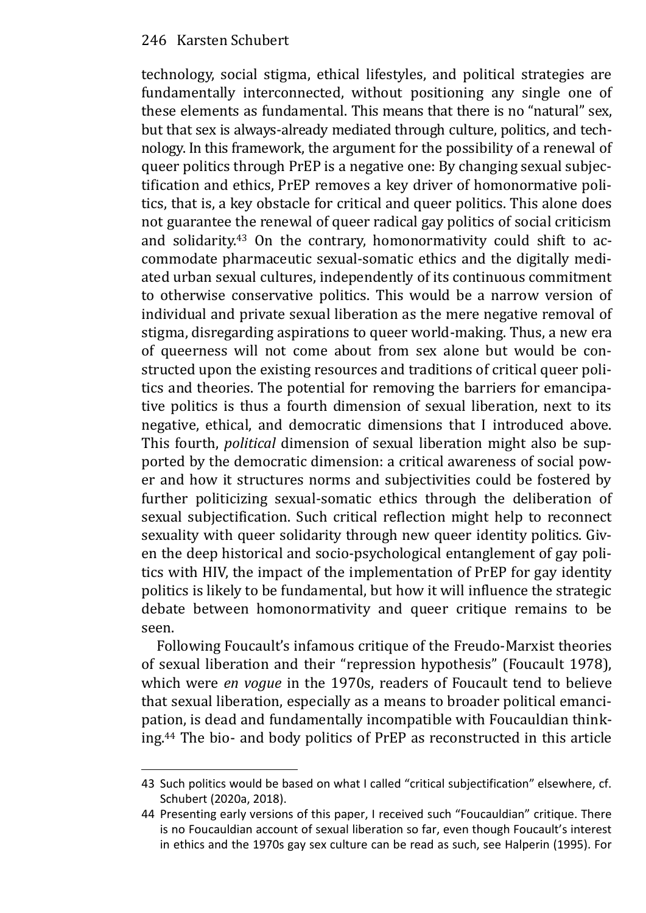technology, social stigma, ethical lifestyles, and political strategies are fundamentally interconnected, without positioning any single one of these elements as fundamental. This means that there is no "natural" sex, but that sex is always-already mediated through culture, politics, and technology. In this framework, the argument for the possibility of a renewal of queer politics through PrEP is a negative one: By changing sexual subjectification and ethics, PrEP removes a key driver of homonormative politics, that is, a key obstacle for critical and queer politics. This alone does not guarantee the renewal of queer radical gay politics of social criticism and solidarity.[43] On the contrary, homonormativity could shift to accommodate pharmaceutic sexual-somatic ethics and the digitally mediated urban sexual cultures, independently of its continuous commitment to otherwise conservative politics. This would be a narrow version of individual and private sexual liberation as the mere negative removal of stigma, disregarding aspirations to queer world-making. Thus, a new era of queerness will not come about from sex alone but would be constructed upon the existing resources and traditions of critical queer politics and theories. The potential for removing the barriers for emancipative politics is thus a fourth dimension of sexual liberation, next to its negative, ethical, and democratic dimensions that I introduced above. This fourth, *political* dimension of sexual liberation might also be supported by the democratic dimension: a critical awareness of social power and how it structures norms and subjectivities could be fostered by further politicizing sexual-somatic ethics through the deliberation of sexual subjectification. Such critical reflection might help to reconnect sexuality with queer solidarity through new queer identity politics. Given the deep historical and socio-psychological entanglement of gay politics with HIV, the impact of the implementation of PrEP for gay identity politics is likely to be fundamental, but how it will influence the strategic debate between homonormativity and queer critique remains to be seen.

Following Foucault's infamous critique of the Freudo-Marxist theories of sexual liberation and their "repression hypothesis" (Foucault 1978), which were *en vogue* in the 1970s, readers of Foucault tend to believe that sexual liberation, especially as a means to broader political emancipation, is dead and fundamentally incompatible with Foucauldian thinking.[44] The bio- and body politics of PrEP as reconstructed in this article

---

43 Such politics would be based on what I called "critical subjectification" elsewhere, cf. Schubert (2020a, 2018).

44 Presenting early versions of this paper, I received such "Foucauldian" critique. There is no Foucauldian account of sexual liberation so far, even though Foucault's interest in ethics and the 1970s gay sex culture can be read as such, see Halperin (1995). For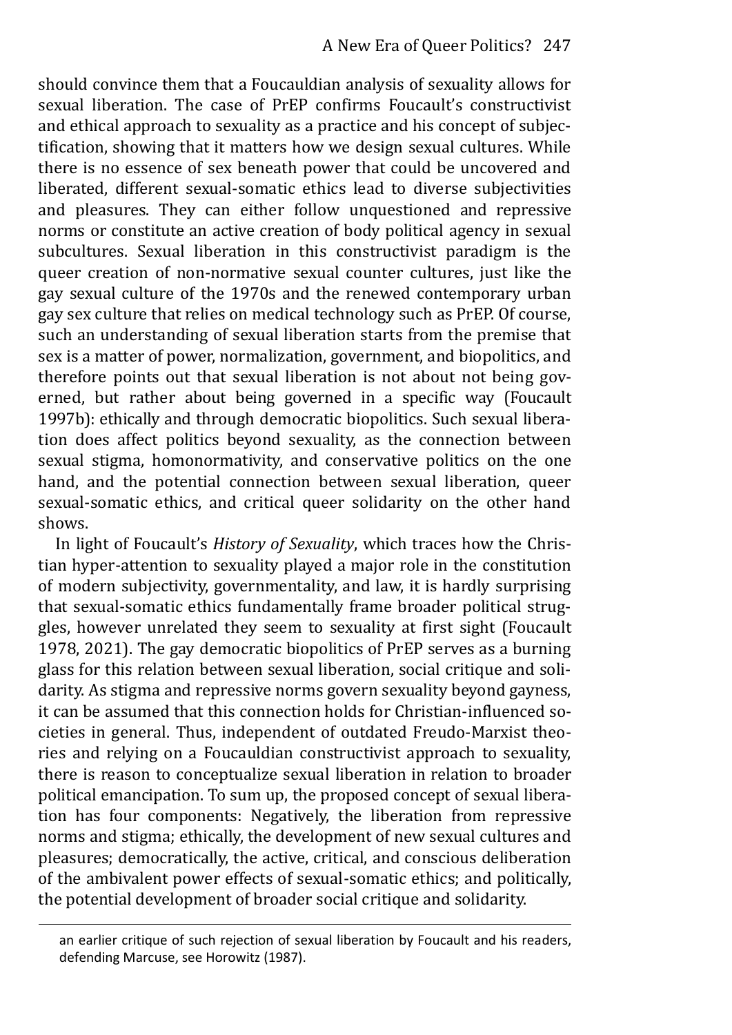should convince them that a Foucauldian analysis of sexuality allows for sexual liberation. The case of PrEP confirms Foucault's constructivist and ethical approach to sexuality as a practice and his concept of subjectification, showing that it matters how we design sexual cultures. While there is no essence of sex beneath power that could be uncovered and liberated, different sexual-somatic ethics lead to diverse subjectivities and pleasures. They can either follow unquestioned and repressive norms or constitute an active creation of body political agency in sexual subcultures. Sexual liberation in this constructivist paradigm is the queer creation of non-normative sexual counter cultures, just like the gay sexual culture of the 1970s and the renewed contemporary urban gay sex culture that relies on medical technology such as PrEP. Of course, such an understanding of sexual liberation starts from the premise that sex is a matter of power, normalization, government, and biopolitics, and therefore points out that sexual liberation is not about not being governed, but rather about being governed in a specific way (Foucault 1997b): ethically and through democratic biopolitics. Such sexual liberation does affect politics beyond sexuality, as the connection between sexual stigma, homonormativity, and conservative politics on the one hand, and the potential connection between sexual liberation, queer sexual-somatic ethics, and critical queer solidarity on the other hand shows.

In light of Foucault's *History of Sexuality*, which traces how the Christian hyper-attention to sexuality played a major role in the constitution of modern subjectivity, governmentality, and law, it is hardly surprising that sexual-somatic ethics fundamentally frame broader political struggles, however unrelated they seem to sexuality at first sight (Foucault 1978, 2021). The gay democratic biopolitics of PrEP serves as a burning glass for this relation between sexual liberation, social critique and solidarity. As stigma and repressive norms govern sexuality beyond gayness, it can be assumed that this connection holds for Christian-influenced societies in general. Thus, independent of outdated Freudo-Marxist theories and relying on a Foucauldian constructivist approach to sexuality, there is reason to conceptualize sexual liberation in relation to broader political emancipation. To sum up, the proposed concept of sexual liberation has four components: Negatively, the liberation from repressive norms and stigma; ethically, the development of new sexual cultures and pleasures; democratically, the active, critical, and conscious deliberation of the ambivalent power effects of sexual-somatic ethics; and politically, the potential development of broader social critique and solidarity.

---

an earlier critique of such rejection of sexual liberation by Foucault and his readers, defending Marcuse, see Horowitz (1987).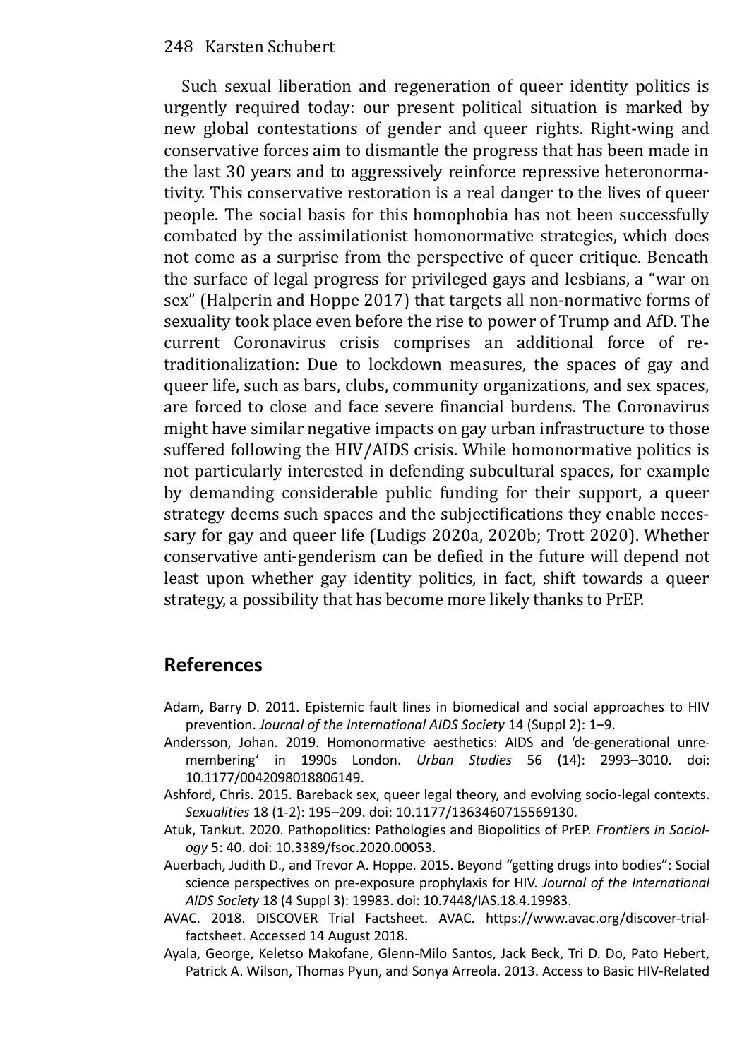Such sexual liberation and regeneration of queer identity politics is urgently required today: our present political situation is marked by new global contestations of gender and queer rights. Right-wing and conservative forces aim to dismantle the progress that has been made in the last 30 years and to aggressively reinforce repressive heteronormativity. This conservative restoration is a real danger to the lives of queer people. The social basis for this homophobia has not been successfully combated by the assimilationist homonormative strategies, which does not come as a surprise from the perspective of queer critique. Beneath the surface of legal progress for privileged gays and lesbians, a "war on sex" (Halperin and Hoppe 2017) that targets all non-normative forms of sexuality took place even before the rise to power of Trump and AfD. The current Coronavirus crisis comprises an additional force of re-traditionalization: Due to lockdown measures, the spaces of gay and queer life, such as bars, clubs, community organizations, and sex spaces, are forced to close and face severe financial burdens. The Coronavirus might have similar negative impacts on gay urban infrastructure to those suffered following the HIV/AIDS crisis. While homonormative politics is not particularly interested in defending subcultural spaces, for example by demanding considerable public funding for their support, a queer strategy deems such spaces and the subjectifications they enable necessary for gay and queer life (Ludigs 2020a, 2020b; Trott 2020). Whether conservative anti-genderism can be defied in the future will depend not least upon whether gay identity politics, in fact, shift towards a queer strategy, a possibility that has become more likely thanks to PrEP.

## References

Adam, Barry D. 2011. Epistemic fault lines in biomedical and social approaches to HIV prevention. *Journal of the International AIDS Society* 14 (Suppl 2): 1–9.

Andersson, Johan. 2019. Homonormative aesthetics: AIDS and 'de-generational unremembering' in 1990s London. *Urban Studies* 56 (14): 2993–3010. doi: 10.1177/0042098018806149.

Ashford, Chris. 2015. Bareback sex, queer legal theory, and evolving socio-legal contexts. *Sexualities* 18 (1-2): 195–209. doi: 10.1177/1363460715569130.

Atuk, Tankut. 2020. Pathopolitics: Pathologies and Biopolitics of PrEP. *Frontiers in Sociology* 5: 40. doi: 10.3389/fsoc.2020.00053.

Auerbach, Judith D., and Trevor A. Hoppe. 2015. Beyond "getting drugs into bodies": Social science perspectives on pre-exposure prophylaxis for HIV. *Journal of the International AIDS Society* 18 (4 Suppl 3): 19983. doi: 10.7448/IAS.18.4.19983.

AVAC. 2018. DISCOVER Trial Factsheet. AVAC. https://www.avac.org/discover-trial-factsheet. Accessed 14 August 2018.

Ayala, George, Keletso Makofane, Glenn-Milo Santos, Jack Beck, Tri D. Do, Pato Hebert, Patrick A. Wilson, Thomas Pyun, and Sonya Arreola. 2013. Access to Basic HIV-Related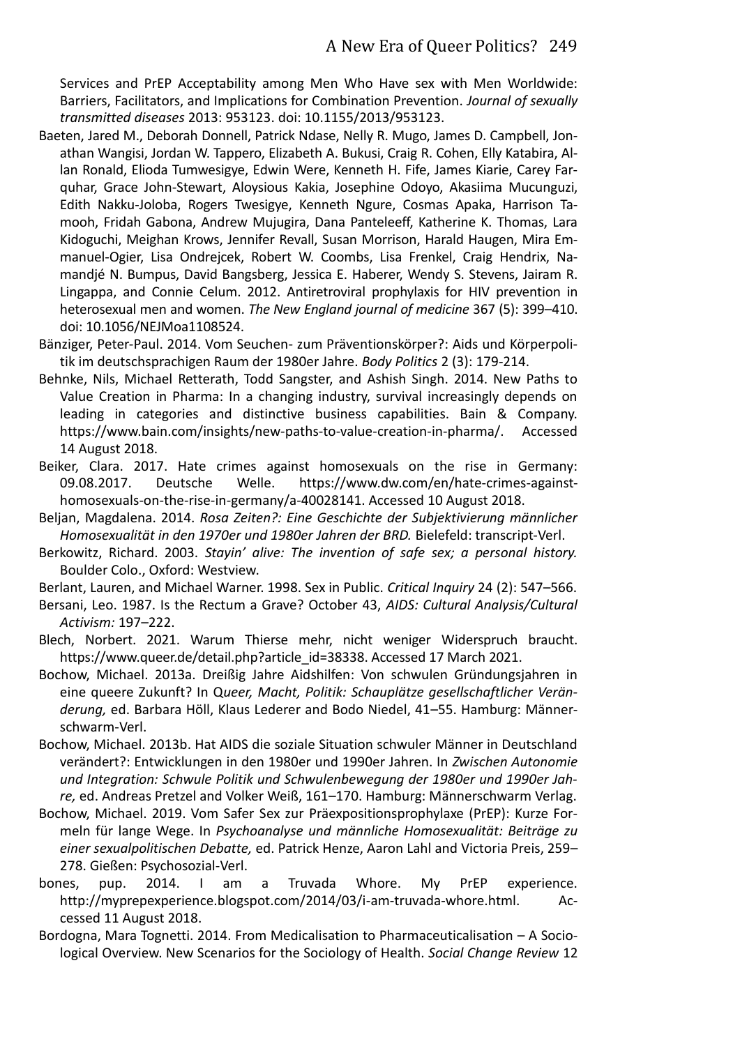Services and PrEP Acceptability among Men Who Have sex with Men Worldwide: Barriers, Facilitators, and Implications for Combination Prevention. *Journal of sexually transmitted diseases* 2013: 953123. doi: 10.1155/2013/953123.

Baeten, Jared M., Deborah Donnell, Patrick Ndase, Nelly R. Mugo, James D. Campbell, Jonathan Wangisi, Jordan W. Tappero, Elizabeth A. Bukusi, Craig R. Cohen, Elly Katabira, Allan Ronald, Elioda Tumwesigye, Edwin Were, Kenneth H. Fife, James Kiarie, Carey Farquhar, Grace John-Stewart, Aloysious Kakia, Josephine Odoyo, Akasiima Mucunguzi, Edith Nakku-Joloba, Rogers Twesigye, Kenneth Ngure, Cosmas Apaka, Harrison Tamooh, Fridah Gabona, Andrew Mujugira, Dana Panteleeff, Katherine K. Thomas, Lara Kidoguchi, Meighan Krows, Jennifer Revall, Susan Morrison, Harald Haugen, Mira Emmanuel-Ogier, Lisa Ondrejcek, Robert W. Coombs, Lisa Frenkel, Craig Hendrix, Namandjé N. Bumpus, David Bangsberg, Jessica E. Haberer, Wendy S. Stevens, Jairam R. Lingappa, and Connie Celum. 2012. Antiretroviral prophylaxis for HIV prevention in heterosexual men and women. *The New England journal of medicine* 367 (5): 399–410. doi: 10.1056/NEJMoa1108524.

Bänziger, Peter-Paul. 2014. Vom Seuchen- zum Präventionskörper?: Aids und Körperpolitik im deutschsprachigen Raum der 1980er Jahre. *Body Politics* 2 (3): 179-214.

Behnke, Nils, Michael Retterath, Todd Sangster, and Ashish Singh. 2014. New Paths to Value Creation in Pharma: In a changing industry, survival increasingly depends on leading in categories and distinctive business capabilities. Bain & Company. https://www.bain.com/insights/new-paths-to-value-creation-in-pharma/. Accessed 14 August 2018.

Beiker, Clara. 2017. Hate crimes against homosexuals on the rise in Germany: 09.08.2017. Deutsche Welle. https://www.dw.com/en/hate-crimes-against-homosexuals-on-the-rise-in-germany/a-40028141. Accessed 10 August 2018.

Beljan, Magdalena. 2014. *Rosa Zeiten?: Eine Geschichte der Subjektivierung männlicher Homosexualität in den 1970er und 1980er Jahren der BRD.* Bielefeld: transcript-Verl.

Berkowitz, Richard. 2003. *Stayin' alive: The invention of safe sex; a personal history.* Boulder Colo., Oxford: Westview.

Berlant, Lauren, and Michael Warner. 1998. Sex in Public. *Critical Inquiry* 24 (2): 547–566.

Bersani, Leo. 1987. Is the Rectum a Grave? October 43, *AIDS: Cultural Analysis/Cultural Activism:* 197–222.

Blech, Norbert. 2021. Warum Thierse mehr, nicht weniger Widerspruch braucht. https://www.queer.de/detail.php?article_id=38338. Accessed 17 March 2021.

Bochow, Michael. 2013a. Dreißig Jahre Aidshilfen: Von schwulen Gründungsjahren in eine queere Zukunft? In Q*ueer, Macht, Politik: Schauplätze gesellschaftlicher Veränderung,* ed. Barbara Höll, Klaus Lederer and Bodo Niedel, 41–55. Hamburg: Männerschwarm-Verl.

Bochow, Michael. 2013b. Hat AIDS die soziale Situation schwuler Männer in Deutschland verändert?: Entwicklungen in den 1980er und 1990er Jahren. In *Zwischen Autonomie und Integration: Schwule Politik und Schwulenbewegung der 1980er und 1990er Jahre,* ed. Andreas Pretzel and Volker Weiß, 161–170. Hamburg: Männerschwarm Verlag.

Bochow, Michael. 2019. Vom Safer Sex zur Präexpositionsprophylaxe (PrEP): Kurze Formeln für lange Wege. In *Psychoanalyse und männliche Homosexualität: Beiträge zu einer sexualpolitischen Debatte,* ed. Patrick Henze, Aaron Lahl and Victoria Preis, 259–278. Gießen: Psychosozial-Verl.

bones, pup. 2014. I am a Truvada Whore. My PrEP experience. http://myprepexperience.blogspot.com/2014/03/i-am-truvada-whore.html. Accessed 11 August 2018.

Bordogna, Mara Tognetti. 2014. From Medicalisation to Pharmaceuticalisation – A Sociological Overview. New Scenarios for the Sociology of Health. *Social Change Review* 12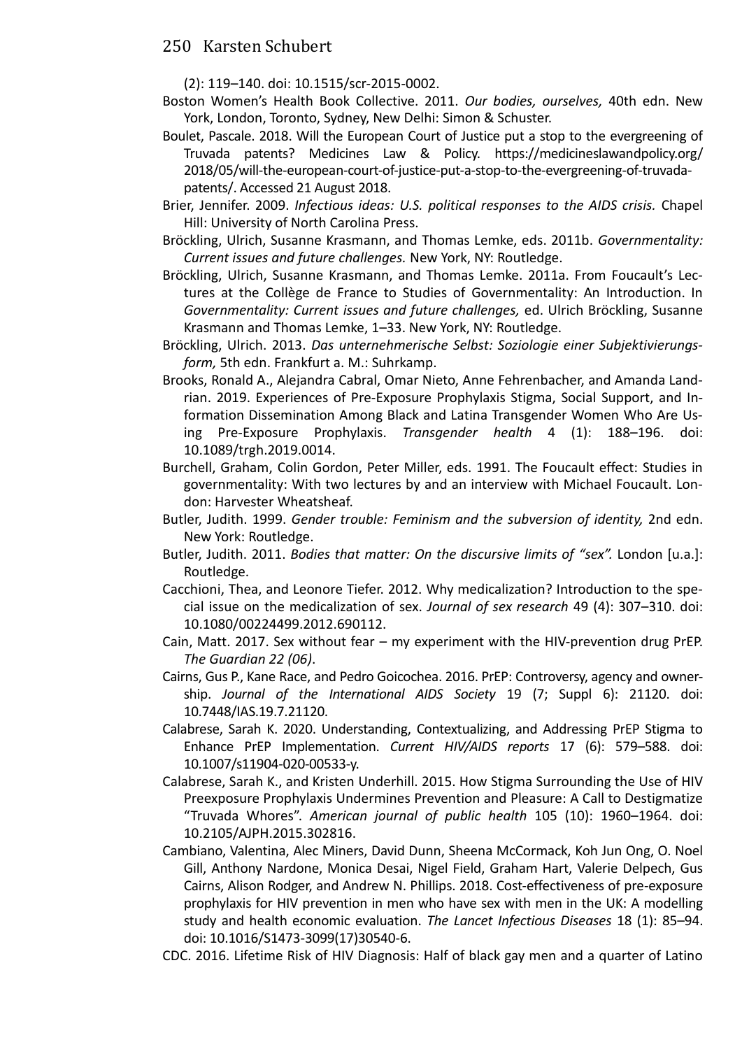(2): 119–140. doi: 10.1515/scr-2015-0002.

Boston Women's Health Book Collective. 2011. *Our bodies, ourselves,* 40th edn. New York, London, Toronto, Sydney, New Delhi: Simon & Schuster.

Boulet, Pascale. 2018. Will the European Court of Justice put a stop to the evergreening of Truvada patents? Medicines Law & Policy. https://medicineslawandpolicy.org/2018/05/will-the-european-court-of-justice-put-a-stop-to-the-evergreening-of-truvada-patents/. Accessed 21 August 2018.

Brier, Jennifer. 2009. *Infectious ideas: U.S. political responses to the AIDS crisis.* Chapel Hill: University of North Carolina Press.

Bröckling, Ulrich, Susanne Krasmann, and Thomas Lemke, eds. 2011b. *Governmentality: Current issues and future challenges.* New York, NY: Routledge.

Bröckling, Ulrich, Susanne Krasmann, and Thomas Lemke. 2011a. From Foucault's Lectures at the Collège de France to Studies of Governmentality: An Introduction. In *Governmentality: Current issues and future challenges,* ed. Ulrich Bröckling, Susanne Krasmann and Thomas Lemke, 1–33. New York, NY: Routledge.

Bröckling, Ulrich. 2013. *Das unternehmerische Selbst: Soziologie einer Subjektivierungsform,* 5th edn. Frankfurt a. M.: Suhrkamp.

Brooks, Ronald A., Alejandra Cabral, Omar Nieto, Anne Fehrenbacher, and Amanda Landrian. 2019. Experiences of Pre-Exposure Prophylaxis Stigma, Social Support, and Information Dissemination Among Black and Latina Transgender Women Who Are Using Pre-Exposure Prophylaxis. *Transgender health* 4 (1): 188–196. doi: 10.1089/trgh.2019.0014.

Burchell, Graham, Colin Gordon, Peter Miller, eds. 1991. The Foucault effect: Studies in governmentality: With two lectures by and an interview with Michael Foucault. London: Harvester Wheatsheaf.

Butler, Judith. 1999. *Gender trouble: Feminism and the subversion of identity,* 2nd edn. New York: Routledge.

Butler, Judith. 2011. *Bodies that matter: On the discursive limits of "sex".* London [u.a.]: Routledge.

Cacchioni, Thea, and Leonore Tiefer. 2012. Why medicalization? Introduction to the special issue on the medicalization of sex. *Journal of sex research* 49 (4): 307–310. doi: 10.1080/00224499.2012.690112.

Cain, Matt. 2017. Sex without fear – my experiment with the HIV-prevention drug PrEP. *The Guardian 22 (06)*.

Cairns, Gus P., Kane Race, and Pedro Goicochea. 2016. PrEP: Controversy, agency and ownership. *Journal of the International AIDS Society* 19 (7; Suppl 6): 21120. doi: 10.7448/IAS.19.7.21120.

Calabrese, Sarah K. 2020. Understanding, Contextualizing, and Addressing PrEP Stigma to Enhance PrEP Implementation. *Current HIV/AIDS reports* 17 (6): 579–588. doi: 10.1007/s11904-020-00533-y.

Calabrese, Sarah K., and Kristen Underhill. 2015. How Stigma Surrounding the Use of HIV Preexposure Prophylaxis Undermines Prevention and Pleasure: A Call to Destigmatize "Truvada Whores". *American journal of public health* 105 (10): 1960–1964. doi: 10.2105/AJPH.2015.302816.

Cambiano, Valentina, Alec Miners, David Dunn, Sheena McCormack, Koh Jun Ong, O. Noel Gill, Anthony Nardone, Monica Desai, Nigel Field, Graham Hart, Valerie Delpech, Gus Cairns, Alison Rodger, and Andrew N. Phillips. 2018. Cost-effectiveness of pre-exposure prophylaxis for HIV prevention in men who have sex with men in the UK: A modelling study and health economic evaluation. *The Lancet Infectious Diseases* 18 (1): 85–94. doi: 10.1016/S1473-3099(17)30540-6.

CDC. 2016. Lifetime Risk of HIV Diagnosis: Half of black gay men and a quarter of Latino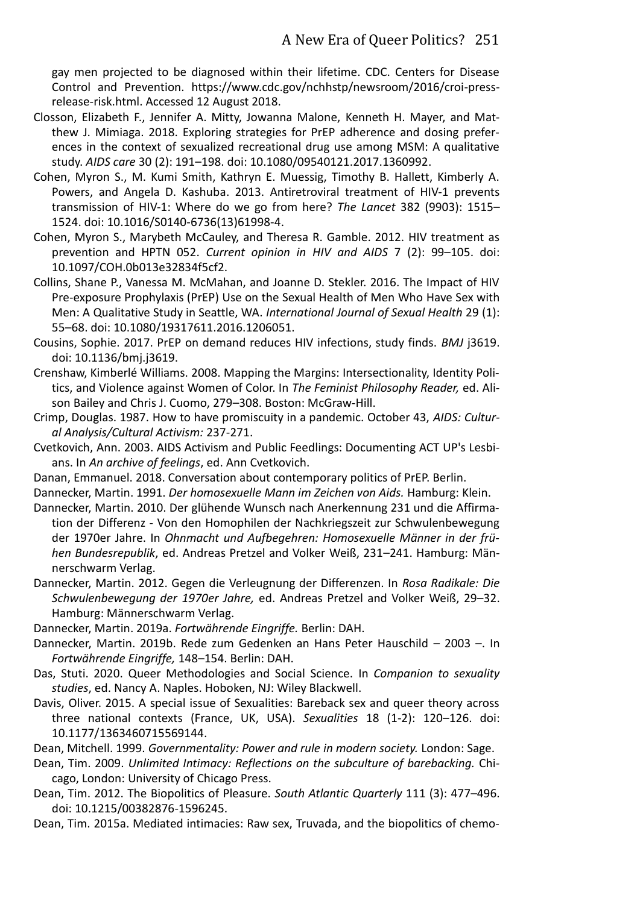gay men projected to be diagnosed within their lifetime. CDC. Centers for Disease Control and Prevention. https://www.cdc.gov/nchhstp/newsroom/2016/croi-press-release-risk.html. Accessed 12 August 2018.

Closson, Elizabeth F., Jennifer A. Mitty, Jowanna Malone, Kenneth H. Mayer, and Matthew J. Mimiaga. 2018. Exploring strategies for PrEP adherence and dosing preferences in the context of sexualized recreational drug use among MSM: A qualitative study. *AIDS care* 30 (2): 191–198. doi: 10.1080/09540121.2017.1360992.

Cohen, Myron S., M. Kumi Smith, Kathryn E. Muessig, Timothy B. Hallett, Kimberly A. Powers, and Angela D. Kashuba. 2013. Antiretroviral treatment of HIV-1 prevents transmission of HIV-1: Where do we go from here? *The Lancet* 382 (9903): 1515–1524. doi: 10.1016/S0140-6736(13)61998-4.

Cohen, Myron S., Marybeth McCauley, and Theresa R. Gamble. 2012. HIV treatment as prevention and HPTN 052. *Current opinion in HIV and AIDS* 7 (2): 99–105. doi: 10.1097/COH.0b013e32834f5cf2.

Collins, Shane P., Vanessa M. McMahan, and Joanne D. Stekler. 2016. The Impact of HIV Pre-exposure Prophylaxis (PrEP) Use on the Sexual Health of Men Who Have Sex with Men: A Qualitative Study in Seattle, WA. *International Journal of Sexual Health* 29 (1): 55–68. doi: 10.1080/19317611.2016.1206051.

Cousins, Sophie. 2017. PrEP on demand reduces HIV infections, study finds. *BMJ* j3619. doi: 10.1136/bmj.j3619.

Crenshaw, Kimberlé Williams. 2008. Mapping the Margins: Intersectionality, Identity Politics, and Violence against Women of Color. In *The Feminist Philosophy Reader,* ed. Alison Bailey and Chris J. Cuomo, 279–308. Boston: McGraw-Hill.

Crimp, Douglas. 1987. How to have promiscuity in a pandemic. October 43, *AIDS: Cultural Analysis/Cultural Activism:* 237-271.

Cvetkovich, Ann. 2003. AIDS Activism and Public Feedlings: Documenting ACT UP's Lesbians. In *An archive of feelings*, ed. Ann Cvetkovich.

Danan, Emmanuel. 2018. Conversation about contemporary politics of PrEP. Berlin.

Dannecker, Martin. 1991. *Der homosexuelle Mann im Zeichen von Aids.* Hamburg: Klein.

Dannecker, Martin. 2010. Der glühende Wunsch nach Anerkennung 231 und die Affirmation der Differenz - Von den Homophilen der Nachkriegszeit zur Schwulenbewegung der 1970er Jahre. In *Ohnmacht und Aufbegehren: Homosexuelle Männer in der frühen Bundesrepublik*, ed. Andreas Pretzel and Volker Weiß, 231–241. Hamburg: Männerschwarm Verlag.

Dannecker, Martin. 2012. Gegen die Verleugnung der Differenzen. In *Rosa Radikale: Die Schwulenbewegung der 1970er Jahre,* ed. Andreas Pretzel and Volker Weiß, 29–32. Hamburg: Männerschwarm Verlag.

Dannecker, Martin. 2019a. *Fortwährende Eingriffe.* Berlin: DAH.

Dannecker, Martin. 2019b. Rede zum Gedenken an Hans Peter Hauschild – 2003 –. In *Fortwährende Eingriffe,* 148–154. Berlin: DAH.

Das, Stuti. 2020. Queer Methodologies and Social Science. In *Companion to sexuality studies*, ed. Nancy A. Naples. Hoboken, NJ: Wiley Blackwell.

Davis, Oliver. 2015. A special issue of Sexualities: Bareback sex and queer theory across three national contexts (France, UK, USA). *Sexualities* 18 (1-2): 120–126. doi: 10.1177/1363460715569144.

Dean, Mitchell. 1999. *Governmentality: Power and rule in modern society.* London: Sage.

Dean, Tim. 2009. *Unlimited Intimacy: Reflections on the subculture of barebacking.* Chicago, London: University of Chicago Press.

Dean, Tim. 2012. The Biopolitics of Pleasure. *South Atlantic Quarterly* 111 (3): 477–496. doi: 10.1215/00382876-1596245.

Dean, Tim. 2015a. Mediated intimacies: Raw sex, Truvada, and the biopolitics of chemo-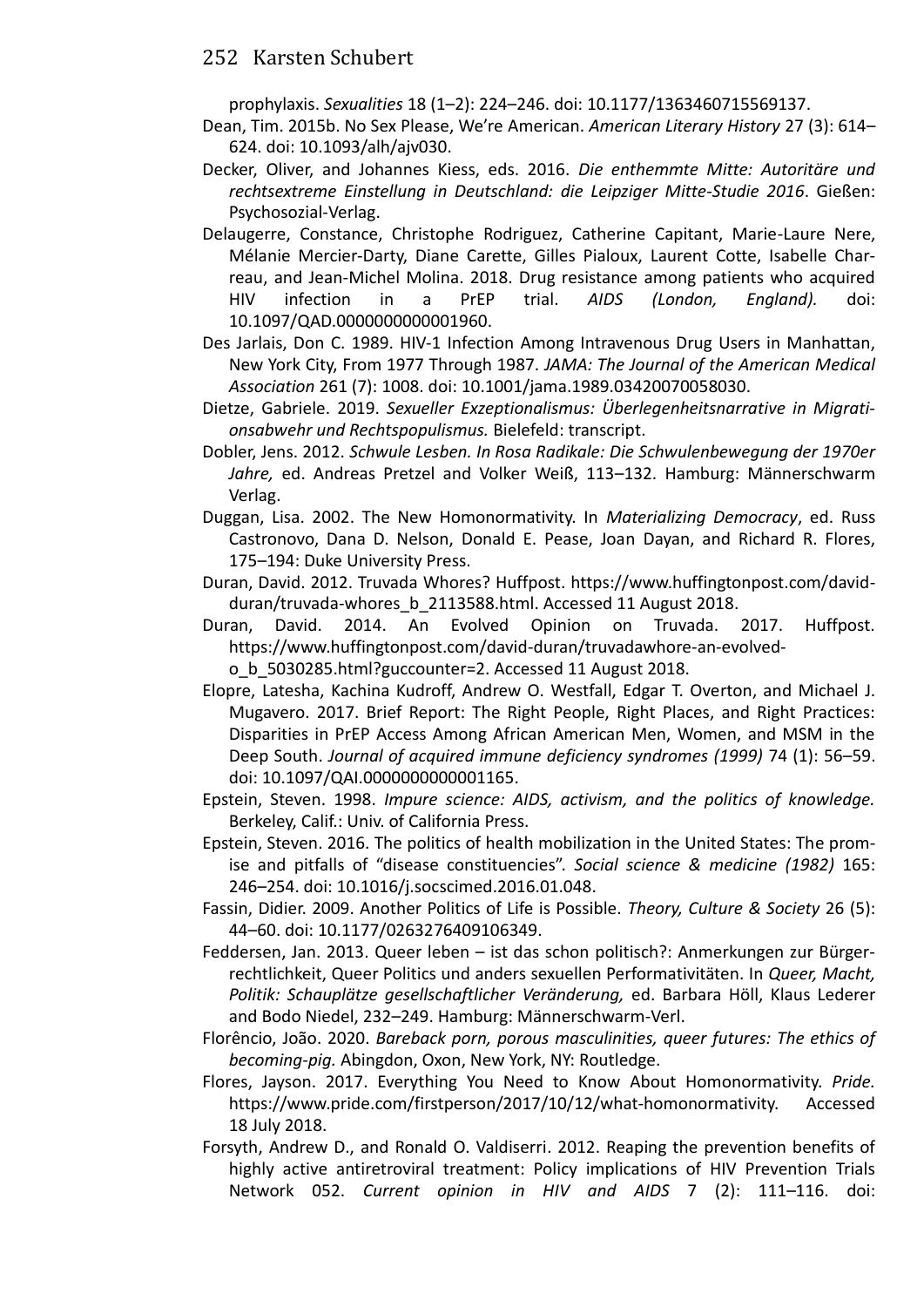prophylaxis. *Sexualities* 18 (1–2): 224–246. doi: 10.1177/1363460715569137.

Dean, Tim. 2015b. No Sex Please, We're American. *American Literary History* 27 (3): 614–624. doi: 10.1093/alh/ajv030.

Decker, Oliver, and Johannes Kiess, eds. 2016. *Die enthemmte Mitte: Autoritäre und rechtsextreme Einstellung in Deutschland: die Leipziger Mitte-Studie 2016*. Gießen: Psychosozial-Verlag.

Delaugerre, Constance, Christophe Rodriguez, Catherine Capitant, Marie-Laure Nere, Mélanie Mercier-Darty, Diane Carette, Gilles Pialoux, Laurent Cotte, Isabelle Charreau, and Jean-Michel Molina. 2018. Drug resistance among patients who acquired HIV infection in a PrEP trial. *AIDS (London, England).* doi: 10.1097/QAD.0000000000001960.

Des Jarlais, Don C. 1989. HIV-1 Infection Among Intravenous Drug Users in Manhattan, New York City, From 1977 Through 1987. *JAMA: The Journal of the American Medical Association* 261 (7): 1008. doi: 10.1001/jama.1989.03420070058030.

Dietze, Gabriele. 2019. *Sexueller Exzeptionalismus: Überlegenheitsnarrative in Migrationsabwehr und Rechtspopulismus.* Bielefeld: transcript.

Dobler, Jens. 2012. *Schwule Lesben. In Rosa Radikale: Die Schwulenbewegung der 1970er Jahre,* ed. Andreas Pretzel and Volker Weiß, 113–132. Hamburg: Männerschwarm Verlag.

Duggan, Lisa. 2002. The New Homonormativity. In *Materializing Democracy*, ed. Russ Castronovo, Dana D. Nelson, Donald E. Pease, Joan Dayan, and Richard R. Flores, 175–194: Duke University Press.

Duran, David. 2012. Truvada Whores? Huffpost. https://www.huffingtonpost.com/david-duran/truvada-whores_b_2113588.html. Accessed 11 August 2018.

Duran, David. 2014. An Evolved Opinion on Truvada. 2017. Huffpost. https://www.huffingtonpost.com/david-duran/truvadawhore-an-evolved-o_b_5030285.html?guccounter=2. Accessed 11 August 2018.

Elopre, Latesha, Kachina Kudroff, Andrew O. Westfall, Edgar T. Overton, and Michael J. Mugavero. 2017. Brief Report: The Right People, Right Places, and Right Practices: Disparities in PrEP Access Among African American Men, Women, and MSM in the Deep South. *Journal of acquired immune deficiency syndromes (1999)* 74 (1): 56–59. doi: 10.1097/QAI.0000000000001165.

Epstein, Steven. 1998. *Impure science: AIDS, activism, and the politics of knowledge.* Berkeley, Calif.: Univ. of California Press.

Epstein, Steven. 2016. The politics of health mobilization in the United States: The promise and pitfalls of "disease constituencies". *Social science & medicine (1982)* 165: 246–254. doi: 10.1016/j.socscimed.2016.01.048.

Fassin, Didier. 2009. Another Politics of Life is Possible. *Theory, Culture & Society* 26 (5): 44–60. doi: 10.1177/0263276409106349.

Feddersen, Jan. 2013. Queer leben – ist das schon politisch?: Anmerkungen zur Bürgerrechtlichkeit, Queer Politics und anders sexuellen Performativitäten. In *Queer, Macht, Politik: Schauplätze gesellschaftlicher Veränderung,* ed. Barbara Höll, Klaus Lederer and Bodo Niedel, 232–249. Hamburg: Männerschwarm-Verl.

Florêncio, João. 2020. *Bareback porn, porous masculinities, queer futures: The ethics of becoming-pig.* Abingdon, Oxon, New York, NY: Routledge.

Flores, Jayson. 2017. Everything You Need to Know About Homonormativity. *Pride.* https://www.pride.com/firstperson/2017/10/12/what-homonormativity. Accessed 18 July 2018.

Forsyth, Andrew D., and Ronald O. Valdiserri. 2012. Reaping the prevention benefits of highly active antiretroviral treatment: Policy implications of HIV Prevention Trials Network 052. *Current opinion in HIV and AIDS* 7 (2): 111–116. doi: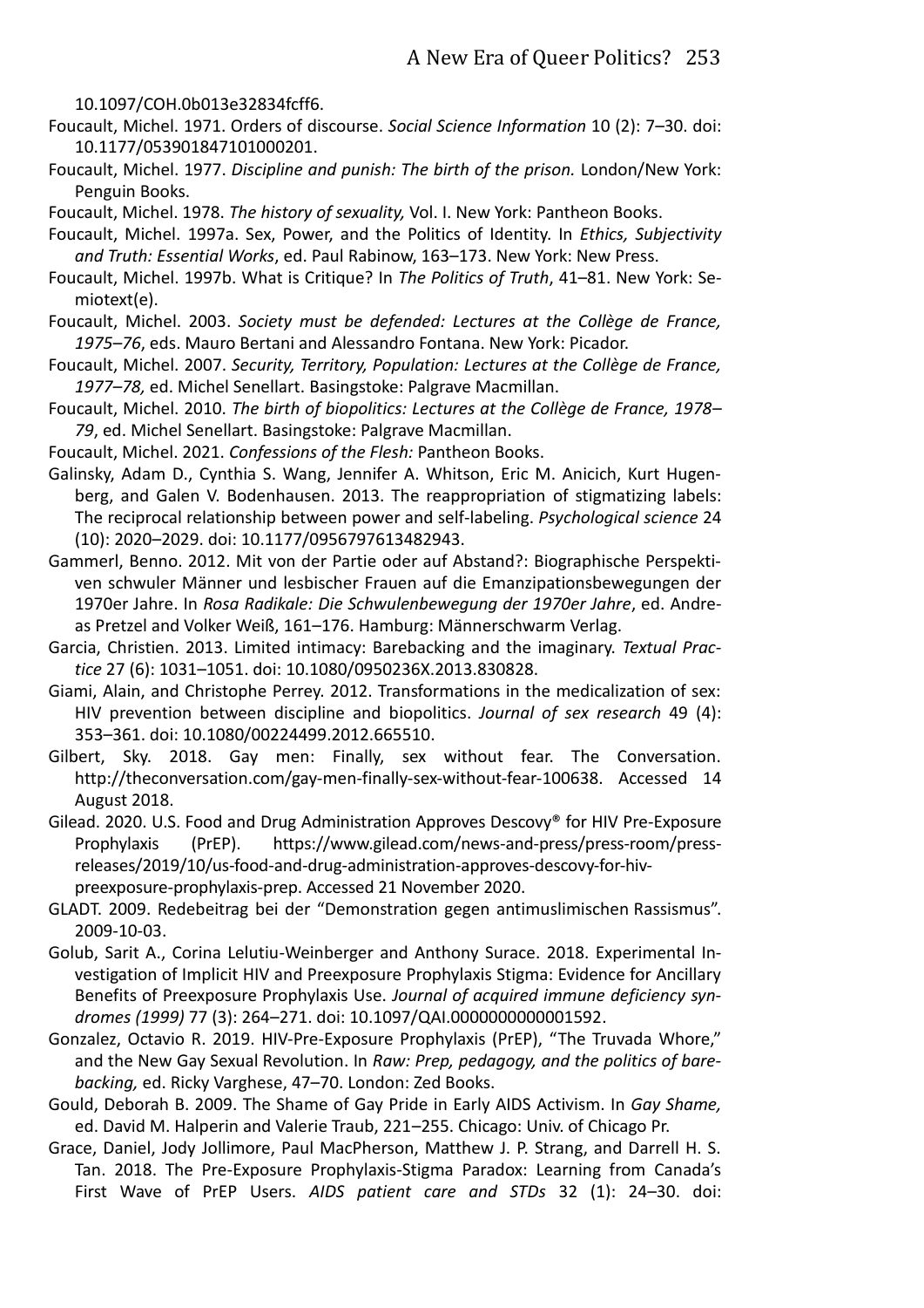10.1097/COH.0b013e32834fcff6.

Foucault, Michel. 1971. Orders of discourse. *Social Science Information* 10 (2): 7–30. doi: 10.1177/053901847101000201.

Foucault, Michel. 1977. *Discipline and punish: The birth of the prison.* London/New York: Penguin Books.

Foucault, Michel. 1978. *The history of sexuality,* Vol. I. New York: Pantheon Books.

Foucault, Michel. 1997a. Sex, Power, and the Politics of Identity. In *Ethics, Subjectivity and Truth: Essential Works*, ed. Paul Rabinow, 163–173. New York: New Press.

Foucault, Michel. 1997b. What is Critique? In *The Politics of Truth*, 41–81. New York: Semiotext(e).

Foucault, Michel. 2003. *Society must be defended: Lectures at the Collège de France, 1975–76*, eds. Mauro Bertani and Alessandro Fontana. New York: Picador.

Foucault, Michel. 2007. *Security, Territory, Population: Lectures at the Collège de France, 1977–78,* ed. Michel Senellart. Basingstoke: Palgrave Macmillan.

Foucault, Michel. 2010. *The birth of biopolitics: Lectures at the Collège de France, 1978–79*, ed. Michel Senellart. Basingstoke: Palgrave Macmillan.

Foucault, Michel. 2021. *Confessions of the Flesh:* Pantheon Books.

Galinsky, Adam D., Cynthia S. Wang, Jennifer A. Whitson, Eric M. Anicich, Kurt Hugenberg, and Galen V. Bodenhausen. 2013. The reappropriation of stigmatizing labels: The reciprocal relationship between power and self-labeling. *Psychological science* 24 (10): 2020–2029. doi: 10.1177/0956797613482943.

Gammerl, Benno. 2012. Mit von der Partie oder auf Abstand?: Biographische Perspektiven schwuler Männer und lesbischer Frauen auf die Emanzipationsbewegungen der 1970er Jahre. In *Rosa Radikale: Die Schwulenbewegung der 1970er Jahre*, ed. Andreas Pretzel and Volker Weiß, 161–176. Hamburg: Männerschwarm Verlag.

Garcia, Christien. 2013. Limited intimacy: Barebacking and the imaginary. *Textual Practice* 27 (6): 1031–1051. doi: 10.1080/0950236X.2013.830828.

Giami, Alain, and Christophe Perrey. 2012. Transformations in the medicalization of sex: HIV prevention between discipline and biopolitics. *Journal of sex research* 49 (4): 353–361. doi: 10.1080/00224499.2012.665510.

Gilbert, Sky. 2018. Gay men: Finally, sex without fear. The Conversation. http://theconversation.com/gay-men-finally-sex-without-fear-100638. Accessed 14 August 2018.

Gilead. 2020. U.S. Food and Drug Administration Approves Descovy® for HIV Pre-Exposure Prophylaxis (PrEP). https://www.gilead.com/news-and-press/press-room/press-releases/2019/10/us-food-and-drug-administration-approves-descovy-for-hiv-preexposure-prophylaxis-prep. Accessed 21 November 2020.

GLADT. 2009. Redebeitrag bei der "Demonstration gegen antimuslimischen Rassismus". 2009-10-03.

Golub, Sarit A., Corina Lelutiu-Weinberger and Anthony Surace. 2018. Experimental Investigation of Implicit HIV and Preexposure Prophylaxis Stigma: Evidence for Ancillary Benefits of Preexposure Prophylaxis Use. *Journal of acquired immune deficiency syndromes (1999)* 77 (3): 264–271. doi: 10.1097/QAI.0000000000001592.

Gonzalez, Octavio R. 2019. HIV-Pre-Exposure Prophylaxis (PrEP), "The Truvada Whore," and the New Gay Sexual Revolution. In *Raw: Prep, pedagogy, and the politics of barebacking,* ed. Ricky Varghese, 47–70. London: Zed Books.

Gould, Deborah B. 2009. The Shame of Gay Pride in Early AIDS Activism. In *Gay Shame,* ed. David M. Halperin and Valerie Traub, 221–255. Chicago: Univ. of Chicago Pr.

Grace, Daniel, Jody Jollimore, Paul MacPherson, Matthew J. P. Strang, and Darrell H. S. Tan. 2018. The Pre-Exposure Prophylaxis-Stigma Paradox: Learning from Canada's First Wave of PrEP Users. *AIDS patient care and STDs* 32 (1): 24–30. doi: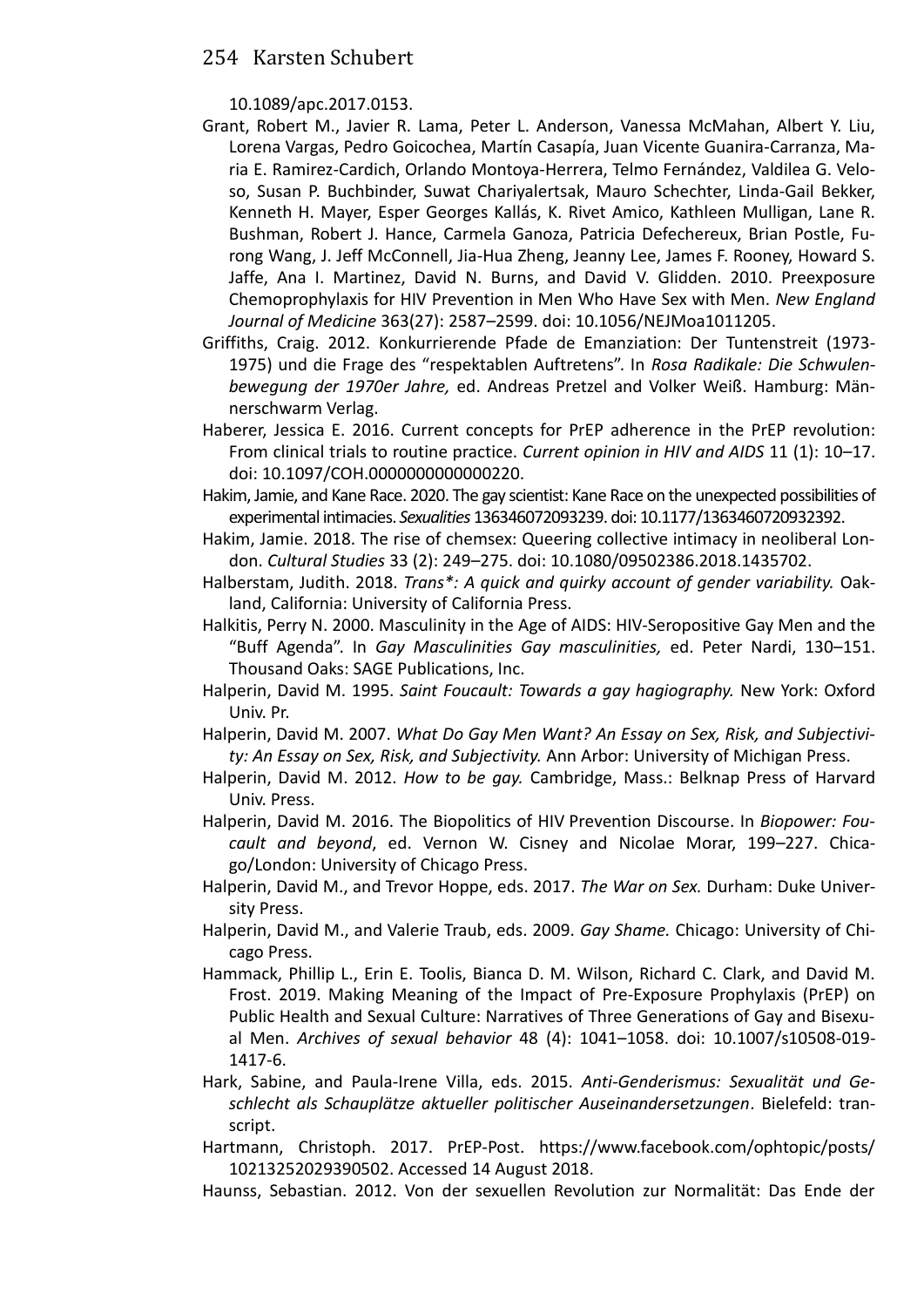10.1089/apc.2017.0153.

Grant, Robert M., Javier R. Lama, Peter L. Anderson, Vanessa McMahan, Albert Y. Liu, Lorena Vargas, Pedro Goicochea, Martín Casapía, Juan Vicente Guanira-Carranza, Maria E. Ramirez-Cardich, Orlando Montoya-Herrera, Telmo Fernández, Valdilea G. Veloso, Susan P. Buchbinder, Suwat Chariyalertsak, Mauro Schechter, Linda-Gail Bekker, Kenneth H. Mayer, Esper Georges Kallás, K. Rivet Amico, Kathleen Mulligan, Lane R. Bushman, Robert J. Hance, Carmela Ganoza, Patricia Defechereux, Brian Postle, Furong Wang, J. Jeff McConnell, Jia-Hua Zheng, Jeanny Lee, James F. Rooney, Howard S. Jaffe, Ana I. Martinez, David N. Burns, and David V. Glidden. 2010. Preexposure Chemoprophylaxis for HIV Prevention in Men Who Have Sex with Men. *New England Journal of Medicine* 363(27): 2587–2599. doi: 10.1056/NEJMoa1011205.

Griffiths, Craig. 2012. Konkurrierende Pfade de Emanziation: Der Tuntenstreit (1973-1975) und die Frage des "respektablen Auftretens". In *Rosa Radikale: Die Schwulenbewegung der 1970er Jahre,* ed. Andreas Pretzel and Volker Weiß. Hamburg: Männerschwarm Verlag.

Haberer, Jessica E. 2016. Current concepts for PrEP adherence in the PrEP revolution: From clinical trials to routine practice. *Current opinion in HIV and AIDS* 11 (1): 10–17. doi: 10.1097/COH.0000000000000220.

Hakim, Jamie, and Kane Race. 2020. The gay scientist: Kane Race on the unexpected possibilities of experimental intimacies. *Sexualities* 136346072093239. doi: 10.1177/1363460720932392.

Hakim, Jamie. 2018. The rise of chemsex: Queering collective intimacy in neoliberal London. *Cultural Studies* 33 (2): 249–275. doi: 10.1080/09502386.2018.1435702.

Halberstam, Judith. 2018. *Trans\*: A quick and quirky account of gender variability.* Oakland, California: University of California Press.

Halkitis, Perry N. 2000. Masculinity in the Age of AIDS: HIV-Seropositive Gay Men and the "Buff Agenda". In *Gay Masculinities Gay masculinities,* ed. Peter Nardi, 130–151. Thousand Oaks: SAGE Publications, Inc.

Halperin, David M. 1995. *Saint Foucault: Towards a gay hagiography.* New York: Oxford Univ. Pr.

Halperin, David M. 2007. *What Do Gay Men Want? An Essay on Sex, Risk, and Subjectivity: An Essay on Sex, Risk, and Subjectivity.* Ann Arbor: University of Michigan Press.

Halperin, David M. 2012. *How to be gay.* Cambridge, Mass.: Belknap Press of Harvard Univ. Press.

Halperin, David M. 2016. The Biopolitics of HIV Prevention Discourse. In *Biopower: Foucault and beyond*, ed. Vernon W. Cisney and Nicolae Morar, 199–227. Chicago/London: University of Chicago Press.

Halperin, David M., and Trevor Hoppe, eds. 2017. *The War on Sex.* Durham: Duke University Press.

Halperin, David M., and Valerie Traub, eds. 2009. *Gay Shame.* Chicago: University of Chicago Press.

Hammack, Phillip L., Erin E. Toolis, Bianca D. M. Wilson, Richard C. Clark, and David M. Frost. 2019. Making Meaning of the Impact of Pre-Exposure Prophylaxis (PrEP) on Public Health and Sexual Culture: Narratives of Three Generations of Gay and Bisexual Men. *Archives of sexual behavior* 48 (4): 1041–1058. doi: 10.1007/s10508-019-1417-6.

Hark, Sabine, and Paula-Irene Villa, eds. 2015. *Anti-Genderismus: Sexualität und Geschlecht als Schauplätze aktueller politischer Auseinandersetzungen*. Bielefeld: transcript.

Hartmann, Christoph. 2017. PrEP-Post. https://www.facebook.com/ophtopic/posts/10213252029390502. Accessed 14 August 2018.

Haunss, Sebastian. 2012. Von der sexuellen Revolution zur Normalität: Das Ende der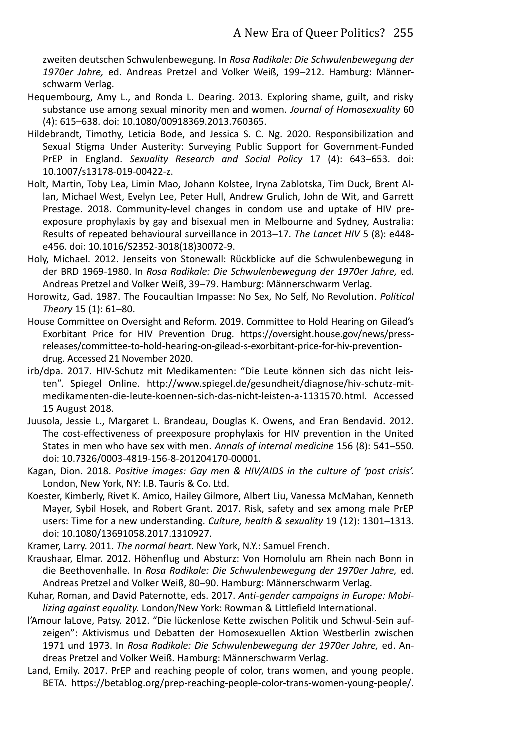zweiten deutschen Schwulenbewegung. In *Rosa Radikale: Die Schwulenbewegung der 1970er Jahre,* ed. Andreas Pretzel and Volker Weiß, 199–212. Hamburg: Männerschwarm Verlag.

Hequembourg, Amy L., and Ronda L. Dearing. 2013. Exploring shame, guilt, and risky substance use among sexual minority men and women. *Journal of Homosexuality* 60 (4): 615–638. doi: 10.1080/00918369.2013.760365.

Hildebrandt, Timothy, Leticia Bode, and Jessica S. C. Ng. 2020. Responsibilization and Sexual Stigma Under Austerity: Surveying Public Support for Government-Funded PrEP in England. *Sexuality Research and Social Policy* 17 (4): 643–653. doi: 10.1007/s13178-019-00422-z.

Holt, Martin, Toby Lea, Limin Mao, Johann Kolstee, Iryna Zablotska, Tim Duck, Brent Allan, Michael West, Evelyn Lee, Peter Hull, Andrew Grulich, John de Wit, and Garrett Prestage. 2018. Community-level changes in condom use and uptake of HIV pre-exposure prophylaxis by gay and bisexual men in Melbourne and Sydney, Australia: Results of repeated behavioural surveillance in 2013–17. *The Lancet HIV* 5 (8): e448-e456. doi: 10.1016/S2352-3018(18)30072-9.

Holy, Michael. 2012. Jenseits von Stonewall: Rückblicke auf die Schwulenbewegung in der BRD 1969-1980. In *Rosa Radikale: Die Schwulenbewegung der 1970er Jahre,* ed. Andreas Pretzel and Volker Weiß, 39–79. Hamburg: Männerschwarm Verlag.

Horowitz, Gad. 1987. The Foucaultian Impasse: No Sex, No Self, No Revolution. *Political Theory* 15 (1): 61–80.

House Committee on Oversight and Reform. 2019. Committee to Hold Hearing on Gilead's Exorbitant Price for HIV Prevention Drug. https://oversight.house.gov/news/press-releases/committee-to-hold-hearing-on-gilead-s-exorbitant-price-for-hiv-prevention-drug. Accessed 21 November 2020.

irb/dpa. 2017. HIV-Schutz mit Medikamenten: "Die Leute können sich das nicht leisten". Spiegel Online. http://www.spiegel.de/gesundheit/diagnose/hiv-schutz-mit-medikamenten-die-leute-koennen-sich-das-nicht-leisten-a-1131570.html. Accessed 15 August 2018.

Juusola, Jessie L., Margaret L. Brandeau, Douglas K. Owens, and Eran Bendavid. 2012. The cost-effectiveness of preexposure prophylaxis for HIV prevention in the United States in men who have sex with men. *Annals of internal medicine* 156 (8): 541–550. doi: 10.7326/0003-4819-156-8-201204170-00001.

Kagan, Dion. 2018. *Positive images: Gay men & HIV/AIDS in the culture of 'post crisis'.* London, New York, NY: I.B. Tauris & Co. Ltd.

Koester, Kimberly, Rivet K. Amico, Hailey Gilmore, Albert Liu, Vanessa McMahan, Kenneth Mayer, Sybil Hosek, and Robert Grant. 2017. Risk, safety and sex among male PrEP users: Time for a new understanding. *Culture, health & sexuality* 19 (12): 1301–1313. doi: 10.1080/13691058.2017.1310927.

Kramer, Larry. 2011. *The normal heart.* New York, N.Y.: Samuel French.

Kraushaar, Elmar. 2012. Höhenflug und Absturz: Von Homolulu am Rhein nach Bonn in die Beethovenhalle. In *Rosa Radikale: Die Schwulenbewegung der 1970er Jahre,* ed. Andreas Pretzel and Volker Weiß, 80–90. Hamburg: Männerschwarm Verlag.

Kuhar, Roman, and David Paternotte, eds. 2017. *Anti-gender campaigns in Europe: Mobilizing against equality.* London/New York: Rowman & Littlefield International.

l'Amour laLove, Patsy. 2012. "Die lückenlose Kette zwischen Politik und Schwul-Sein aufzeigen": Aktivismus und Debatten der Homosexuellen Aktion Westberlin zwischen 1971 und 1973. In *Rosa Radikale: Die Schwulenbewegung der 1970er Jahre,* ed. Andreas Pretzel and Volker Weiß. Hamburg: Männerschwarm Verlag.

Land, Emily. 2017. PrEP and reaching people of color, trans women, and young people. BETA. https://betablog.org/prep-reaching-people-color-trans-women-young-people/.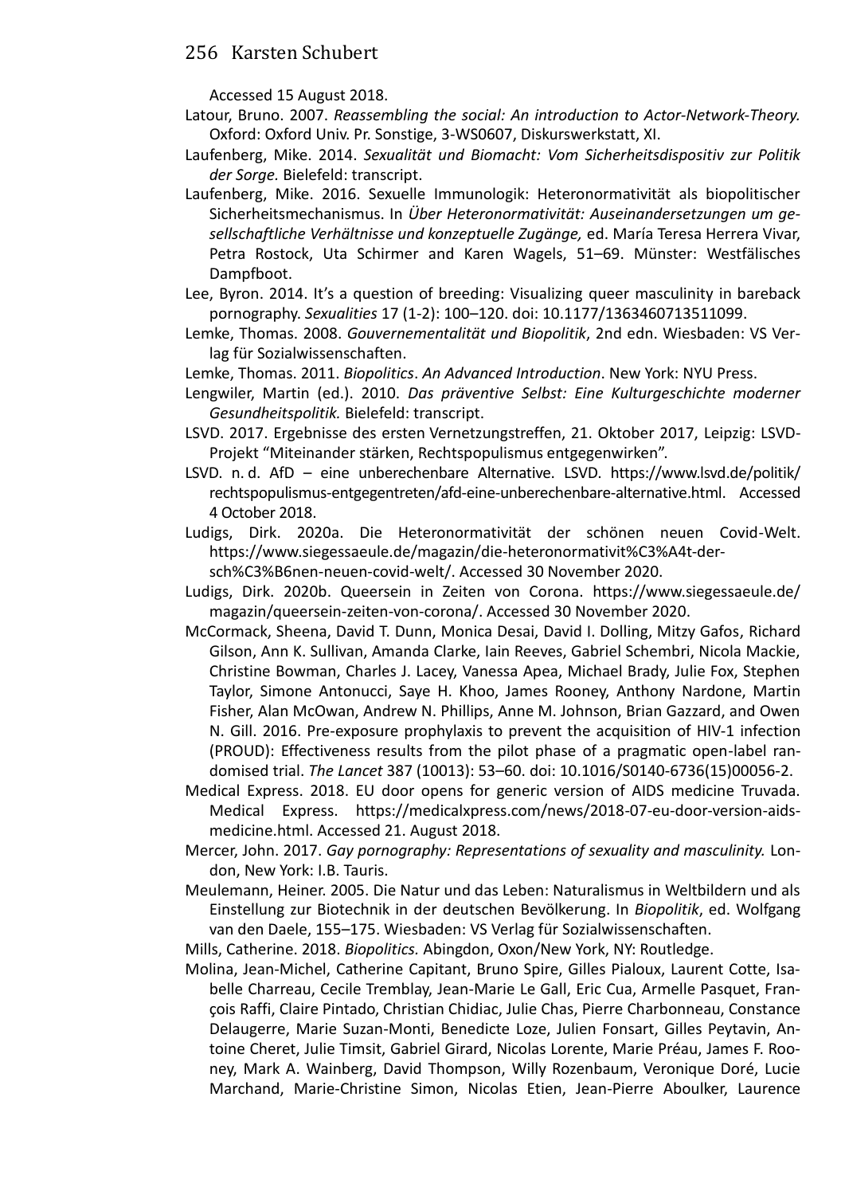Accessed 15 August 2018.

Latour, Bruno. 2007. *Reassembling the social: An introduction to Actor-Network-Theory.* Oxford: Oxford Univ. Pr. Sonstige, 3-WS0607, Diskurswerkstatt, XI.

Laufenberg, Mike. 2014. *Sexualität und Biomacht: Vom Sicherheitsdispositiv zur Politik der Sorge.* Bielefeld: transcript.

Laufenberg, Mike. 2016. Sexuelle Immunologik: Heteronormativität als biopolitischer Sicherheitsmechanismus. In *Über Heteronormativität: Auseinandersetzungen um gesellschaftliche Verhältnisse und konzeptuelle Zugänge,* ed. María Teresa Herrera Vivar, Petra Rostock, Uta Schirmer and Karen Wagels, 51–69. Münster: Westfälisches Dampfboot.

Lee, Byron. 2014. It's a question of breeding: Visualizing queer masculinity in bareback pornography. *Sexualities* 17 (1-2): 100–120. doi: 10.1177/1363460713511099.

Lemke, Thomas. 2008. *Gouvernementalität und Biopolitik*, 2nd edn. Wiesbaden: VS Verlag für Sozialwissenschaften.

Lemke, Thomas. 2011. *Biopolitics*. *An Advanced Introduction*. New York: NYU Press.

Lengwiler, Martin (ed.). 2010. *Das präventive Selbst: Eine Kulturgeschichte moderner Gesundheitspolitik.* Bielefeld: transcript.

LSVD. 2017. Ergebnisse des ersten Vernetzungstreffen, 21. Oktober 2017, Leipzig: LSVD-Projekt "Miteinander stärken, Rechtspopulismus entgegenwirken".

LSVD. n. d. AfD – eine unberechenbare Alternative. LSVD. https://www.lsvd.de/politik/rechtspopulismus-entgegentreten/afd-eine-unberechenbare-alternative.html. Accessed 4 October 2018.

Ludigs, Dirk. 2020a. Die Heteronormativität der schönen neuen Covid-Welt. https://www.siegessaeule.de/magazin/die-heteronormativit%C3%A4t-der-sch%C3%B6nen-neuen-covid-welt/. Accessed 30 November 2020.

Ludigs, Dirk. 2020b. Queersein in Zeiten von Corona. https://www.siegessaeule.de/magazin/queersein-zeiten-von-corona/. Accessed 30 November 2020.

McCormack, Sheena, David T. Dunn, Monica Desai, David I. Dolling, Mitzy Gafos, Richard Gilson, Ann K. Sullivan, Amanda Clarke, Iain Reeves, Gabriel Schembri, Nicola Mackie, Christine Bowman, Charles J. Lacey, Vanessa Apea, Michael Brady, Julie Fox, Stephen Taylor, Simone Antonucci, Saye H. Khoo, James Rooney, Anthony Nardone, Martin Fisher, Alan McOwan, Andrew N. Phillips, Anne M. Johnson, Brian Gazzard, and Owen N. Gill. 2016. Pre-exposure prophylaxis to prevent the acquisition of HIV-1 infection (PROUD): Effectiveness results from the pilot phase of a pragmatic open-label randomised trial. *The Lancet* 387 (10013): 53–60. doi: 10.1016/S0140-6736(15)00056-2.

Medical Express. 2018. EU door opens for generic version of AIDS medicine Truvada. Medical Express. https://medicalxpress.com/news/2018-07-eu-door-version-aids-medicine.html. Accessed 21. August 2018.

Mercer, John. 2017. *Gay pornography: Representations of sexuality and masculinity.* London, New York: I.B. Tauris.

Meulemann, Heiner. 2005. Die Natur und das Leben: Naturalismus in Weltbildern und als Einstellung zur Biotechnik in der deutschen Bevölkerung. In *Biopolitik*, ed. Wolfgang van den Daele, 155–175. Wiesbaden: VS Verlag für Sozialwissenschaften.

Mills, Catherine. 2018. *Biopolitics.* Abingdon, Oxon/New York, NY: Routledge.

Molina, Jean-Michel, Catherine Capitant, Bruno Spire, Gilles Pialoux, Laurent Cotte, Isabelle Charreau, Cecile Tremblay, Jean-Marie Le Gall, Eric Cua, Armelle Pasquet, François Raffi, Claire Pintado, Christian Chidiac, Julie Chas, Pierre Charbonneau, Constance Delaugerre, Marie Suzan-Monti, Benedicte Loze, Julien Fonsart, Gilles Peytavin, Antoine Cheret, Julie Timsit, Gabriel Girard, Nicolas Lorente, Marie Préau, James F. Rooney, Mark A. Wainberg, David Thompson, Willy Rozenbaum, Veronique Doré, Lucie Marchand, Marie-Christine Simon, Nicolas Etien, Jean-Pierre Aboulker, Laurence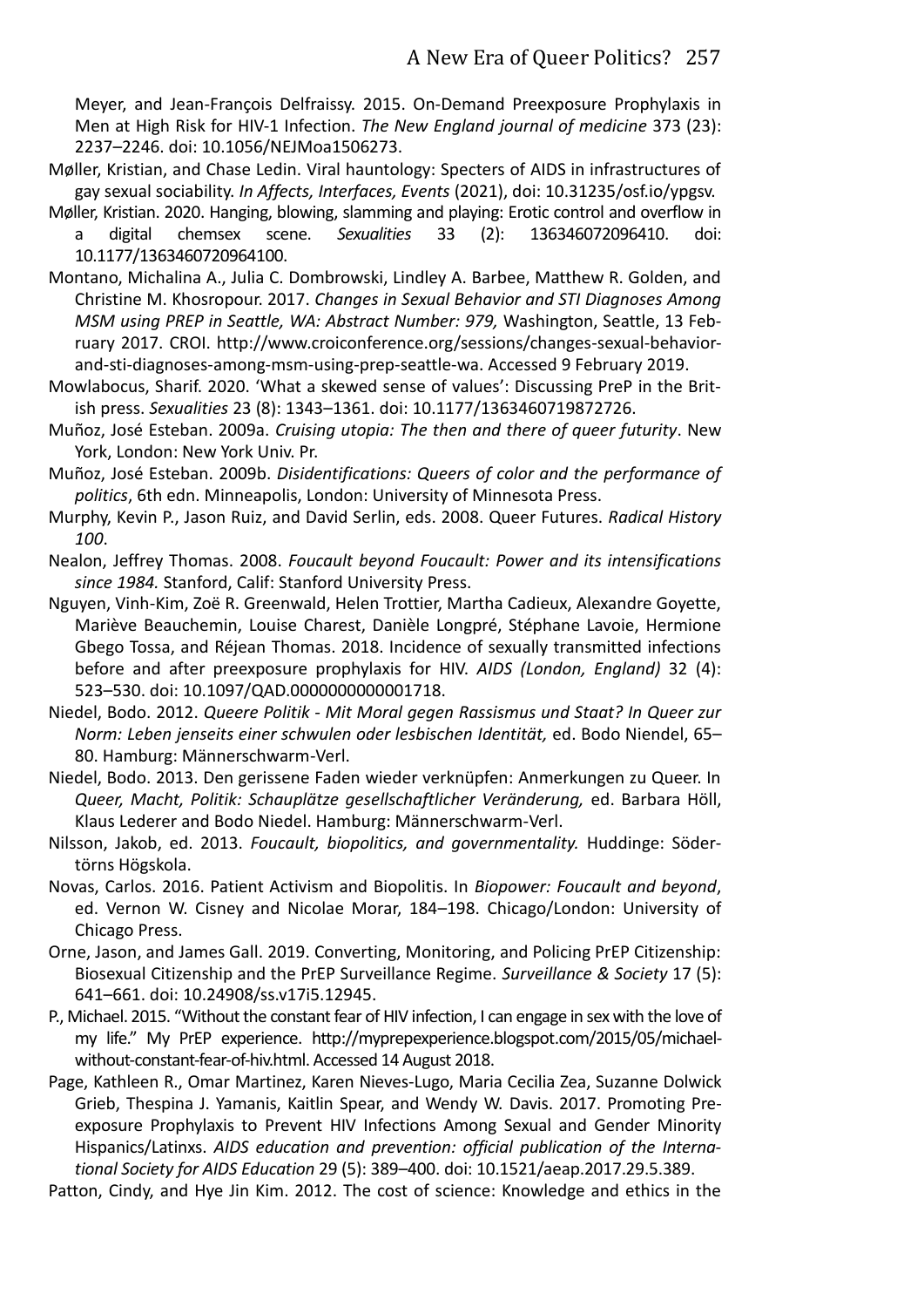Meyer, and Jean-François Delfraissy. 2015. On-Demand Preexposure Prophylaxis in Men at High Risk for HIV-1 Infection. *The New England journal of medicine* 373 (23): 2237–2246. doi: 10.1056/NEJMoa1506273.

Møller, Kristian, and Chase Ledin. Viral hauntology: Specters of AIDS in infrastructures of gay sexual sociability. *In Affects, Interfaces, Events* (2021), doi: 10.31235/osf.io/ypgsv.

Møller, Kristian. 2020. Hanging, blowing, slamming and playing: Erotic control and overflow in a digital chemsex scene. *Sexualities* 33 (2): 136346072096410. doi: 10.1177/1363460720964100.

Montano, Michalina A., Julia C. Dombrowski, Lindley A. Barbee, Matthew R. Golden, and Christine M. Khosropour. 2017. *Changes in Sexual Behavior and STI Diagnoses Among MSM using PREP in Seattle, WA: Abstract Number: 979,* Washington, Seattle, 13 February 2017. CROI. http://www.croiconference.org/sessions/changes-sexual-behavior-and-sti-diagnoses-among-msm-using-prep-seattle-wa. Accessed 9 February 2019.

Mowlabocus, Sharif. 2020. 'What a skewed sense of values': Discussing PreP in the British press. *Sexualities* 23 (8): 1343–1361. doi: 10.1177/1363460719872726.

Muñoz, José Esteban. 2009a. *Cruising utopia: The then and there of queer futurity*. New York, London: New York Univ. Pr.

Muñoz, José Esteban. 2009b. *Disidentifications: Queers of color and the performance of politics*, 6th edn. Minneapolis, London: University of Minnesota Press.

Murphy, Kevin P., Jason Ruiz, and David Serlin, eds. 2008. Queer Futures. *Radical History 100*.

Nealon, Jeffrey Thomas. 2008. *Foucault beyond Foucault: Power and its intensifications since 1984.* Stanford, Calif: Stanford University Press.

Nguyen, Vinh-Kim, Zoë R. Greenwald, Helen Trottier, Martha Cadieux, Alexandre Goyette, Mariève Beauchemin, Louise Charest, Danièle Longpré, Stéphane Lavoie, Hermione Gbego Tossa, and Réjean Thomas. 2018. Incidence of sexually transmitted infections before and after preexposure prophylaxis for HIV. *AIDS (London, England)* 32 (4): 523–530. doi: 10.1097/QAD.0000000000001718.

Niedel, Bodo. 2012. *Queere Politik - Mit Moral gegen Rassismus und Staat? In Queer zur Norm: Leben jenseits einer schwulen oder lesbischen Identität,* ed. Bodo Niendel, 65–80. Hamburg: Männerschwarm-Verl.

Niedel, Bodo. 2013. Den gerissene Faden wieder verknüpfen: Anmerkungen zu Queer. In *Queer, Macht, Politik: Schauplätze gesellschaftlicher Veränderung,* ed. Barbara Höll, Klaus Lederer and Bodo Niedel. Hamburg: Männerschwarm-Verl.

Nilsson, Jakob, ed. 2013. *Foucault, biopolitics, and governmentality.* Huddinge: Södertörns Högskola.

Novas, Carlos. 2016. Patient Activism and Biopolitis. In *Biopower: Foucault and beyond*, ed. Vernon W. Cisney and Nicolae Morar, 184–198. Chicago/London: University of Chicago Press.

Orne, Jason, and James Gall. 2019. Converting, Monitoring, and Policing PrEP Citizenship: Biosexual Citizenship and the PrEP Surveillance Regime. *Surveillance & Society* 17 (5): 641–661. doi: 10.24908/ss.v17i5.12945.

P., Michael. 2015. "Without the constant fear of HIV infection, I can engage in sex with the love of my life." My PrEP experience. http://myprepexperience.blogspot.com/2015/05/michael-without-constant-fear-of-hiv.html. Accessed 14 August 2018.

Page, Kathleen R., Omar Martinez, Karen Nieves-Lugo, Maria Cecilia Zea, Suzanne Dolwick Grieb, Thespina J. Yamanis, Kaitlin Spear, and Wendy W. Davis. 2017. Promoting Preexposure Prophylaxis to Prevent HIV Infections Among Sexual and Gender Minority Hispanics/Latinxs. *AIDS education and prevention: official publication of the International Society for AIDS Education* 29 (5): 389–400. doi: 10.1521/aeap.2017.29.5.389.

Patton, Cindy, and Hye Jin Kim. 2012. The cost of science: Knowledge and ethics in the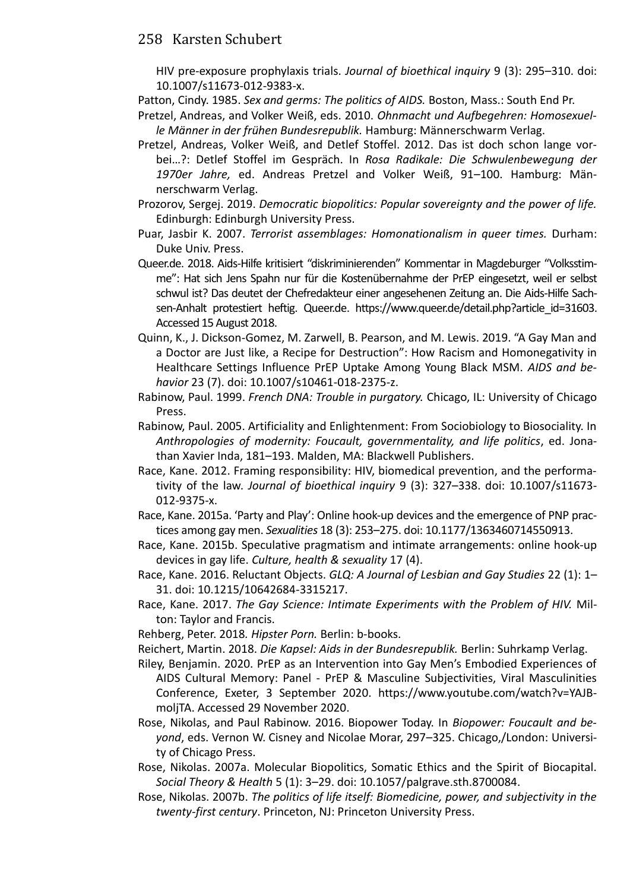HIV pre-exposure prophylaxis trials. *Journal of bioethical inquiry* 9 (3): 295–310. doi: 10.1007/s11673-012-9383-x.

Patton, Cindy. 1985. *Sex and germs: The politics of AIDS.* Boston, Mass.: South End Pr.

Pretzel, Andreas, and Volker Weiß, eds. 2010. *Ohnmacht und Aufbegehren: Homosexuelle Männer in der frühen Bundesrepublik.* Hamburg: Männerschwarm Verlag.

Pretzel, Andreas, Volker Weiß, and Detlef Stoffel. 2012. Das ist doch schon lange vorbei…?: Detlef Stoffel im Gespräch. In *Rosa Radikale: Die Schwulenbewegung der 1970er Jahre,* ed. Andreas Pretzel and Volker Weiß, 91–100. Hamburg: Männerschwarm Verlag.

Prozorov, Sergej. 2019. *Democratic biopolitics: Popular sovereignty and the power of life.* Edinburgh: Edinburgh University Press.

Puar, Jasbir K. 2007. *Terrorist assemblages: Homonationalism in queer times.* Durham: Duke Univ. Press.

Queer.de. 2018. Aids-Hilfe kritisiert "diskriminierenden" Kommentar in Magdeburger "Volksstimme": Hat sich Jens Spahn nur für die Kostenübernahme der PrEP eingesetzt, weil er selbst schwul ist? Das deutet der Chefredakteur einer angesehenen Zeitung an. Die Aids-Hilfe Sachsen-Anhalt protestiert heftig. Queer.de. https://www.queer.de/detail.php?article_id=31603. Accessed 15 August 2018.

Quinn, K., J. Dickson-Gomez, M. Zarwell, B. Pearson, and M. Lewis. 2019. "A Gay Man and a Doctor are Just like, a Recipe for Destruction": How Racism and Homonegativity in Healthcare Settings Influence PrEP Uptake Among Young Black MSM. *AIDS and behavior* 23 (7). doi: 10.1007/s10461-018-2375-z.

Rabinow, Paul. 1999. *French DNA: Trouble in purgatory.* Chicago, IL: University of Chicago Press.

Rabinow, Paul. 2005. Artificiality and Enlightenment: From Sociobiology to Biosociality. In *Anthropologies of modernity: Foucault, governmentality, and life politics*, ed. Jonathan Xavier Inda, 181–193. Malden, MA: Blackwell Publishers.

Race, Kane. 2012. Framing responsibility: HIV, biomedical prevention, and the performativity of the law. *Journal of bioethical inquiry* 9 (3): 327–338. doi: 10.1007/s11673-012-9375-x.

Race, Kane. 2015a. 'Party and Play': Online hook-up devices and the emergence of PNP practices among gay men. *Sexualities* 18 (3): 253–275. doi: 10.1177/1363460714550913.

Race, Kane. 2015b. Speculative pragmatism and intimate arrangements: online hook-up devices in gay life. *Culture, health & sexuality* 17 (4).

Race, Kane. 2016. Reluctant Objects. *GLQ: A Journal of Lesbian and Gay Studies* 22 (1): 1–31. doi: 10.1215/10642684-3315217.

Race, Kane. 2017. *The Gay Science: Intimate Experiments with the Problem of HIV.* Milton: Taylor and Francis.

Rehberg, Peter. 2018. *Hipster Porn.* Berlin: b-books.

Reichert, Martin. 2018. *Die Kapsel: Aids in der Bundesrepublik.* Berlin: Suhrkamp Verlag.

Riley, Benjamin. 2020. PrEP as an Intervention into Gay Men's Embodied Experiences of AIDS Cultural Memory: Panel - PrEP & Masculine Subjectivities, Viral Masculinities Conference, Exeter, 3 September 2020. https://www.youtube.com/watch?v=YAJBmoljTA. Accessed 29 November 2020.

Rose, Nikolas, and Paul Rabinow. 2016. Biopower Today. In *Biopower: Foucault and beyond*, eds. Vernon W. Cisney and Nicolae Morar, 297–325. Chicago,/London: University of Chicago Press.

Rose, Nikolas. 2007a. Molecular Biopolitics, Somatic Ethics and the Spirit of Biocapital. *Social Theory & Health* 5 (1): 3–29. doi: 10.1057/palgrave.sth.8700084.

Rose, Nikolas. 2007b. *The politics of life itself: Biomedicine, power, and subjectivity in the twenty-first century*. Princeton, NJ: Princeton University Press.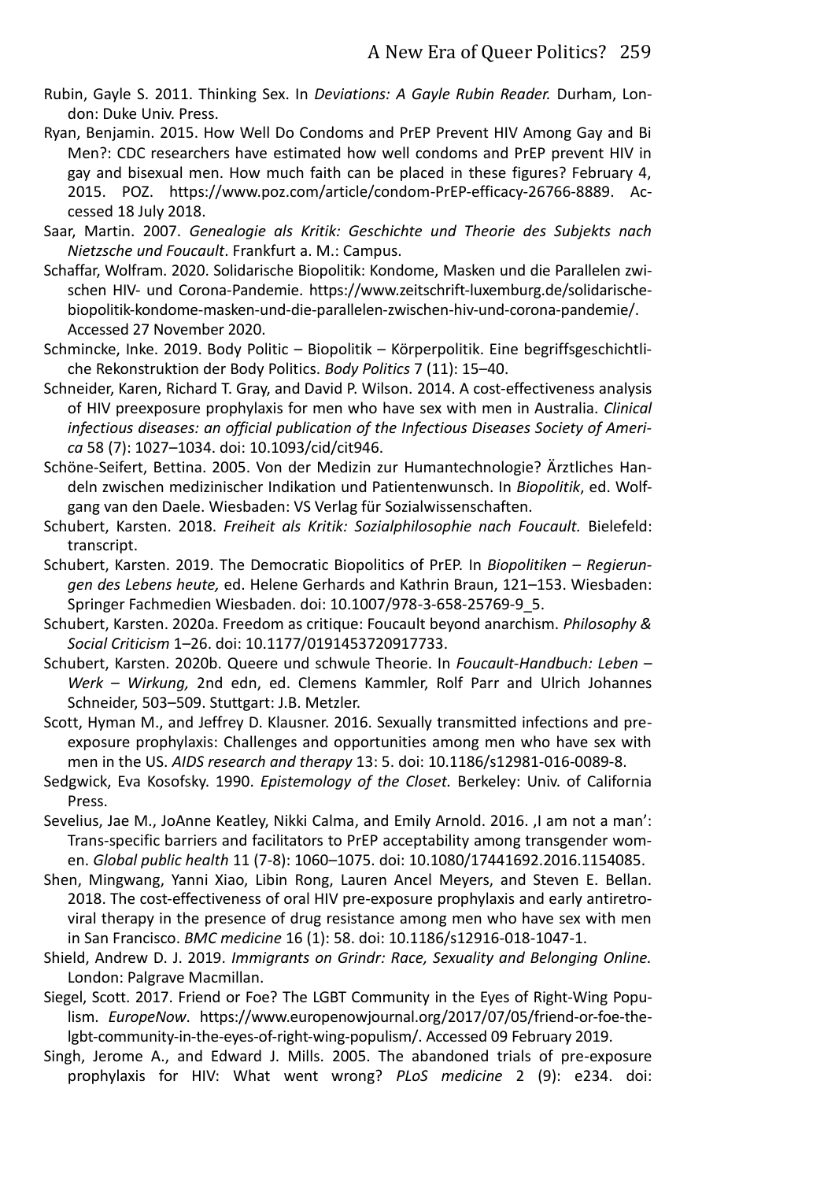Rubin, Gayle S. 2011. Thinking Sex. In *Deviations: A Gayle Rubin Reader.* Durham, London: Duke Univ. Press.

Ryan, Benjamin. 2015. How Well Do Condoms and PrEP Prevent HIV Among Gay and Bi Men?: CDC researchers have estimated how well condoms and PrEP prevent HIV in gay and bisexual men. How much faith can be placed in these figures? February 4, 2015. POZ. https://www.poz.com/article/condom-PrEP-efficacy-26766-8889. Accessed 18 July 2018.

Saar, Martin. 2007. *Genealogie als Kritik: Geschichte und Theorie des Subjekts nach Nietzsche und Foucault*. Frankfurt a. M.: Campus.

Schaffar, Wolfram. 2020. Solidarische Biopolitik: Kondome, Masken und die Parallelen zwischen HIV- und Corona-Pandemie. https://www.zeitschrift-luxemburg.de/solidarische-biopolitik-kondome-masken-und-die-parallelen-zwischen-hiv-und-corona-pandemie/. Accessed 27 November 2020.

Schmincke, Inke. 2019. Body Politic – Biopolitik – Körperpolitik. Eine begriffsgeschichtliche Rekonstruktion der Body Politics. *Body Politics* 7 (11): 15–40.

Schneider, Karen, Richard T. Gray, and David P. Wilson. 2014. A cost-effectiveness analysis of HIV preexposure prophylaxis for men who have sex with men in Australia. *Clinical infectious diseases: an official publication of the Infectious Diseases Society of America* 58 (7): 1027–1034. doi: 10.1093/cid/cit946.

Schöne-Seifert, Bettina. 2005. Von der Medizin zur Humantechnologie? Ärztliches Handeln zwischen medizinischer Indikation und Patientenwunsch. In *Biopolitik*, ed. Wolfgang van den Daele. Wiesbaden: VS Verlag für Sozialwissenschaften.

Schubert, Karsten. 2018. *Freiheit als Kritik: Sozialphilosophie nach Foucault.* Bielefeld: transcript.

Schubert, Karsten. 2019. The Democratic Biopolitics of PrEP. In *Biopolitiken – Regierungen des Lebens heute,* ed. Helene Gerhards and Kathrin Braun, 121–153. Wiesbaden: Springer Fachmedien Wiesbaden. doi: 10.1007/978-3-658-25769-9_5.

Schubert, Karsten. 2020a. Freedom as critique: Foucault beyond anarchism. *Philosophy & Social Criticism* 1–26. doi: 10.1177/0191453720917733.

Schubert, Karsten. 2020b. Queere und schwule Theorie. In *Foucault-Handbuch: Leben – Werk – Wirkung,* 2nd edn, ed. Clemens Kammler, Rolf Parr and Ulrich Johannes Schneider, 503–509. Stuttgart: J.B. Metzler.

Scott, Hyman M., and Jeffrey D. Klausner. 2016. Sexually transmitted infections and pre-exposure prophylaxis: Challenges and opportunities among men who have sex with men in the US. *AIDS research and therapy* 13: 5. doi: 10.1186/s12981-016-0089-8.

Sedgwick, Eva Kosofsky. 1990. *Epistemology of the Closet.* Berkeley: Univ. of California Press.

Sevelius, Jae M., JoAnne Keatley, Nikki Calma, and Emily Arnold. 2016. ‚I am not a man': Trans-specific barriers and facilitators to PrEP acceptability among transgender women. *Global public health* 11 (7-8): 1060–1075. doi: 10.1080/17441692.2016.1154085.

Shen, Mingwang, Yanni Xiao, Libin Rong, Lauren Ancel Meyers, and Steven E. Bellan. 2018. The cost-effectiveness of oral HIV pre-exposure prophylaxis and early antiretroviral therapy in the presence of drug resistance among men who have sex with men in San Francisco. *BMC medicine* 16 (1): 58. doi: 10.1186/s12916-018-1047-1.

Shield, Andrew D. J. 2019. *Immigrants on Grindr: Race, Sexuality and Belonging Online.* London: Palgrave Macmillan.

Siegel, Scott. 2017. Friend or Foe? The LGBT Community in the Eyes of Right-Wing Populism. *EuropeNow*. https://www.europenowjournal.org/2017/07/05/friend-or-foe-the-lgbt-community-in-the-eyes-of-right-wing-populism/. Accessed 09 February 2019.

Singh, Jerome A., and Edward J. Mills. 2005. The abandoned trials of pre-exposure prophylaxis for HIV: What went wrong? *PLoS medicine* 2 (9): e234. doi: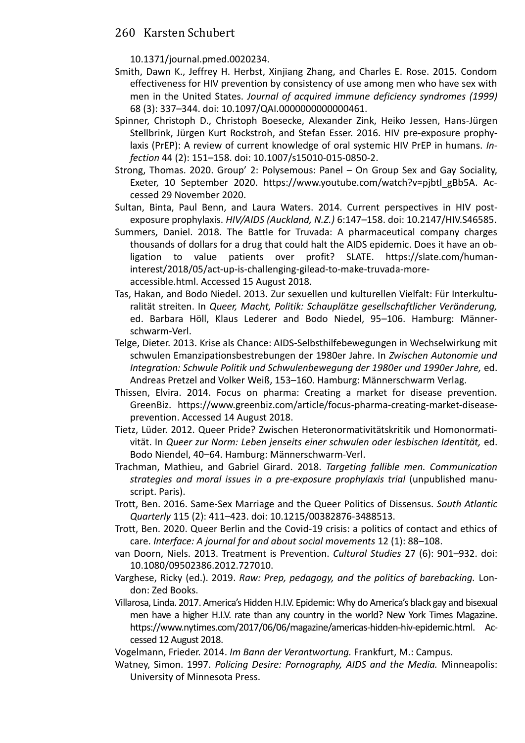10.1371/journal.pmed.0020234.

Smith, Dawn K., Jeffrey H. Herbst, Xinjiang Zhang, and Charles E. Rose. 2015. Condom effectiveness for HIV prevention by consistency of use among men who have sex with men in the United States. *Journal of acquired immune deficiency syndromes (1999)* 68 (3): 337–344. doi: 10.1097/QAI.0000000000000461.

Spinner, Christoph D., Christoph Boesecke, Alexander Zink, Heiko Jessen, Hans-Jürgen Stellbrink, Jürgen Kurt Rockstroh, and Stefan Esser. 2016. HIV pre-exposure prophylaxis (PrEP): A review of current knowledge of oral systemic HIV PrEP in humans. *Infection* 44 (2): 151–158. doi: 10.1007/s15010-015-0850-2.

Strong, Thomas. 2020. Group' 2: Polysemous: Panel – On Group Sex and Gay Sociality, Exeter, 10 September 2020. https://www.youtube.com/watch?v=pjbtl_gBb5A. Accessed 29 November 2020.

Sultan, Binta, Paul Benn, and Laura Waters. 2014. Current perspectives in HIV post-exposure prophylaxis. *HIV/AIDS (Auckland, N.Z.)* 6:147–158. doi: 10.2147/HIV.S46585.

Summers, Daniel. 2018. The Battle for Truvada: A pharmaceutical company charges thousands of dollars for a drug that could halt the AIDS epidemic. Does it have an obligation to value patients over profit? SLATE. https://slate.com/human-interest/2018/05/act-up-is-challenging-gilead-to-make-truvada-more-accessible.html. Accessed 15 August 2018.

Tas, Hakan, and Bodo Niedel. 2013. Zur sexuellen und kulturellen Vielfalt: Für Interkulturalität streiten. In *Queer, Macht, Politik: Schauplätze gesellschaftlicher Veränderung,* ed. Barbara Höll, Klaus Lederer and Bodo Niedel, 95–106. Hamburg: Männerschwarm-Verl.

Telge, Dieter. 2013. Krise als Chance: AIDS-Selbsthilfebewegungen in Wechselwirkung mit schwulen Emanzipationsbestrebungen der 1980er Jahre. In *Zwischen Autonomie und Integration: Schwule Politik und Schwulenbewegung der 1980er und 1990er Jahre,* ed. Andreas Pretzel and Volker Weiß, 153–160. Hamburg: Männerschwarm Verlag.

Thissen, Elvira. 2014. Focus on pharma: Creating a market for disease prevention. GreenBiz. https://www.greenbiz.com/article/focus-pharma-creating-market-disease-prevention. Accessed 14 August 2018.

Tietz, Lüder. 2012. Queer Pride? Zwischen Heteronormativitätskritik und Homonormativität. In *Queer zur Norm: Leben jenseits einer schwulen oder lesbischen Identität,* ed. Bodo Niendel, 40–64. Hamburg: Männerschwarm-Verl.

Trachman, Mathieu, and Gabriel Girard. 2018. *Targeting fallible men. Communication strategies and moral issues in a pre-exposure prophylaxis trial* (unpublished manuscript. Paris).

Trott, Ben. 2016. Same-Sex Marriage and the Queer Politics of Dissensus. *South Atlantic Quarterly* 115 (2): 411–423. doi: 10.1215/00382876-3488513.

Trott, Ben. 2020. Queer Berlin and the Covid-19 crisis: a politics of contact and ethics of care. *Interface: A journal for and about social movements* 12 (1): 88–108.

van Doorn, Niels. 2013. Treatment is Prevention. *Cultural Studies* 27 (6): 901–932. doi: 10.1080/09502386.2012.727010.

Varghese, Ricky (ed.). 2019. *Raw: Prep, pedagogy, and the politics of barebacking.* London: Zed Books.

Villarosa, Linda. 2017. America's Hidden H.I.V. Epidemic: Why do America's black gay and bisexual men have a higher H.I.V. rate than any country in the world? New York Times Magazine. https://www.nytimes.com/2017/06/06/magazine/americas-hidden-hiv-epidemic.html. Accessed 12 August 2018.

Vogelmann, Frieder. 2014. *Im Bann der Verantwortung.* Frankfurt, M.: Campus.

Watney, Simon. 1997. *Policing Desire: Pornography, AIDS and the Media.* Minneapolis: University of Minnesota Press.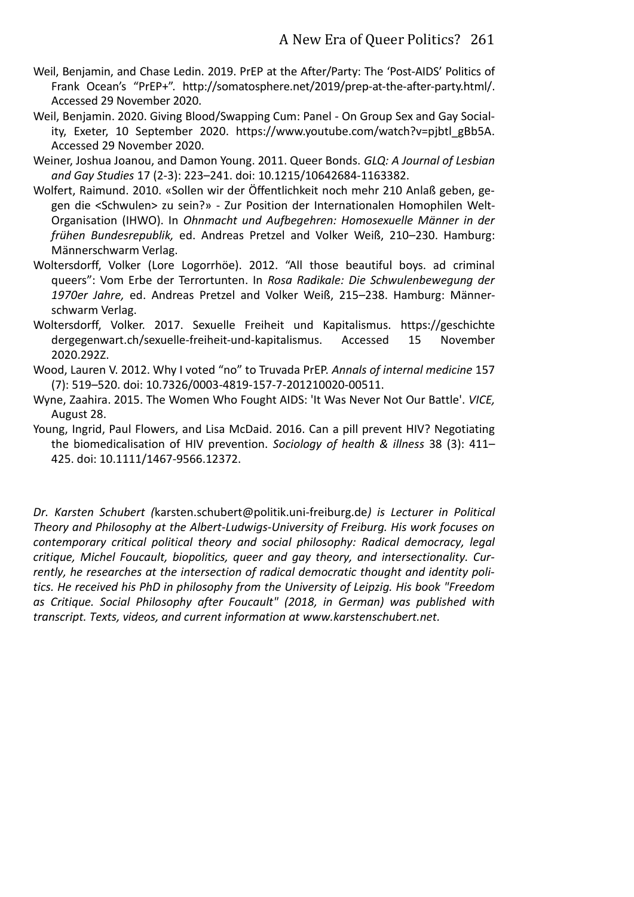Weil, Benjamin, and Chase Ledin. 2019. PrEP at the After/Party: The 'Post-AIDS' Politics of Frank Ocean's "PrEP+". http://somatosphere.net/2019/prep-at-the-after-party.html/. Accessed 29 November 2020.

Weil, Benjamin. 2020. Giving Blood/Swapping Cum: Panel - On Group Sex and Gay Sociality, Exeter, 10 September 2020. https://www.youtube.com/watch?v=pjbtl_gBb5A. Accessed 29 November 2020.

Weiner, Joshua Joanou, and Damon Young. 2011. Queer Bonds. *GLQ: A Journal of Lesbian and Gay Studies* 17 (2-3): 223–241. doi: 10.1215/10642684-1163382.

Wolfert, Raimund. 2010. «Sollen wir der Öffentlichkeit noch mehr 210 Anlaß geben, gegen die <Schwulen> zu sein?» - Zur Position der Internationalen Homophilen Welt-Organisation (IHWO). In *Ohnmacht und Aufbegehren: Homosexuelle Männer in der frühen Bundesrepublik,* ed. Andreas Pretzel and Volker Weiß, 210–230. Hamburg: Männerschwarm Verlag.

Woltersdorff, Volker (Lore Logorrhöe). 2012. "All those beautiful boys. ad criminal queers": Vom Erbe der Terrortunten. In *Rosa Radikale: Die Schwulenbewegung der 1970er Jahre,* ed. Andreas Pretzel and Volker Weiß, 215–238. Hamburg: Männerschwarm Verlag.

Woltersdorff, Volker. 2017. Sexuelle Freiheit und Kapitalismus. https://geschichtedergegenwart.ch/sexuelle-freiheit-und-kapitalismus. Accessed 15 November 2020.292Z.

Wood, Lauren V. 2012. Why I voted "no" to Truvada PrEP. *Annals of internal medicine* 157 (7): 519–520. doi: 10.7326/0003-4819-157-7-201210020-00511.

Wyne, Zaahira. 2015. The Women Who Fought AIDS: 'It Was Never Not Our Battle'. *VICE,* August 28.

Young, Ingrid, Paul Flowers, and Lisa McDaid. 2016. Can a pill prevent HIV? Negotiating the biomedicalisation of HIV prevention. *Sociology of health & illness* 38 (3): 411–425. doi: 10.1111/1467-9566.12372.

*Dr. Karsten Schubert (*karsten.schubert@politik.uni-freiburg.de*) is Lecturer in Political Theory and Philosophy at the Albert-Ludwigs-University of Freiburg. His work focuses on contemporary critical political theory and social philosophy: Radical democracy, legal critique, Michel Foucault, biopolitics, queer and gay theory, and intersectionality. Currently, he researches at the intersection of radical democratic thought and identity politics. He received his PhD in philosophy from the University of Leipzig. His book "Freedom as Critique. Social Philosophy after Foucault" (2018, in German) was published with transcript. Texts, videos, and current information at www.karstenschubert.net.*